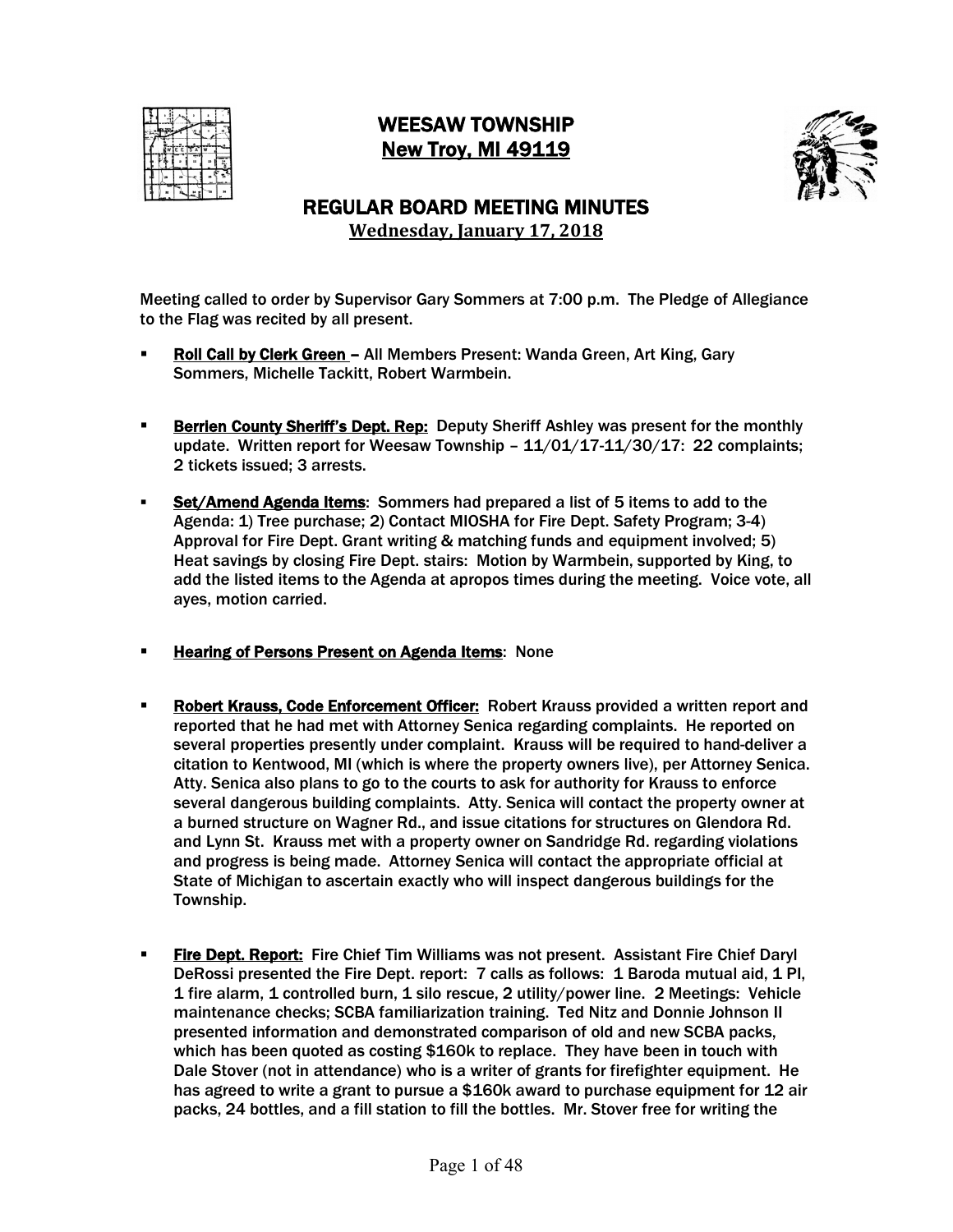# WEESAW TOWNSHIP
## New Troy, MI 49119

## REGULAR BOARD MEETING MINUTES
### Wednesday, January 17, 2018

Meeting called to order by Supervisor Gary Sommers at 7:00 p.m. The Pledge of Allegiance to the Flag was recited by all present.

- **Roll Call by Clerk Green** – All Members Present: Wanda Green, Art King, Gary Sommers, Michelle Tackitt, Robert Warmbein.

- **Berrien County Sheriff's Dept. Rep:** Deputy Sheriff Ashley was present for the monthly update. Written report for Weesaw Township – 11/01/17-11/30/17: 22 complaints; 2 tickets issued; 3 arrests.

- **Set/Amend Agenda Items**: Sommers had prepared a list of 5 items to add to the Agenda: 1) Tree purchase; 2) Contact MIOSHA for Fire Dept. Safety Program; 3-4) Approval for Fire Dept. Grant writing & matching funds and equipment involved; 5) Heat savings by closing Fire Dept. stairs: Motion by Warmbein, supported by King, to add the listed items to the Agenda at apropos times during the meeting. Voice vote, all ayes, motion carried.

- **Hearing of Persons Present on Agenda Items**: None

- **Robert Krauss, Code Enforcement Officer:** Robert Krauss provided a written report and reported that he had met with Attorney Senica regarding complaints. He reported on several properties presently under complaint. Krauss will be required to hand-deliver a citation to Kentwood, MI (which is where the property owners live), per Attorney Senica. Atty. Senica also plans to go to the courts to ask for authority for Krauss to enforce several dangerous building complaints. Atty. Senica will contact the property owner at a burned structure on Wagner Rd., and issue citations for structures on Glendora Rd. and Lynn St. Krauss met with a property owner on Sandridge Rd. regarding violations and progress is being made. Attorney Senica will contact the appropriate official at State of Michigan to ascertain exactly who will inspect dangerous buildings for the Township.

- **Fire Dept. Report:** Fire Chief Tim Williams was not present. Assistant Fire Chief Daryl DeRossi presented the Fire Dept. report: 7 calls as follows: 1 Baroda mutual aid, 1 PI, 1 fire alarm, 1 controlled burn, 1 silo rescue, 2 utility/power line. 2 Meetings: Vehicle maintenance checks; SCBA familiarization training. Ted Nitz and Donnie Johnson II presented information and demonstrated comparison of old and new SCBA packs, which has been quoted as costing $160k to replace. They have been in touch with Dale Stover (not in attendance) who is a writer of grants for firefighter equipment. He has agreed to write a grant to pursue a $160k award to purchase equipment for 12 air packs, 24 bottles, and a fill station to fill the bottles. Mr. Stover free for writing the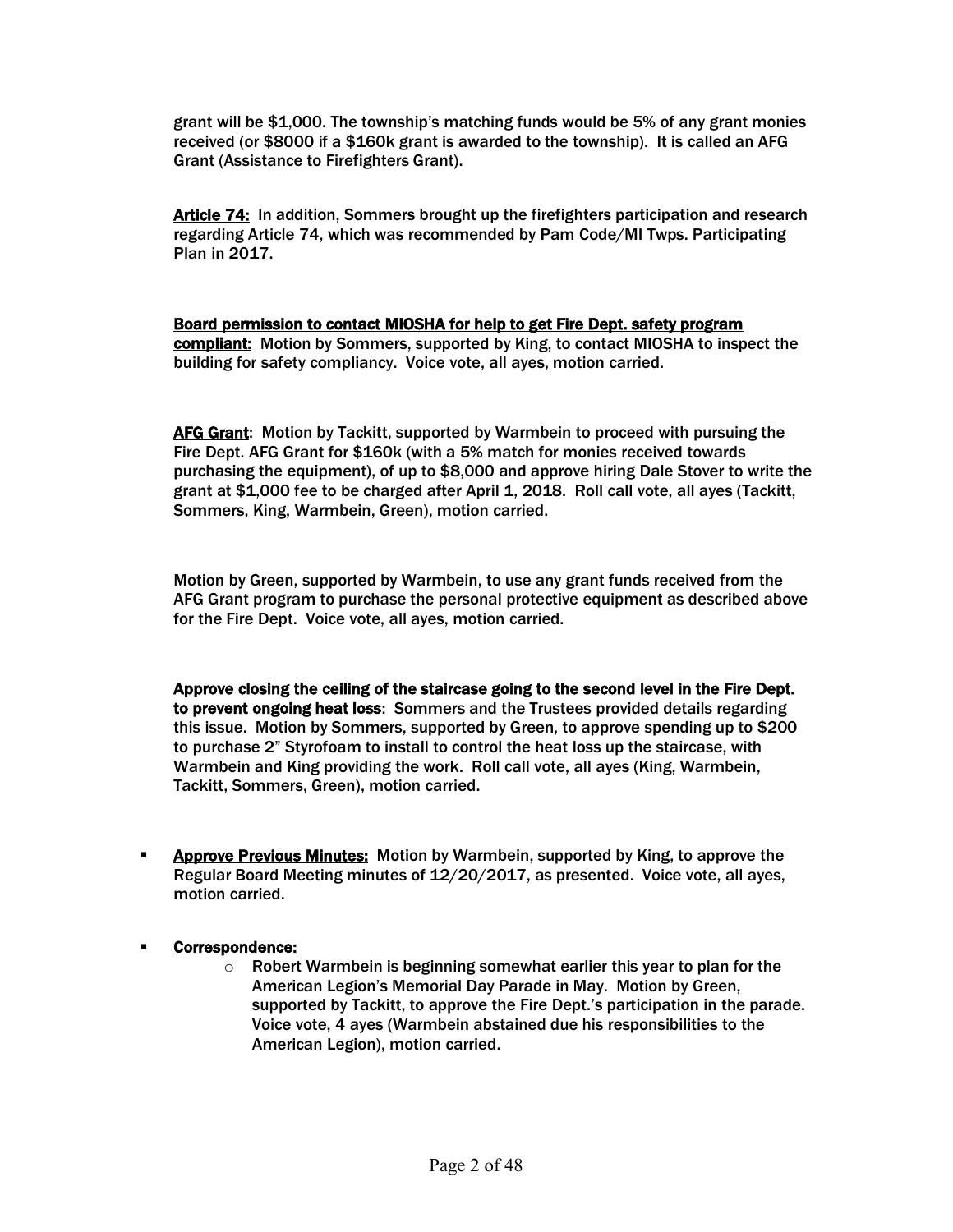grant will be $1,000. The township's matching funds would be 5% of any grant monies received (or $8000 if a $160k grant is awarded to the township). It is called an AFG Grant (Assistance to Firefighters Grant).

**Article 74:** In addition, Sommers brought up the firefighters participation and research regarding Article 74, which was recommended by Pam Code/MI Twps. Participating Plan in 2017.

**Board permission to contact MIOSHA for help to get Fire Dept. safety program compliant:** Motion by Sommers, supported by King, to contact MIOSHA to inspect the building for safety compliancy. Voice vote, all ayes, motion carried.

**AFG Grant**: Motion by Tackitt, supported by Warmbein to proceed with pursuing the Fire Dept. AFG Grant for $160k (with a 5% match for monies received towards purchasing the equipment), of up to $8,000 and approve hiring Dale Stover to write the grant at $1,000 fee to be charged after April 1, 2018. Roll call vote, all ayes (Tackitt, Sommers, King, Warmbein, Green), motion carried.

Motion by Green, supported by Warmbein, to use any grant funds received from the AFG Grant program to purchase the personal protective equipment as described above for the Fire Dept. Voice vote, all ayes, motion carried.

**Approve closing the ceiling of the staircase going to the second level in the Fire Dept. to prevent ongoing heat loss**: Sommers and the Trustees provided details regarding this issue. Motion by Sommers, supported by Green, to approve spending up to $200 to purchase 2" Styrofoam to install to control the heat loss up the staircase, with Warmbein and King providing the work. Roll call vote, all ayes (King, Warmbein, Tackitt, Sommers, Green), motion carried.

- **Approve Previous Minutes:** Motion by Warmbein, supported by King, to approve the Regular Board Meeting minutes of 12/20/2017, as presented. Voice vote, all ayes, motion carried.

- **Correspondence:**
  - Robert Warmbein is beginning somewhat earlier this year to plan for the American Legion's Memorial Day Parade in May. Motion by Green, supported by Tackitt, to approve the Fire Dept.'s participation in the parade. Voice vote, 4 ayes (Warmbein abstained due his responsibilities to the American Legion), motion carried.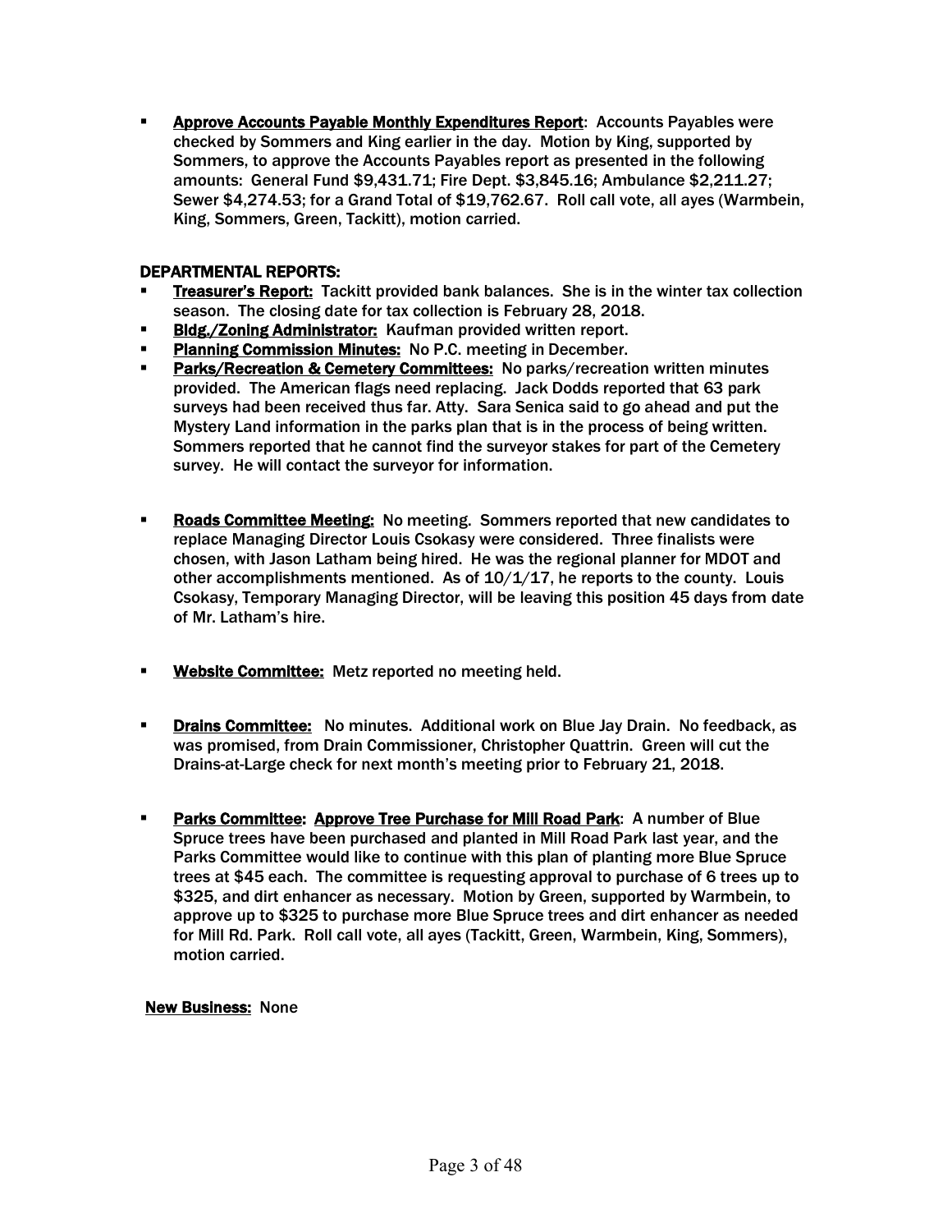- **Approve Accounts Payable Monthly Expenditures Report**: Accounts Payables were checked by Sommers and King earlier in the day. Motion by King, supported by Sommers, to approve the Accounts Payables report as presented in the following amounts: General Fund $9,431.71; Fire Dept. $3,845.16; Ambulance $2,211.27; Sewer $4,274.53; for a Grand Total of $19,762.67. Roll call vote, all ayes (Warmbein, King, Sommers, Green, Tackitt), motion carried.

**DEPARTMENTAL REPORTS:**

- **Treasurer's Report:** Tackitt provided bank balances. She is in the winter tax collection season. The closing date for tax collection is February 28, 2018.
- **Bldg./Zoning Administrator:** Kaufman provided written report.
- **Planning Commission Minutes:** No P.C. meeting in December.
- **Parks/Recreation & Cemetery Committees:** No parks/recreation written minutes provided. The American flags need replacing. Jack Dodds reported that 63 park surveys had been received thus far. Atty. Sara Senica said to go ahead and put the Mystery Land information in the parks plan that is in the process of being written. Sommers reported that he cannot find the surveyor stakes for part of the Cemetery survey. He will contact the surveyor for information.

- **Roads Committee Meeting:** No meeting. Sommers reported that new candidates to replace Managing Director Louis Csokasy were considered. Three finalists were chosen, with Jason Latham being hired. He was the regional planner for MDOT and other accomplishments mentioned. As of 10/1/17, he reports to the county. Louis Csokasy, Temporary Managing Director, will be leaving this position 45 days from date of Mr. Latham's hire.

- **Website Committee:** Metz reported no meeting held.

- **Drains Committee:** No minutes. Additional work on Blue Jay Drain. No feedback, as was promised, from Drain Commissioner, Christopher Quattrin. Green will cut the Drains-at-Large check for next month's meeting prior to February 21, 2018.

- **Parks Committee: Approve Tree Purchase for Mill Road Park**: A number of Blue Spruce trees have been purchased and planted in Mill Road Park last year, and the Parks Committee would like to continue with this plan of planting more Blue Spruce trees at $45 each. The committee is requesting approval to purchase of 6 trees up to $325, and dirt enhancer as necessary. Motion by Green, supported by Warmbein, to approve up to $325 to purchase more Blue Spruce trees and dirt enhancer as needed for Mill Rd. Park. Roll call vote, all ayes (Tackitt, Green, Warmbein, King, Sommers), motion carried.

**New Business:** None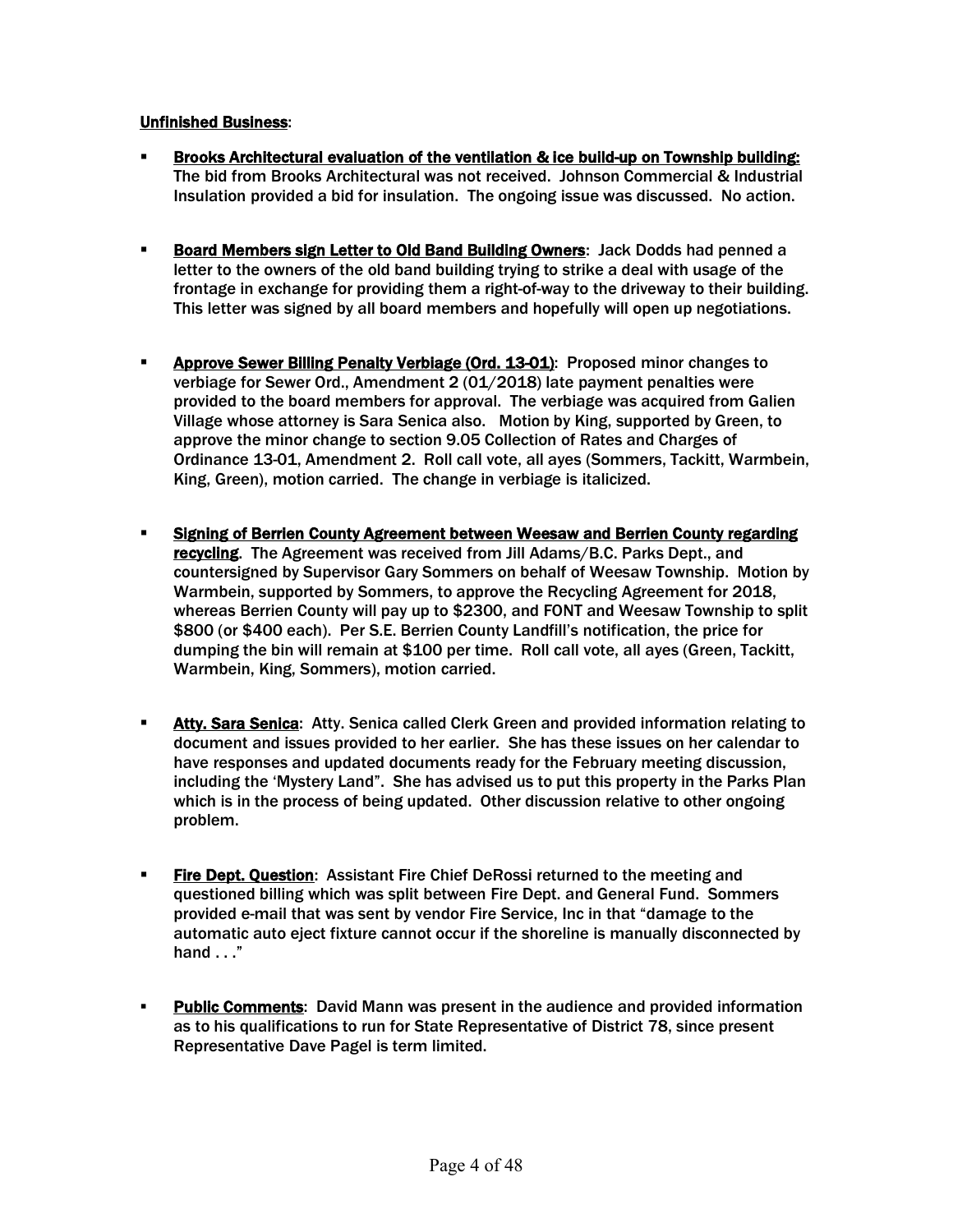**Unfinished Business**:

- **Brooks Architectural evaluation of the ventilation & ice build-up on Township building:** The bid from Brooks Architectural was not received. Johnson Commercial & Industrial Insulation provided a bid for insulation. The ongoing issue was discussed. No action.

- **Board Members sign Letter to Old Band Building Owners**: Jack Dodds had penned a letter to the owners of the old band building trying to strike a deal with usage of the frontage in exchange for providing them a right-of-way to the driveway to their building. This letter was signed by all board members and hopefully will open up negotiations.

- **Approve Sewer Billing Penalty Verbiage (Ord. 13-01)**: Proposed minor changes to verbiage for Sewer Ord., Amendment 2 (01/2018) late payment penalties were provided to the board members for approval. The verbiage was acquired from Galien Village whose attorney is Sara Senica also. Motion by King, supported by Green, to approve the minor change to section 9.05 Collection of Rates and Charges of Ordinance 13-01, Amendment 2. Roll call vote, all ayes (Sommers, Tackitt, Warmbein, King, Green), motion carried. The change in verbiage is italicized.

- **Signing of Berrien County Agreement between Weesaw and Berrien County regarding recycling**. The Agreement was received from Jill Adams/B.C. Parks Dept., and countersigned by Supervisor Gary Sommers on behalf of Weesaw Township. Motion by Warmbein, supported by Sommers, to approve the Recycling Agreement for 2018, whereas Berrien County will pay up to $2300, and FONT and Weesaw Township to split $800 (or $400 each). Per S.E. Berrien County Landfill's notification, the price for dumping the bin will remain at $100 per time. Roll call vote, all ayes (Green, Tackitt, Warmbein, King, Sommers), motion carried.

- **Atty. Sara Senica**: Atty. Senica called Clerk Green and provided information relating to document and issues provided to her earlier. She has these issues on her calendar to have responses and updated documents ready for the February meeting discussion, including the 'Mystery Land". She has advised us to put this property in the Parks Plan which is in the process of being updated. Other discussion relative to other ongoing problem.

- **Fire Dept. Question**: Assistant Fire Chief DeRossi returned to the meeting and questioned billing which was split between Fire Dept. and General Fund. Sommers provided e-mail that was sent by vendor Fire Service, Inc in that "damage to the automatic auto eject fixture cannot occur if the shoreline is manually disconnected by hand . . ."

- **Public Comments**: David Mann was present in the audience and provided information as to his qualifications to run for State Representative of District 78, since present Representative Dave Pagel is term limited.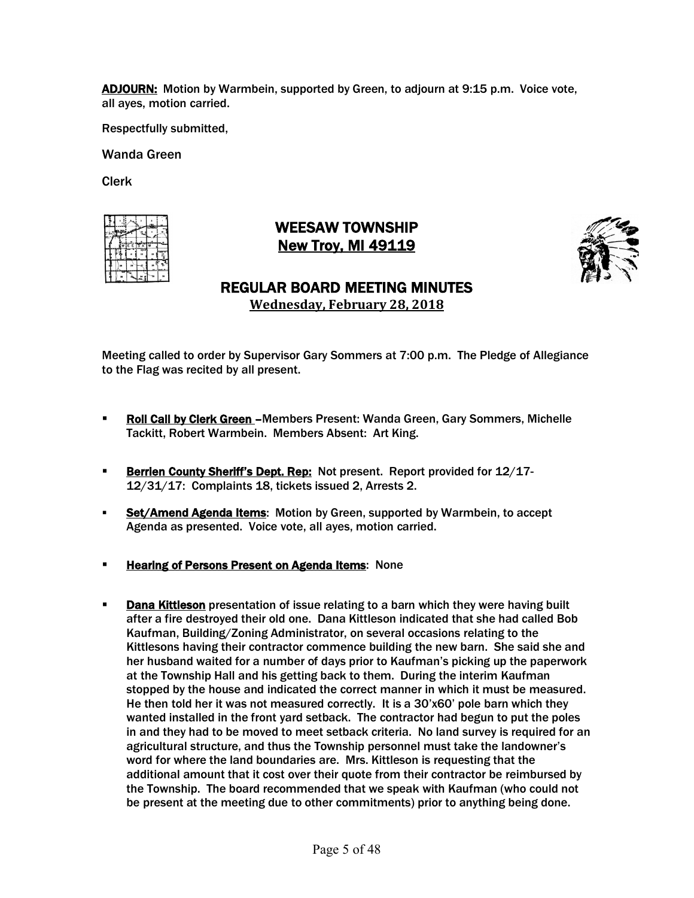**ADJOURN:** Motion by Warmbein, supported by Green, to adjourn at 9:15 p.m. Voice vote, all ayes, motion carried.

Respectfully submitted,

Wanda Green

Clerk

# WEESAW TOWNSHIP
## New Troy, MI 49119

## REGULAR BOARD MEETING MINUTES
**Wednesday, February 28, 2018**

Meeting called to order by Supervisor Gary Sommers at 7:00 p.m. The Pledge of Allegiance to the Flag was recited by all present.

- **Roll Call by Clerk Green** –Members Present: Wanda Green, Gary Sommers, Michelle Tackitt, Robert Warmbein. Members Absent: Art King.

- **Berrien County Sheriff's Dept. Rep:** Not present. Report provided for 12/17-12/31/17: Complaints 18, tickets issued 2, Arrests 2.

- **Set/Amend Agenda Items**: Motion by Green, supported by Warmbein, to accept Agenda as presented. Voice vote, all ayes, motion carried.

- **Hearing of Persons Present on Agenda Items**: None

- **Dana Kittleson** presentation of issue relating to a barn which they were having built after a fire destroyed their old one. Dana Kittleson indicated that she had called Bob Kaufman, Building/Zoning Administrator, on several occasions relating to the Kittlesons having their contractor commence building the new barn. She said she and her husband waited for a number of days prior to Kaufman's picking up the paperwork at the Township Hall and his getting back to them. During the interim Kaufman stopped by the house and indicated the correct manner in which it must be measured. He then told her it was not measured correctly. It is a 30'x60' pole barn which they wanted installed in the front yard setback. The contractor had begun to put the poles in and they had to be moved to meet setback criteria. No land survey is required for an agricultural structure, and thus the Township personnel must take the landowner's word for where the land boundaries are. Mrs. Kittleson is requesting that the additional amount that it cost over their quote from their contractor be reimbursed by the Township. The board recommended that we speak with Kaufman (who could not be present at the meeting due to other commitments) prior to anything being done.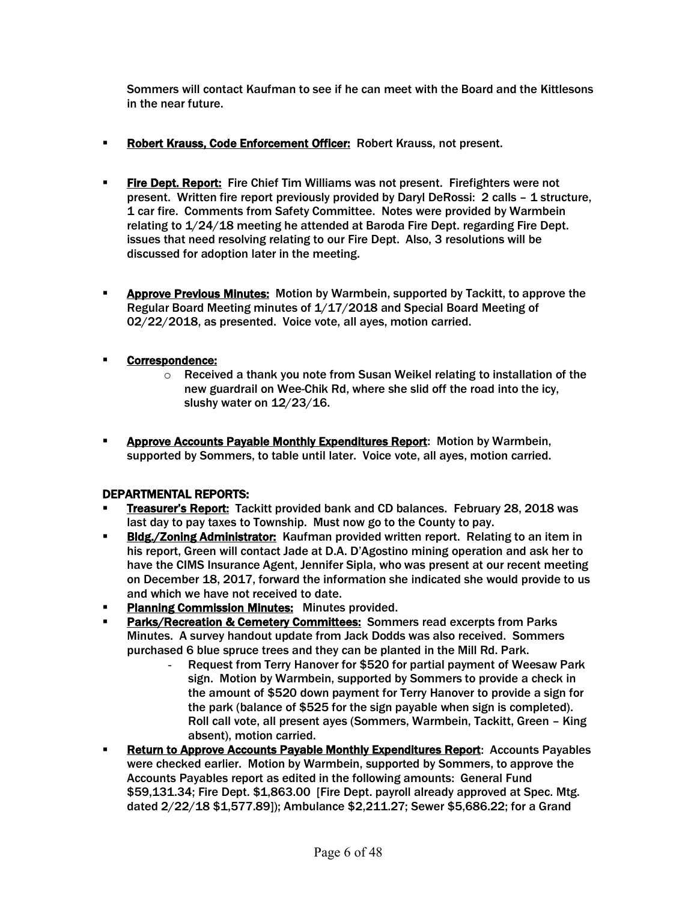Sommers will contact Kaufman to see if he can meet with the Board and the Kittlesons in the near future.

- **Robert Krauss, Code Enforcement Officer:** Robert Krauss, not present.

- **Fire Dept. Report:** Fire Chief Tim Williams was not present. Firefighters were not present. Written fire report previously provided by Daryl DeRossi: 2 calls – 1 structure, 1 car fire. Comments from Safety Committee. Notes were provided by Warmbein relating to 1/24/18 meeting he attended at Baroda Fire Dept. regarding Fire Dept. issues that need resolving relating to our Fire Dept. Also, 3 resolutions will be discussed for adoption later in the meeting.

- **Approve Previous Minutes:** Motion by Warmbein, supported by Tackitt, to approve the Regular Board Meeting minutes of 1/17/2018 and Special Board Meeting of 02/22/2018, as presented. Voice vote, all ayes, motion carried.

- **Correspondence:**
  - Received a thank you note from Susan Weikel relating to installation of the new guardrail on Wee-Chik Rd, where she slid off the road into the icy, slushy water on 12/23/16.

- **Approve Accounts Payable Monthly Expenditures Report**: Motion by Warmbein, supported by Sommers, to table until later. Voice vote, all ayes, motion carried.

**DEPARTMENTAL REPORTS:**

- **Treasurer's Report:** Tackitt provided bank and CD balances. February 28, 2018 was last day to pay taxes to Township. Must now go to the County to pay.
- **Bldg./Zoning Administrator:** Kaufman provided written report. Relating to an item in his report, Green will contact Jade at D.A. D'Agostino mining operation and ask her to have the CIMS Insurance Agent, Jennifer Sipla, who was present at our recent meeting on December 18, 2017, forward the information she indicated she would provide to us and which we have not received to date.
- **Planning Commission Minutes:** Minutes provided.
- **Parks/Recreation & Cemetery Committees:** Sommers read excerpts from Parks Minutes. A survey handout update from Jack Dodds was also received. Sommers purchased 6 blue spruce trees and they can be planted in the Mill Rd. Park.
  - Request from Terry Hanover for $520 for partial payment of Weesaw Park sign. Motion by Warmbein, supported by Sommers to provide a check in the amount of $520 down payment for Terry Hanover to provide a sign for the park (balance of $525 for the sign payable when sign is completed). Roll call vote, all present ayes (Sommers, Warmbein, Tackitt, Green – King absent), motion carried.
- **Return to Approve Accounts Payable Monthly Expenditures Report**: Accounts Payables were checked earlier. Motion by Warmbein, supported by Sommers, to approve the Accounts Payables report as edited in the following amounts: General Fund $59,131.34; Fire Dept. $1,863.00 [Fire Dept. payroll already approved at Spec. Mtg. dated 2/22/18 $1,577.89]); Ambulance $2,211.27; Sewer $5,686.22; for a Grand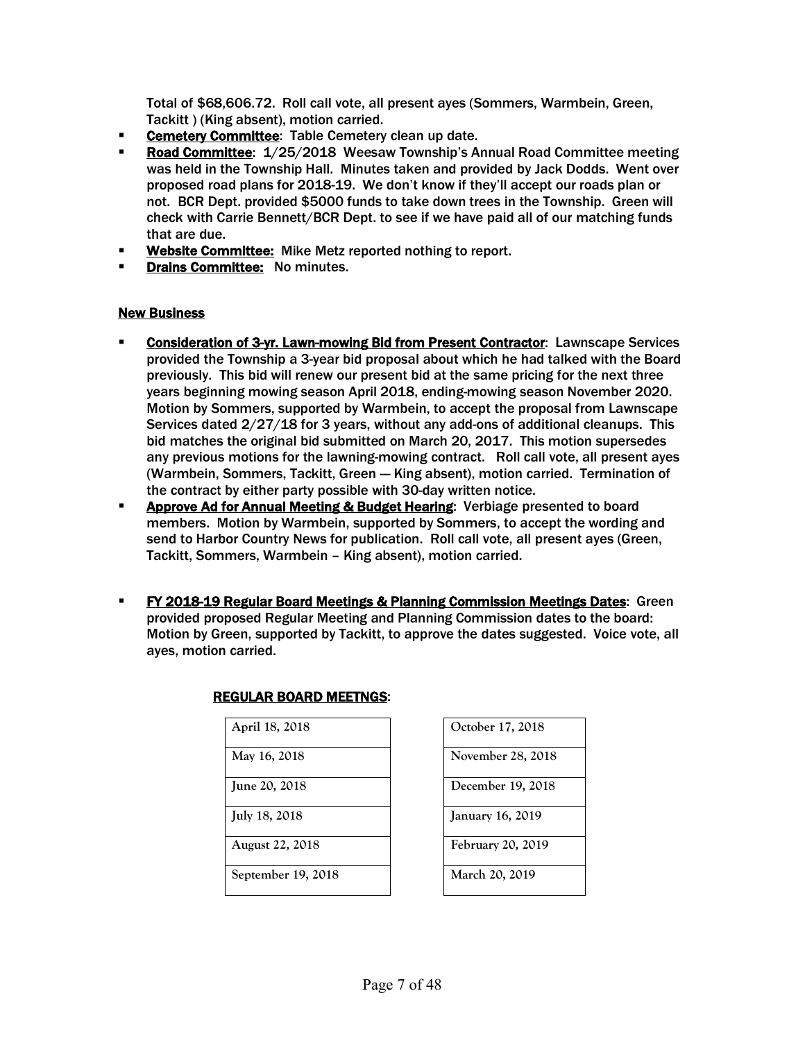Total of $68,606.72. Roll call vote, all present ayes (Sommers, Warmbein, Green, Tackitt ) (King absent), motion carried.

- **Cemetery Committee**: Table Cemetery clean up date.
- **Road Committee**: 1/25/2018 Weesaw Township's Annual Road Committee meeting was held in the Township Hall. Minutes taken and provided by Jack Dodds. Went over proposed road plans for 2018-19. We don't know if they'll accept our roads plan or not. BCR Dept. provided $5000 funds to take down trees in the Township. Green will check with Carrie Bennett/BCR Dept. to see if we have paid all of our matching funds that are due.
- **Website Committee:** Mike Metz reported nothing to report.
- **Drains Committee:** No minutes.

**New Business**

- **Consideration of 3-yr. Lawn-mowing Bid from Present Contractor**: Lawnscape Services provided the Township a 3-year bid proposal about which he had talked with the Board previously. This bid will renew our present bid at the same pricing for the next three years beginning mowing season April 2018, ending-mowing season November 2020. Motion by Sommers, supported by Warmbein, to accept the proposal from Lawnscape Services dated 2/27/18 for 3 years, without any add-ons of additional cleanups. This bid matches the original bid submitted on March 20, 2017. This motion supersedes any previous motions for the lawning-mowing contract. Roll call vote, all present ayes (Warmbein, Sommers, Tackitt, Green — King absent), motion carried. Termination of the contract by either party possible with 30-day written notice.
- **Approve Ad for Annual Meeting & Budget Hearing**: Verbiage presented to board members. Motion by Warmbein, supported by Sommers, to accept the wording and send to Harbor Country News for publication. Roll call vote, all present ayes (Green, Tackitt, Sommers, Warmbein – King absent), motion carried.
- **FY 2018-19 Regular Board Meetings & Planning Commission Meetings Dates**: Green provided proposed Regular Meeting and Planning Commission dates to the board: Motion by Green, supported by Tackitt, to approve the dates suggested. Voice vote, all ayes, motion carried.

**REGULAR BOARD MEETNGS**:

| | |
|---|---|
| April 18, 2018 | October 17, 2018 |
| May 16, 2018 | November 28, 2018 |
| June 20, 2018 | December 19, 2018 |
| July 18, 2018 | January 16, 2019 |
| August 22, 2018 | February 20, 2019 |
| September 19, 2018 | March 20, 2019 |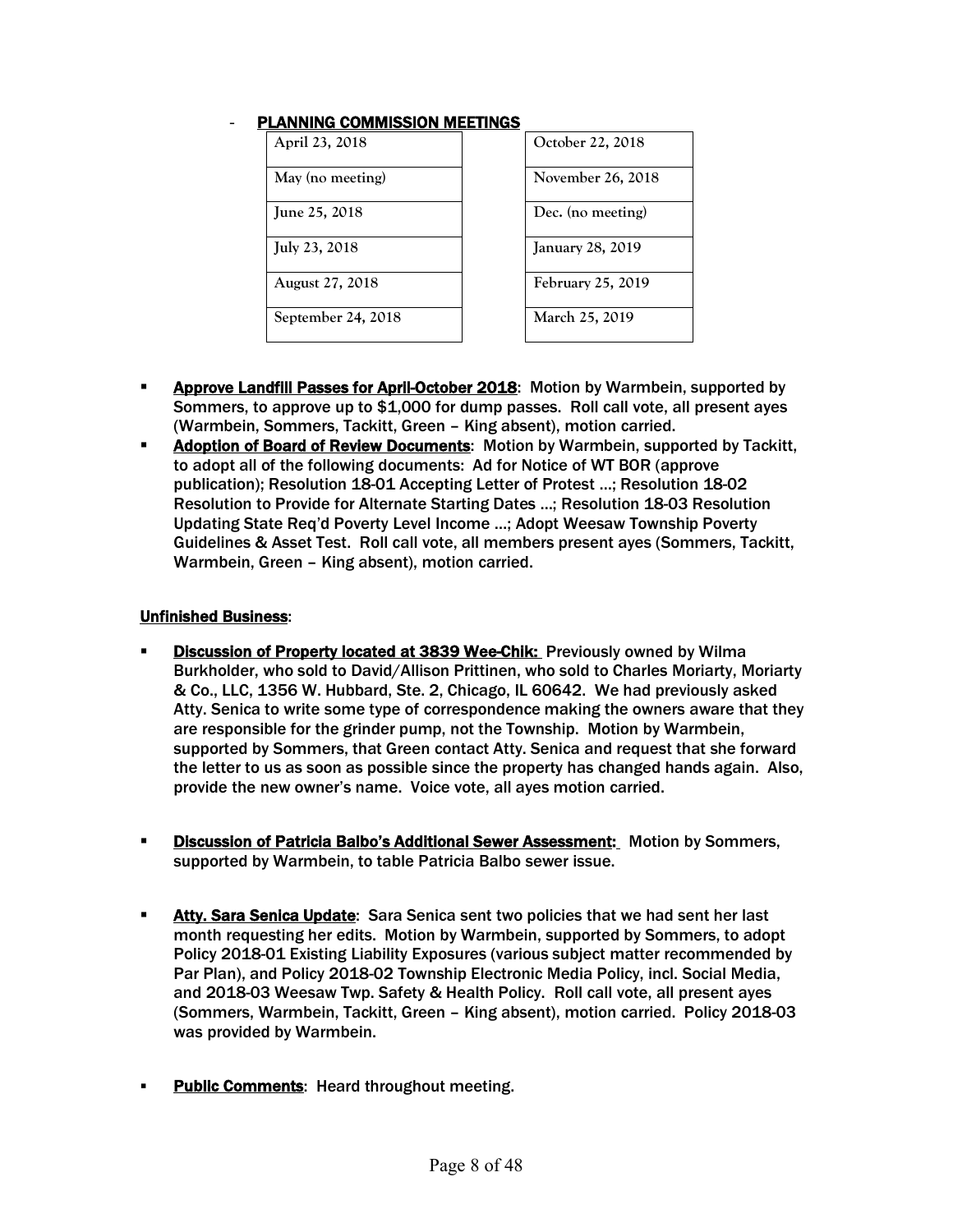- **PLANNING COMMISSION MEETINGS**

| | |
|---|---|
| April 23, 2018 | October 22, 2018 |
| May (no meeting) | November 26, 2018 |
| June 25, 2018 | Dec. (no meeting) |
| July 23, 2018 | January 28, 2019 |
| August 27, 2018 | February 25, 2019 |
| September 24, 2018 | March 25, 2019 |

- **Approve Landfill Passes for April-October 2018**: Motion by Warmbein, supported by Sommers, to approve up to $1,000 for dump passes. Roll call vote, all present ayes (Warmbein, Sommers, Tackitt, Green – King absent), motion carried.
- **Adoption of Board of Review Documents**: Motion by Warmbein, supported by Tackitt, to adopt all of the following documents: Ad for Notice of WT BOR (approve publication); Resolution 18-01 Accepting Letter of Protest …; Resolution 18-02 Resolution to Provide for Alternate Starting Dates …; Resolution 18-03 Resolution Updating State Req'd Poverty Level Income …; Adopt Weesaw Township Poverty Guidelines & Asset Test. Roll call vote, all members present ayes (Sommers, Tackitt, Warmbein, Green – King absent), motion carried.

**Unfinished Business**:

- **Discussion of Property located at 3839 Wee-Chik:** Previously owned by Wilma Burkholder, who sold to David/Allison Prittinen, who sold to Charles Moriarty, Moriarty & Co., LLC, 1356 W. Hubbard, Ste. 2, Chicago, IL 60642. We had previously asked Atty. Senica to write some type of correspondence making the owners aware that they are responsible for the grinder pump, not the Township. Motion by Warmbein, supported by Sommers, that Green contact Atty. Senica and request that she forward the letter to us as soon as possible since the property has changed hands again. Also, provide the new owner's name. Voice vote, all ayes motion carried.

- **Discussion of Patricia Balbo's Additional Sewer Assessment:** Motion by Sommers, supported by Warmbein, to table Patricia Balbo sewer issue.

- **Atty. Sara Senica Update**: Sara Senica sent two policies that we had sent her last month requesting her edits. Motion by Warmbein, supported by Sommers, to adopt Policy 2018-01 Existing Liability Exposures (various subject matter recommended by Par Plan), and Policy 2018-02 Township Electronic Media Policy, incl. Social Media, and 2018-03 Weesaw Twp. Safety & Health Policy. Roll call vote, all present ayes (Sommers, Warmbein, Tackitt, Green – King absent), motion carried. Policy 2018-03 was provided by Warmbein.

- **Public Comments**: Heard throughout meeting.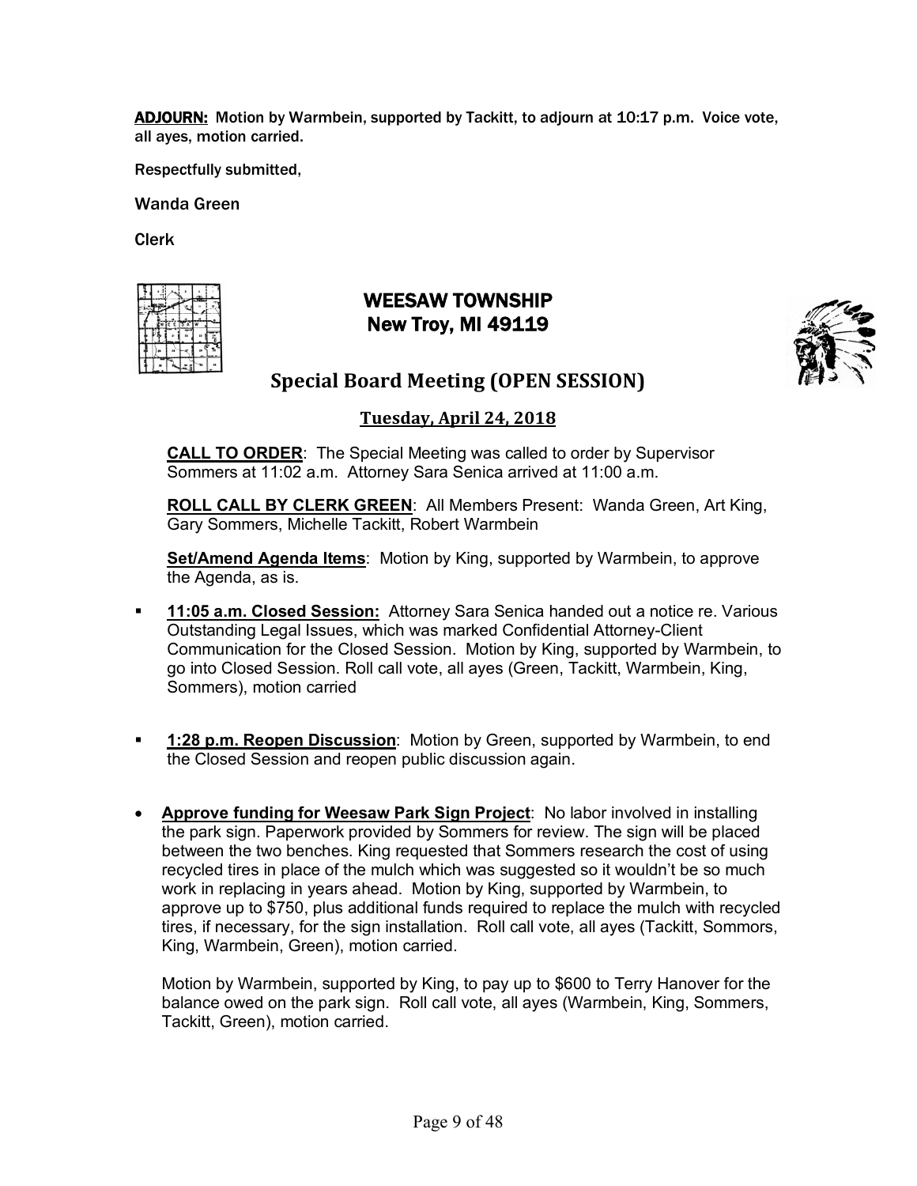**ADJOURN:** Motion by Warmbein, supported by Tackitt, to adjourn at 10:17 p.m. Voice vote, all ayes, motion carried.

Respectfully submitted,

Wanda Green

Clerk

# WEESAW TOWNSHIP
# New Troy, MI 49119

## Special Board Meeting (OPEN SESSION)

### Tuesday, April 24, 2018

**CALL TO ORDER**: The Special Meeting was called to order by Supervisor Sommers at 11:02 a.m. Attorney Sara Senica arrived at 11:00 a.m.

**ROLL CALL BY CLERK GREEN**: All Members Present: Wanda Green, Art King, Gary Sommers, Michelle Tackitt, Robert Warmbein

**Set/Amend Agenda Items**: Motion by King, supported by Warmbein, to approve the Agenda, as is.

- **11:05 a.m. Closed Session:** Attorney Sara Senica handed out a notice re. Various Outstanding Legal Issues, which was marked Confidential Attorney-Client Communication for the Closed Session. Motion by King, supported by Warmbein, to go into Closed Session. Roll call vote, all ayes (Green, Tackitt, Warmbein, King, Sommers), motion carried

- **1:28 p.m. Reopen Discussion**: Motion by Green, supported by Warmbein, to end the Closed Session and reopen public discussion again.

- **Approve funding for Weesaw Park Sign Project**: No labor involved in installing the park sign. Paperwork provided by Sommers for review. The sign will be placed between the two benches. King requested that Sommers research the cost of using recycled tires in place of the mulch which was suggested so it wouldn't be so much work in replacing in years ahead. Motion by King, supported by Warmbein, to approve up to $750, plus additional funds required to replace the mulch with recycled tires, if necessary, for the sign installation. Roll call vote, all ayes (Tackitt, Sommors, King, Warmbein, Green), motion carried.

  Motion by Warmbein, supported by King, to pay up to $600 to Terry Hanover for the balance owed on the park sign. Roll call vote, all ayes (Warmbein, King, Sommers, Tackitt, Green), motion carried.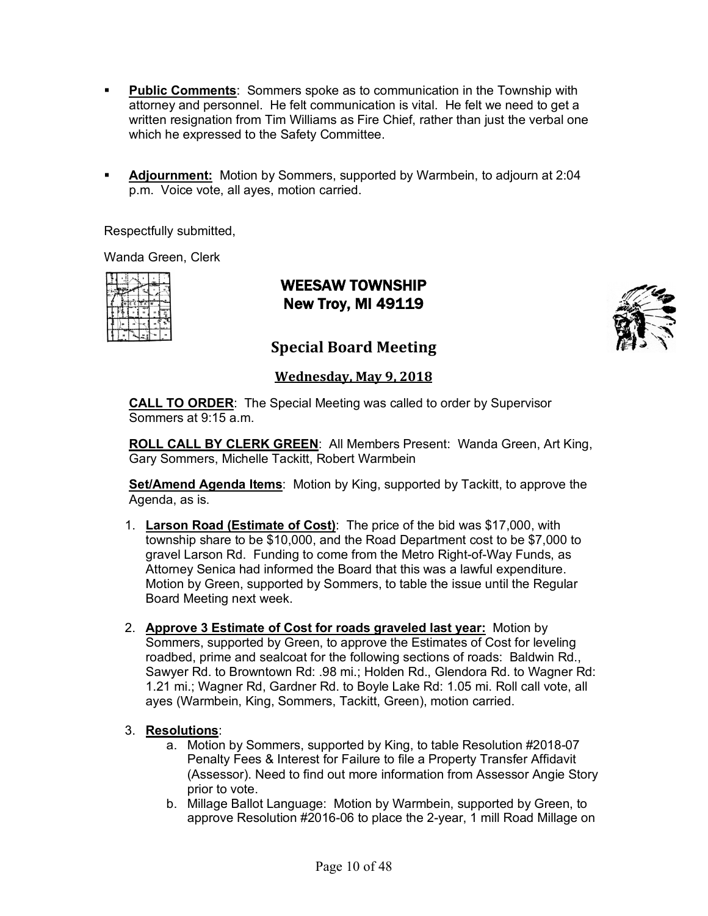- **Public Comments**: Sommers spoke as to communication in the Township with attorney and personnel. He felt communication is vital. He felt we need to get a written resignation from Tim Williams as Fire Chief, rather than just the verbal one which he expressed to the Safety Committee.

- **Adjournment:** Motion by Sommers, supported by Warmbein, to adjourn at 2:04 p.m. Voice vote, all ayes, motion carried.

Respectfully submitted,

Wanda Green, Clerk

# WEESAW TOWNSHIP
# New Troy, MI 49119

## Special Board Meeting

### Wednesday, May 9, 2018

**CALL TO ORDER**: The Special Meeting was called to order by Supervisor Sommers at 9:15 a.m.

**ROLL CALL BY CLERK GREEN**: All Members Present: Wanda Green, Art King, Gary Sommers, Michelle Tackitt, Robert Warmbein

**Set/Amend Agenda Items**: Motion by King, supported by Tackitt, to approve the Agenda, as is.

1. **Larson Road (Estimate of Cost)**: The price of the bid was $17,000, with township share to be $10,000, and the Road Department cost to be $7,000 to gravel Larson Rd. Funding to come from the Metro Right-of-Way Funds, as Attorney Senica had informed the Board that this was a lawful expenditure. Motion by Green, supported by Sommers, to table the issue until the Regular Board Meeting next week.

2. **Approve 3 Estimate of Cost for roads graveled last year:** Motion by Sommers, supported by Green, to approve the Estimates of Cost for leveling roadbed, prime and sealcoat for the following sections of roads: Baldwin Rd., Sawyer Rd. to Browntown Rd: .98 mi.; Holden Rd., Glendora Rd. to Wagner Rd: 1.21 mi.; Wagner Rd, Gardner Rd. to Boyle Lake Rd: 1.05 mi. Roll call vote, all ayes (Warmbein, King, Sommers, Tackitt, Green), motion carried.

3. **Resolutions**:
    a. Motion by Sommers, supported by King, to table Resolution #2018-07 Penalty Fees & Interest for Failure to file a Property Transfer Affidavit (Assessor). Need to find out more information from Assessor Angie Story prior to vote.
    b. Millage Ballot Language: Motion by Warmbein, supported by Green, to approve Resolution #2016-06 to place the 2-year, 1 mill Road Millage on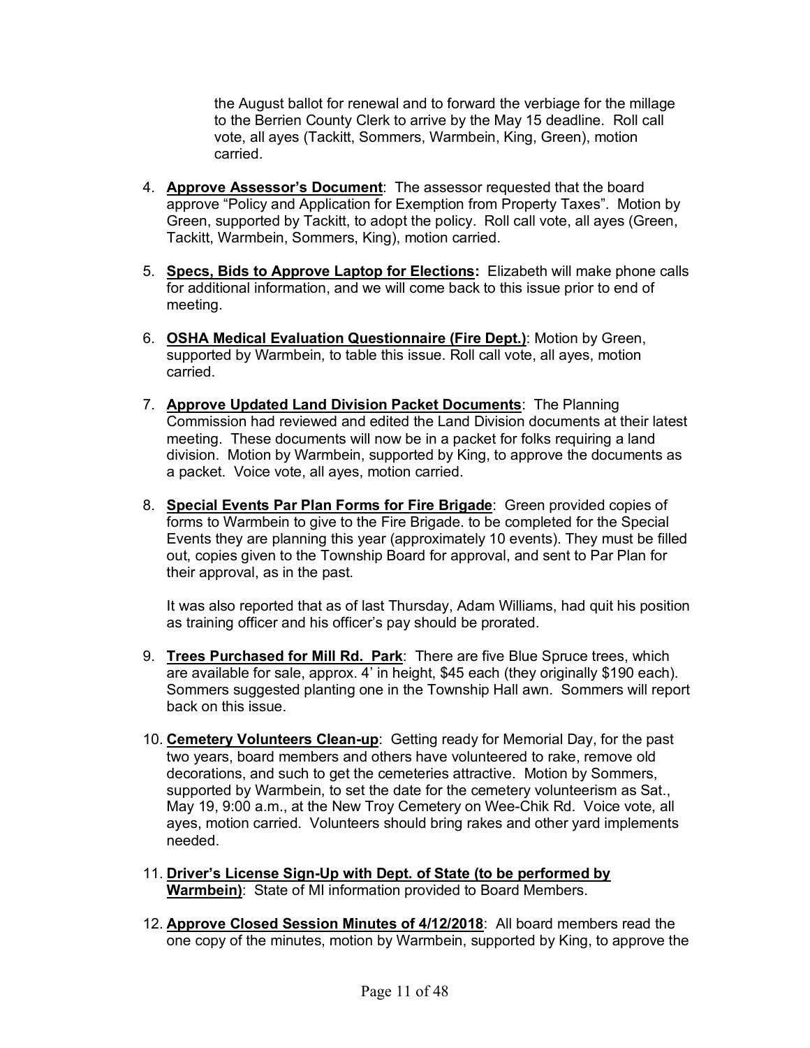the August ballot for renewal and to forward the verbiage for the millage to the Berrien County Clerk to arrive by the May 15 deadline. Roll call vote, all ayes (Tackitt, Sommers, Warmbein, King, Green), motion carried.

4. **Approve Assessor's Document**: The assessor requested that the board approve "Policy and Application for Exemption from Property Taxes". Motion by Green, supported by Tackitt, to adopt the policy. Roll call vote, all ayes (Green, Tackitt, Warmbein, Sommers, King), motion carried.

5. **Specs, Bids to Approve Laptop for Elections:** Elizabeth will make phone calls for additional information, and we will come back to this issue prior to end of meeting.

6. **OSHA Medical Evaluation Questionnaire (Fire Dept.)**: Motion by Green, supported by Warmbein, to table this issue. Roll call vote, all ayes, motion carried.

7. **Approve Updated Land Division Packet Documents**: The Planning Commission had reviewed and edited the Land Division documents at their latest meeting. These documents will now be in a packet for folks requiring a land division. Motion by Warmbein, supported by King, to approve the documents as a packet. Voice vote, all ayes, motion carried.

8. **Special Events Par Plan Forms for Fire Brigade**: Green provided copies of forms to Warmbein to give to the Fire Brigade. to be completed for the Special Events they are planning this year (approximately 10 events). They must be filled out, copies given to the Township Board for approval, and sent to Par Plan for their approval, as in the past.

   It was also reported that as of last Thursday, Adam Williams, had quit his position as training officer and his officer's pay should be prorated.

9. **Trees Purchased for Mill Rd. Park**: There are five Blue Spruce trees, which are available for sale, approx. 4' in height, $45 each (they originally $190 each). Sommers suggested planting one in the Township Hall awn. Sommers will report back on this issue.

10. **Cemetery Volunteers Clean-up**: Getting ready for Memorial Day, for the past two years, board members and others have volunteered to rake, remove old decorations, and such to get the cemeteries attractive. Motion by Sommers, supported by Warmbein, to set the date for the cemetery volunteerism as Sat., May 19, 9:00 a.m., at the New Troy Cemetery on Wee-Chik Rd. Voice vote, all ayes, motion carried. Volunteers should bring rakes and other yard implements needed.

11. **Driver's License Sign-Up with Dept. of State (to be performed by Warmbein)**: State of MI information provided to Board Members.

12. **Approve Closed Session Minutes of 4/12/2018**: All board members read the one copy of the minutes, motion by Warmbein, supported by King, to approve the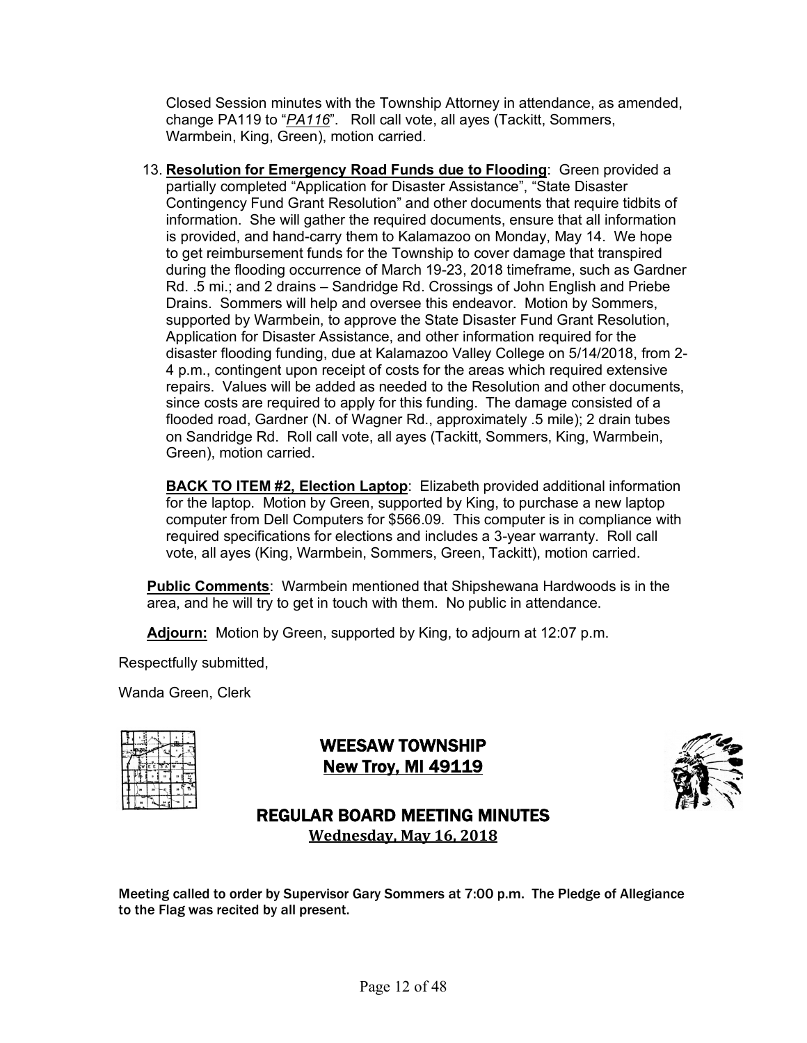Closed Session minutes with the Township Attorney in attendance, as amended, change PA119 to "*PA116*". Roll call vote, all ayes (Tackitt, Sommers, Warmbein, King, Green), motion carried.

13. **Resolution for Emergency Road Funds due to Flooding**: Green provided a partially completed "Application for Disaster Assistance", "State Disaster Contingency Fund Grant Resolution" and other documents that require tidbits of information. She will gather the required documents, ensure that all information is provided, and hand-carry them to Kalamazoo on Monday, May 14. We hope to get reimbursement funds for the Township to cover damage that transpired during the flooding occurrence of March 19-23, 2018 timeframe, such as Gardner Rd. .5 mi.; and 2 drains – Sandridge Rd. Crossings of John English and Priebe Drains. Sommers will help and oversee this endeavor. Motion by Sommers, supported by Warmbein, to approve the State Disaster Fund Grant Resolution, Application for Disaster Assistance, and other information required for the disaster flooding funding, due at Kalamazoo Valley College on 5/14/2018, from 2-4 p.m., contingent upon receipt of costs for the areas which required extensive repairs. Values will be added as needed to the Resolution and other documents, since costs are required to apply for this funding. The damage consisted of a flooded road, Gardner (N. of Wagner Rd., approximately .5 mile); 2 drain tubes on Sandridge Rd. Roll call vote, all ayes (Tackitt, Sommers, King, Warmbein, Green), motion carried.

    **BACK TO ITEM #2, Election Laptop**: Elizabeth provided additional information for the laptop. Motion by Green, supported by King, to purchase a new laptop computer from Dell Computers for $566.09. This computer is in compliance with required specifications for elections and includes a 3-year warranty. Roll call vote, all ayes (King, Warmbein, Sommers, Green, Tackitt), motion carried.

**Public Comments**: Warmbein mentioned that Shipshewana Hardwoods is in the area, and he will try to get in touch with them. No public in attendance.

**Adjourn:** Motion by Green, supported by King, to adjourn at 12:07 p.m.

Respectfully submitted,

Wanda Green, Clerk

# WEESAW TOWNSHIP
## New Troy, MI 49119

## REGULAR BOARD MEETING MINUTES
**Wednesday, May 16, 2018**

Meeting called to order by Supervisor Gary Sommers at 7:00 p.m. The Pledge of Allegiance to the Flag was recited by all present.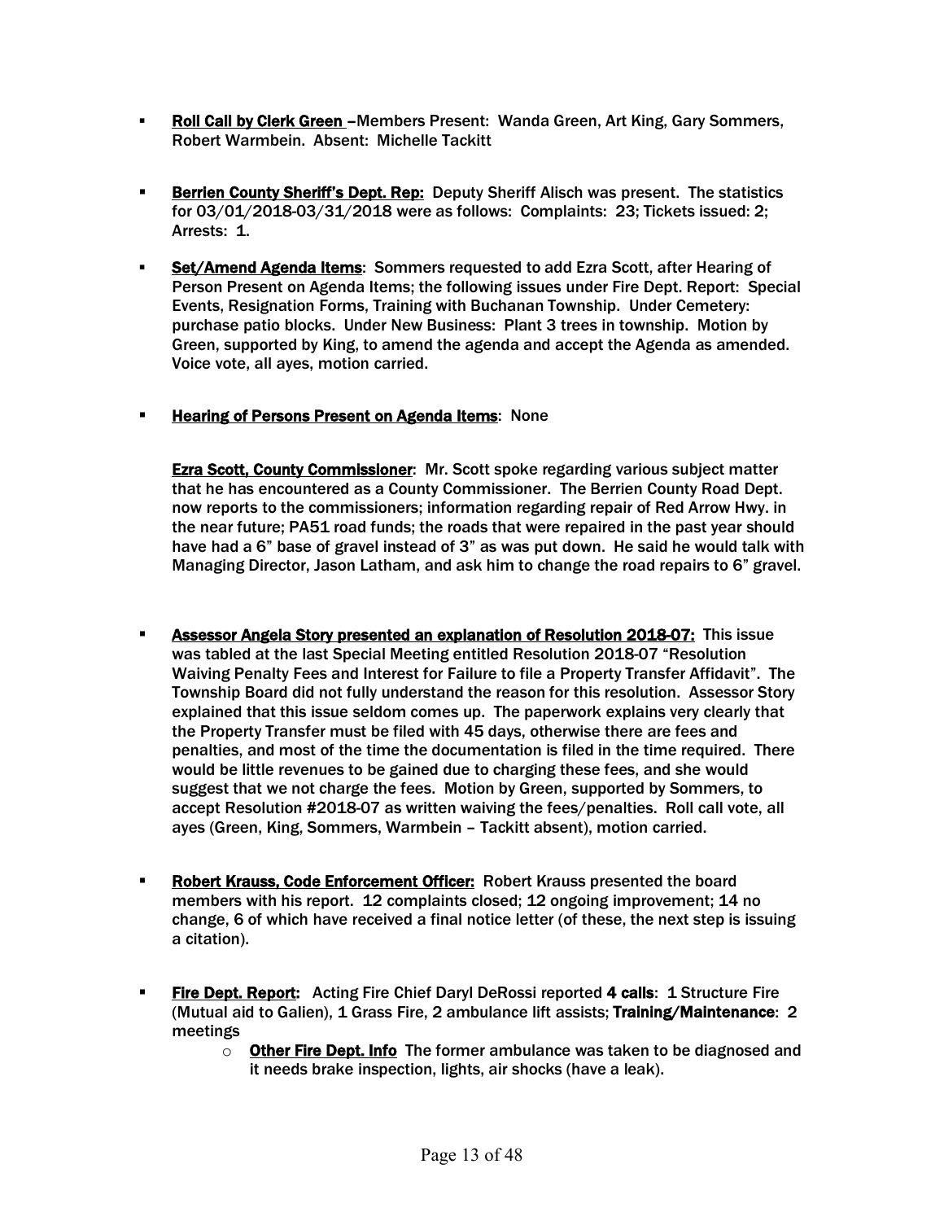- **Roll Call by Clerk Green** –Members Present: Wanda Green, Art King, Gary Sommers, Robert Warmbein. Absent: Michelle Tackitt

- **Berrien County Sheriff's Dept. Rep:** Deputy Sheriff Alisch was present. The statistics for 03/01/2018-03/31/2018 were as follows: Complaints: 23; Tickets issued: 2; Arrests: 1.

- **Set/Amend Agenda Items**: Sommers requested to add Ezra Scott, after Hearing of Person Present on Agenda Items; the following issues under Fire Dept. Report: Special Events, Resignation Forms, Training with Buchanan Township. Under Cemetery: purchase patio blocks. Under New Business: Plant 3 trees in township. Motion by Green, supported by King, to amend the agenda and accept the Agenda as amended. Voice vote, all ayes, motion carried.

- **Hearing of Persons Present on Agenda Items**: None

  **Ezra Scott, County Commissioner**: Mr. Scott spoke regarding various subject matter that he has encountered as a County Commissioner. The Berrien County Road Dept. now reports to the commissioners; information regarding repair of Red Arrow Hwy. in the near future; PA51 road funds; the roads that were repaired in the past year should have had a 6" base of gravel instead of 3" as was put down. He said he would talk with Managing Director, Jason Latham, and ask him to change the road repairs to 6" gravel.

- **Assessor Angela Story presented an explanation of Resolution 2018-07:** This issue was tabled at the last Special Meeting entitled Resolution 2018-07 "Resolution Waiving Penalty Fees and Interest for Failure to file a Property Transfer Affidavit". The Township Board did not fully understand the reason for this resolution. Assessor Story explained that this issue seldom comes up. The paperwork explains very clearly that the Property Transfer must be filed with 45 days, otherwise there are fees and penalties, and most of the time the documentation is filed in the time required. There would be little revenues to be gained due to charging these fees, and she would suggest that we not charge the fees. Motion by Green, supported by Sommers, to accept Resolution #2018-07 as written waiving the fees/penalties. Roll call vote, all ayes (Green, King, Sommers, Warmbein – Tackitt absent), motion carried.

- **Robert Krauss, Code Enforcement Officer:** Robert Krauss presented the board members with his report. 12 complaints closed; 12 ongoing improvement; 14 no change, 6 of which have received a final notice letter (of these, the next step is issuing a citation).

- **Fire Dept. Report:** Acting Fire Chief Daryl DeRossi reported **4 calls**: 1 Structure Fire (Mutual aid to Galien), 1 Grass Fire, 2 ambulance lift assists; **Training/Maintenance**: 2 meetings
  - **Other Fire Dept. Info** The former ambulance was taken to be diagnosed and it needs brake inspection, lights, air shocks (have a leak).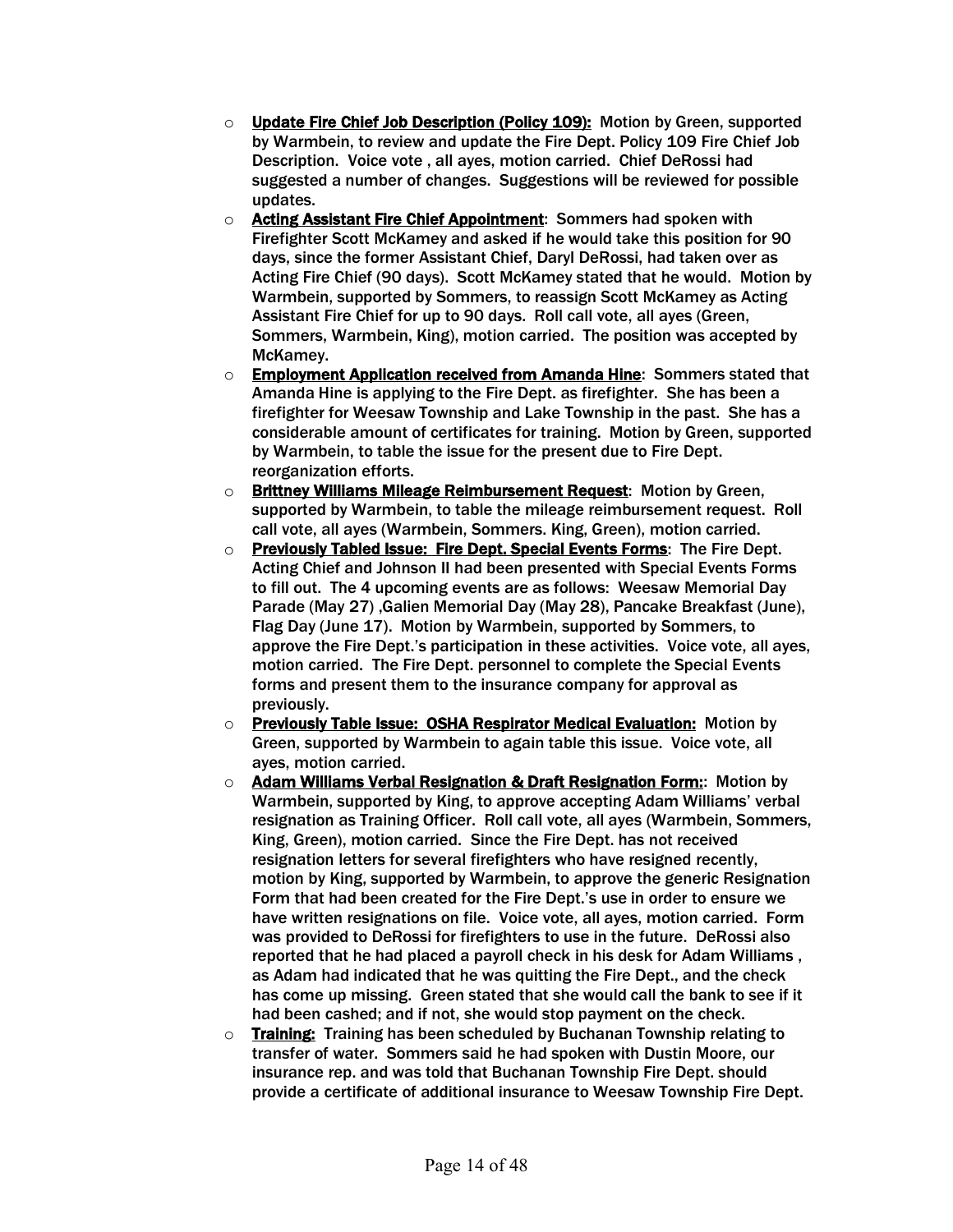- **Update Fire Chief Job Description (Policy 109):** Motion by Green, supported by Warmbein, to review and update the Fire Dept. Policy 109 Fire Chief Job Description. Voice vote , all ayes, motion carried. Chief DeRossi had suggested a number of changes. Suggestions will be reviewed for possible updates.
- **Acting Assistant Fire Chief Appointment**: Sommers had spoken with Firefighter Scott McKamey and asked if he would take this position for 90 days, since the former Assistant Chief, Daryl DeRossi, had taken over as Acting Fire Chief (90 days). Scott McKamey stated that he would. Motion by Warmbein, supported by Sommers, to reassign Scott McKamey as Acting Assistant Fire Chief for up to 90 days. Roll call vote, all ayes (Green, Sommers, Warmbein, King), motion carried. The position was accepted by McKamey.
- **Employment Application received from Amanda Hine**: Sommers stated that Amanda Hine is applying to the Fire Dept. as firefighter. She has been a firefighter for Weesaw Township and Lake Township in the past. She has a considerable amount of certificates for training. Motion by Green, supported by Warmbein, to table the issue for the present due to Fire Dept. reorganization efforts.
- **Brittney Williams Mileage Reimbursement Request**: Motion by Green, supported by Warmbein, to table the mileage reimbursement request. Roll call vote, all ayes (Warmbein, Sommers. King, Green), motion carried.
- **Previously Tabled Issue: Fire Dept. Special Events Forms**: The Fire Dept. Acting Chief and Johnson II had been presented with Special Events Forms to fill out. The 4 upcoming events are as follows: Weesaw Memorial Day Parade (May 27) ,Galien Memorial Day (May 28), Pancake Breakfast (June), Flag Day (June 17). Motion by Warmbein, supported by Sommers, to approve the Fire Dept.'s participation in these activities. Voice vote, all ayes, motion carried. The Fire Dept. personnel to complete the Special Events forms and present them to the insurance company for approval as previously.
- **Previously Table Issue: OSHA Respirator Medical Evaluation:** Motion by Green, supported by Warmbein to again table this issue. Voice vote, all ayes, motion carried.
- **Adam Williams Verbal Resignation & Draft Resignation Form:**: Motion by Warmbein, supported by King, to approve accepting Adam Williams' verbal resignation as Training Officer. Roll call vote, all ayes (Warmbein, Sommers, King, Green), motion carried. Since the Fire Dept. has not received resignation letters for several firefighters who have resigned recently, motion by King, supported by Warmbein, to approve the generic Resignation Form that had been created for the Fire Dept.'s use in order to ensure we have written resignations on file. Voice vote, all ayes, motion carried. Form was provided to DeRossi for firefighters to use in the future. DeRossi also reported that he had placed a payroll check in his desk for Adam Williams , as Adam had indicated that he was quitting the Fire Dept., and the check has come up missing. Green stated that she would call the bank to see if it had been cashed; and if not, she would stop payment on the check.
- **Training:** Training has been scheduled by Buchanan Township relating to transfer of water. Sommers said he had spoken with Dustin Moore, our insurance rep. and was told that Buchanan Township Fire Dept. should provide a certificate of additional insurance to Weesaw Township Fire Dept.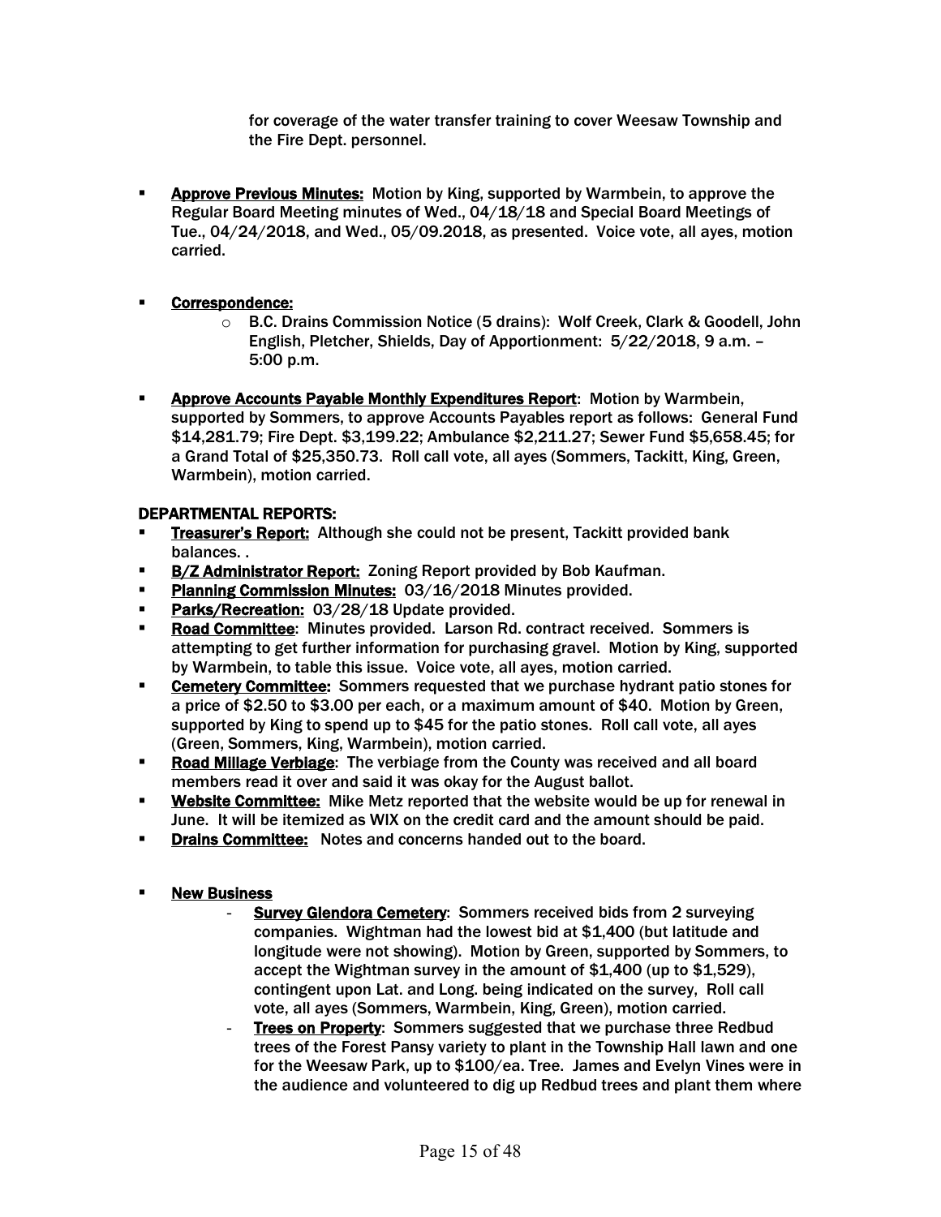for coverage of the water transfer training to cover Weesaw Township and the Fire Dept. personnel.

- **Approve Previous Minutes:** Motion by King, supported by Warmbein, to approve the Regular Board Meeting minutes of Wed., 04/18/18 and Special Board Meetings of Tue., 04/24/2018, and Wed., 05/09.2018, as presented. Voice vote, all ayes, motion carried.

- **Correspondence:**
  - B.C. Drains Commission Notice (5 drains): Wolf Creek, Clark & Goodell, John English, Pletcher, Shields, Day of Apportionment: 5/22/2018, 9 a.m. – 5:00 p.m.

- **Approve Accounts Payable Monthly Expenditures Report**: Motion by Warmbein, supported by Sommers, to approve Accounts Payables report as follows: General Fund $14,281.79; Fire Dept. $3,199.22; Ambulance $2,211.27; Sewer Fund $5,658.45; for a Grand Total of $25,350.73. Roll call vote, all ayes (Sommers, Tackitt, King, Green, Warmbein), motion carried.

**DEPARTMENTAL REPORTS:**

- **Treasurer's Report:** Although she could not be present, Tackitt provided bank balances. .
- **B/Z Administrator Report:** Zoning Report provided by Bob Kaufman.
- **Planning Commission Minutes:** 03/16/2018 Minutes provided.
- **Parks/Recreation:** 03/28/18 Update provided.
- **Road Committee**: Minutes provided. Larson Rd. contract received. Sommers is attempting to get further information for purchasing gravel. Motion by King, supported by Warmbein, to table this issue. Voice vote, all ayes, motion carried.
- **Cemetery Committee:** Sommers requested that we purchase hydrant patio stones for a price of $2.50 to $3.00 per each, or a maximum amount of $40. Motion by Green, supported by King to spend up to $45 for the patio stones. Roll call vote, all ayes (Green, Sommers, King, Warmbein), motion carried.
- **Road Millage Verbiage**: The verbiage from the County was received and all board members read it over and said it was okay for the August ballot.
- **Website Committee:** Mike Metz reported that the website would be up for renewal in June. It will be itemized as WIX on the credit card and the amount should be paid.
- **Drains Committee:** Notes and concerns handed out to the board.

- **New Business**
  - **Survey Glendora Cemetery**: Sommers received bids from 2 surveying companies. Wightman had the lowest bid at $1,400 (but latitude and longitude were not showing). Motion by Green, supported by Sommers, to accept the Wightman survey in the amount of $1,400 (up to $1,529), contingent upon Lat. and Long. being indicated on the survey, Roll call vote, all ayes (Sommers, Warmbein, King, Green), motion carried.
  - **Trees on Property**: Sommers suggested that we purchase three Redbud trees of the Forest Pansy variety to plant in the Township Hall lawn and one for the Weesaw Park, up to $100/ea. Tree. James and Evelyn Vines were in the audience and volunteered to dig up Redbud trees and plant them where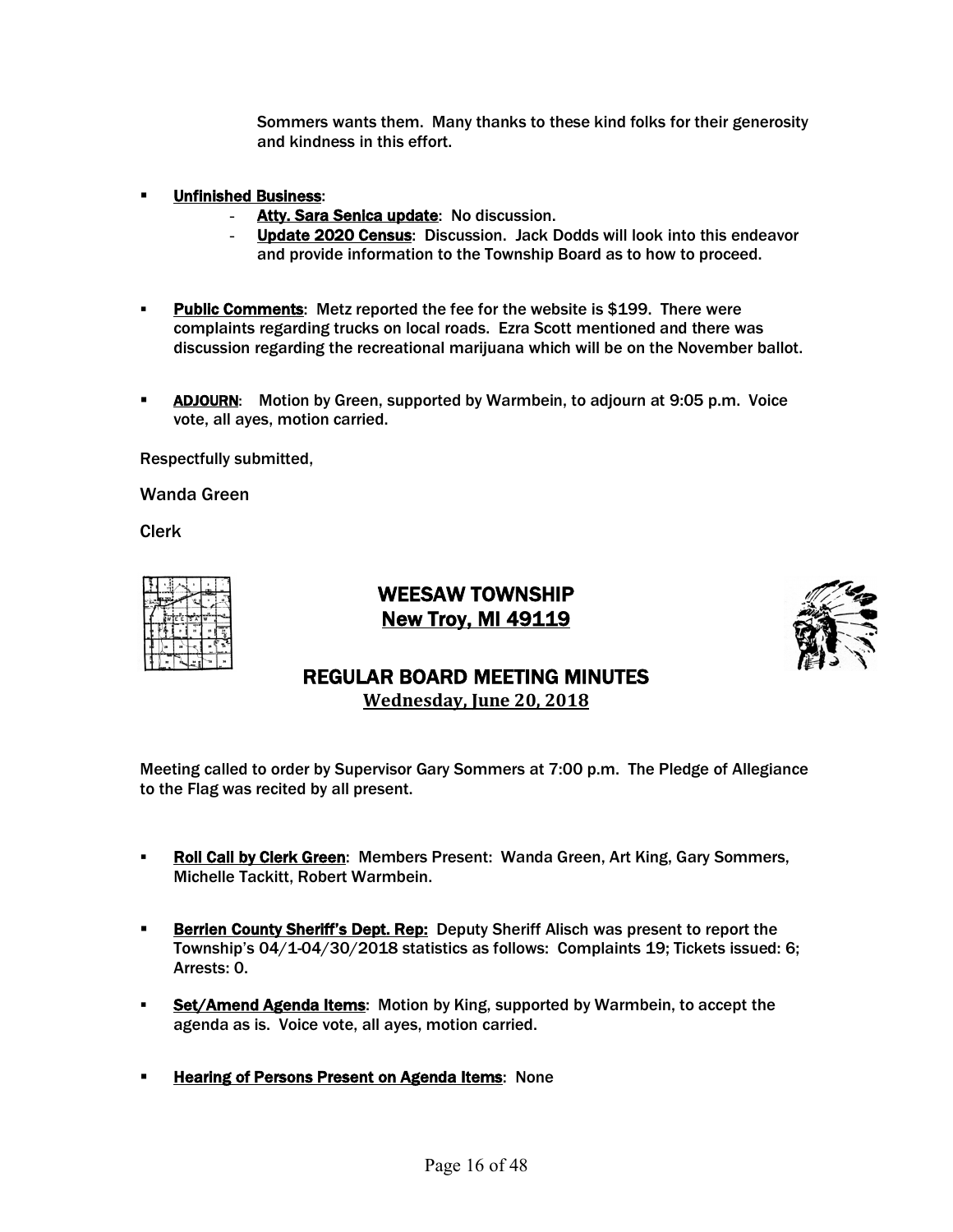Sommers wants them. Many thanks to these kind folks for their generosity and kindness in this effort.

- **Unfinished Business**:
  - **Atty. Sara Senica update**: No discussion.
  - **Update 2020 Census**: Discussion. Jack Dodds will look into this endeavor and provide information to the Township Board as to how to proceed.

- **Public Comments**: Metz reported the fee for the website is $199. There were complaints regarding trucks on local roads. Ezra Scott mentioned and there was discussion regarding the recreational marijuana which will be on the November ballot.

- **ADJOURN**: Motion by Green, supported by Warmbein, to adjourn at 9:05 p.m. Voice vote, all ayes, motion carried.

Respectfully submitted,

Wanda Green

Clerk

# WEESAW TOWNSHIP
## New Troy, MI 49119

## REGULAR BOARD MEETING MINUTES
### Wednesday, June 20, 2018

Meeting called to order by Supervisor Gary Sommers at 7:00 p.m. The Pledge of Allegiance to the Flag was recited by all present.

- **Roll Call by Clerk Green**: Members Present: Wanda Green, Art King, Gary Sommers, Michelle Tackitt, Robert Warmbein.

- **Berrien County Sheriff's Dept. Rep:** Deputy Sheriff Alisch was present to report the Township's 04/1-04/30/2018 statistics as follows: Complaints 19; Tickets issued: 6; Arrests: 0.

- **Set/Amend Agenda Items**: Motion by King, supported by Warmbein, to accept the agenda as is. Voice vote, all ayes, motion carried.

- **Hearing of Persons Present on Agenda Items**: None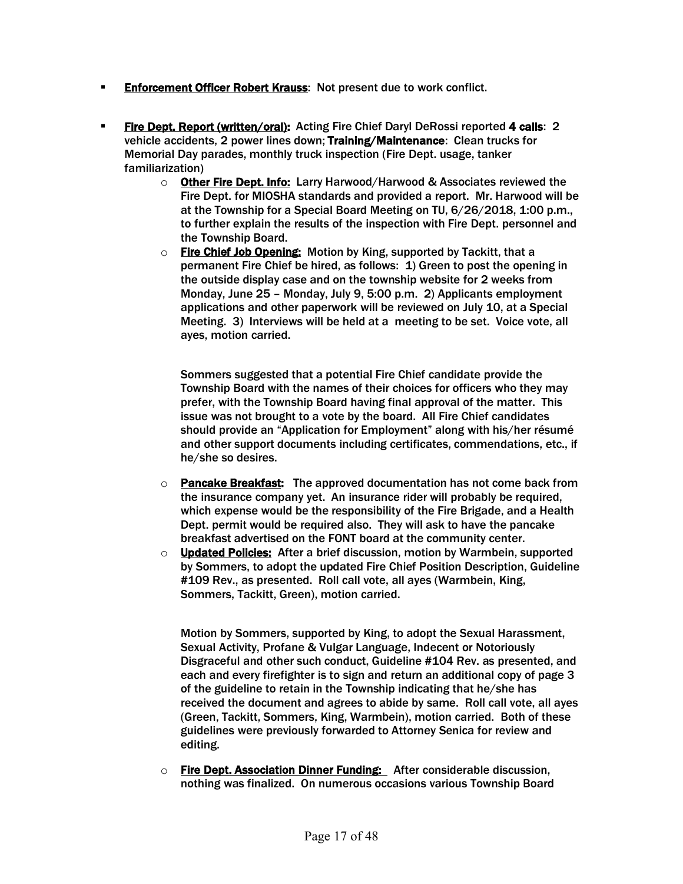- **Enforcement Officer Robert Krauss**: Not present due to work conflict.

- **Fire Dept. Report (written/oral):** Acting Fire Chief Daryl DeRossi reported **4 calls**: 2 vehicle accidents, 2 power lines down; **Training/Maintenance**: Clean trucks for Memorial Day parades, monthly truck inspection (Fire Dept. usage, tanker familiarization)
  - **Other Fire Dept. Info:** Larry Harwood/Harwood & Associates reviewed the Fire Dept. for MIOSHA standards and provided a report. Mr. Harwood will be at the Township for a Special Board Meeting on TU, 6/26/2018, 1:00 p.m., to further explain the results of the inspection with Fire Dept. personnel and the Township Board.
  - **Fire Chief Job Opening:** Motion by King, supported by Tackitt, that a permanent Fire Chief be hired, as follows: 1) Green to post the opening in the outside display case and on the township website for 2 weeks from Monday, June 25 – Monday, July 9, 5:00 p.m. 2) Applicants employment applications and other paperwork will be reviewed on July 10, at a Special Meeting. 3) Interviews will be held at a meeting to be set. Voice vote, all ayes, motion carried.

    Sommers suggested that a potential Fire Chief candidate provide the Township Board with the names of their choices for officers who they may prefer, with the Township Board having final approval of the matter. This issue was not brought to a vote by the board. All Fire Chief candidates should provide an "Application for Employment" along with his/her résumé and other support documents including certificates, commendations, etc., if he/she so desires.

  - **Pancake Breakfast:** The approved documentation has not come back from the insurance company yet. An insurance rider will probably be required, which expense would be the responsibility of the Fire Brigade, and a Health Dept. permit would be required also. They will ask to have the pancake breakfast advertised on the FONT board at the community center.
  - **Updated Policies:** After a brief discussion, motion by Warmbein, supported by Sommers, to adopt the updated Fire Chief Position Description, Guideline #109 Rev., as presented. Roll call vote, all ayes (Warmbein, King, Sommers, Tackitt, Green), motion carried.

    Motion by Sommers, supported by King, to adopt the Sexual Harassment, Sexual Activity, Profane & Vulgar Language, Indecent or Notoriously Disgraceful and other such conduct, Guideline #104 Rev. as presented, and each and every firefighter is to sign and return an additional copy of page 3 of the guideline to retain in the Township indicating that he/she has received the document and agrees to abide by same. Roll call vote, all ayes (Green, Tackitt, Sommers, King, Warmbein), motion carried. Both of these guidelines were previously forwarded to Attorney Senica for review and editing.

  - **Fire Dept. Association Dinner Funding:** After considerable discussion, nothing was finalized. On numerous occasions various Township Board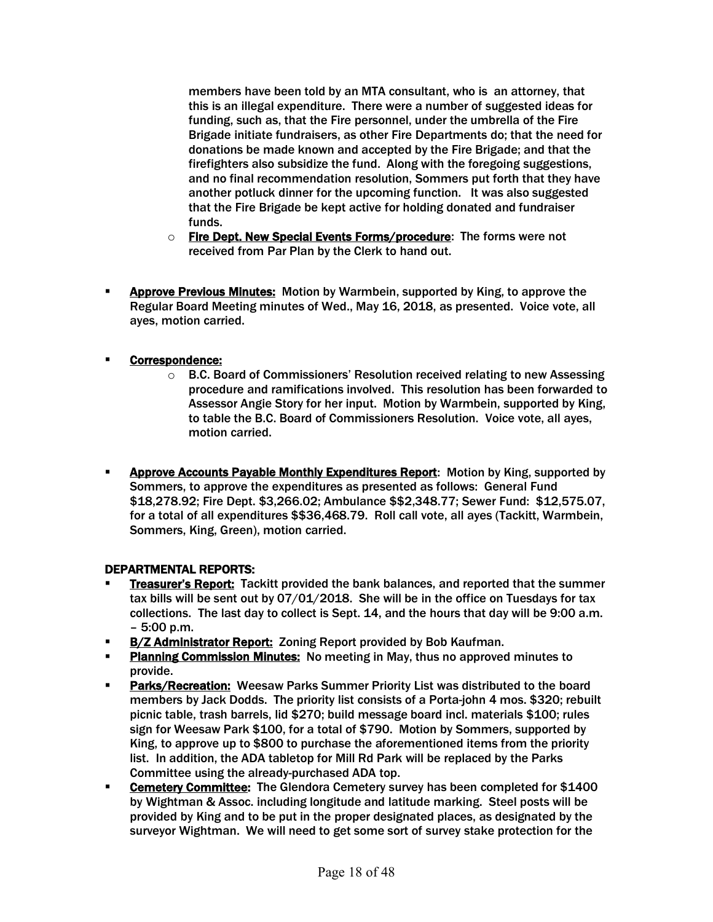members have been told by an MTA consultant, who is an attorney, that this is an illegal expenditure. There were a number of suggested ideas for funding, such as, that the Fire personnel, under the umbrella of the Fire Brigade initiate fundraisers, as other Fire Departments do; that the need for donations be made known and accepted by the Fire Brigade; and that the firefighters also subsidize the fund. Along with the foregoing suggestions, and no final recommendation resolution, Sommers put forth that they have another potluck dinner for the upcoming function. It was also suggested that the Fire Brigade be kept active for holding donated and fundraiser funds.

  - **Fire Dept. New Special Events Forms/procedure**: The forms were not received from Par Plan by the Clerk to hand out.

- **Approve Previous Minutes:** Motion by Warmbein, supported by King, to approve the Regular Board Meeting minutes of Wed., May 16, 2018, as presented. Voice vote, all ayes, motion carried.

- **Correspondence:**
  - B.C. Board of Commissioners' Resolution received relating to new Assessing procedure and ramifications involved. This resolution has been forwarded to Assessor Angie Story for her input. Motion by Warmbein, supported by King, to table the B.C. Board of Commissioners Resolution. Voice vote, all ayes, motion carried.

- **Approve Accounts Payable Monthly Expenditures Report**: Motion by King, supported by Sommers, to approve the expenditures as presented as follows: General Fund $18,278.92; Fire Dept. $3,266.02; Ambulance $$2,348.77; Sewer Fund: $12,575.07, for a total of all expenditures $$36,468.79. Roll call vote, all ayes (Tackitt, Warmbein, Sommers, King, Green), motion carried.

**DEPARTMENTAL REPORTS:**

- **Treasurer's Report:** Tackitt provided the bank balances, and reported that the summer tax bills will be sent out by 07/01/2018. She will be in the office on Tuesdays for tax collections. The last day to collect is Sept. 14, and the hours that day will be 9:00 a.m. – 5:00 p.m.
- **B/Z Administrator Report:** Zoning Report provided by Bob Kaufman.
- **Planning Commission Minutes:** No meeting in May, thus no approved minutes to provide.
- **Parks/Recreation:** Weesaw Parks Summer Priority List was distributed to the board members by Jack Dodds. The priority list consists of a Porta-john 4 mos. $320; rebuilt picnic table, trash barrels, lid $270; build message board incl. materials $100; rules sign for Weesaw Park $100, for a total of $790. Motion by Sommers, supported by King, to approve up to $800 to purchase the aforementioned items from the priority list. In addition, the ADA tabletop for Mill Rd Park will be replaced by the Parks Committee using the already-purchased ADA top.
- **Cemetery Committee:** The Glendora Cemetery survey has been completed for $1400 by Wightman & Assoc. including longitude and latitude marking. Steel posts will be provided by King and to be put in the proper designated places, as designated by the surveyor Wightman. We will need to get some sort of survey stake protection for the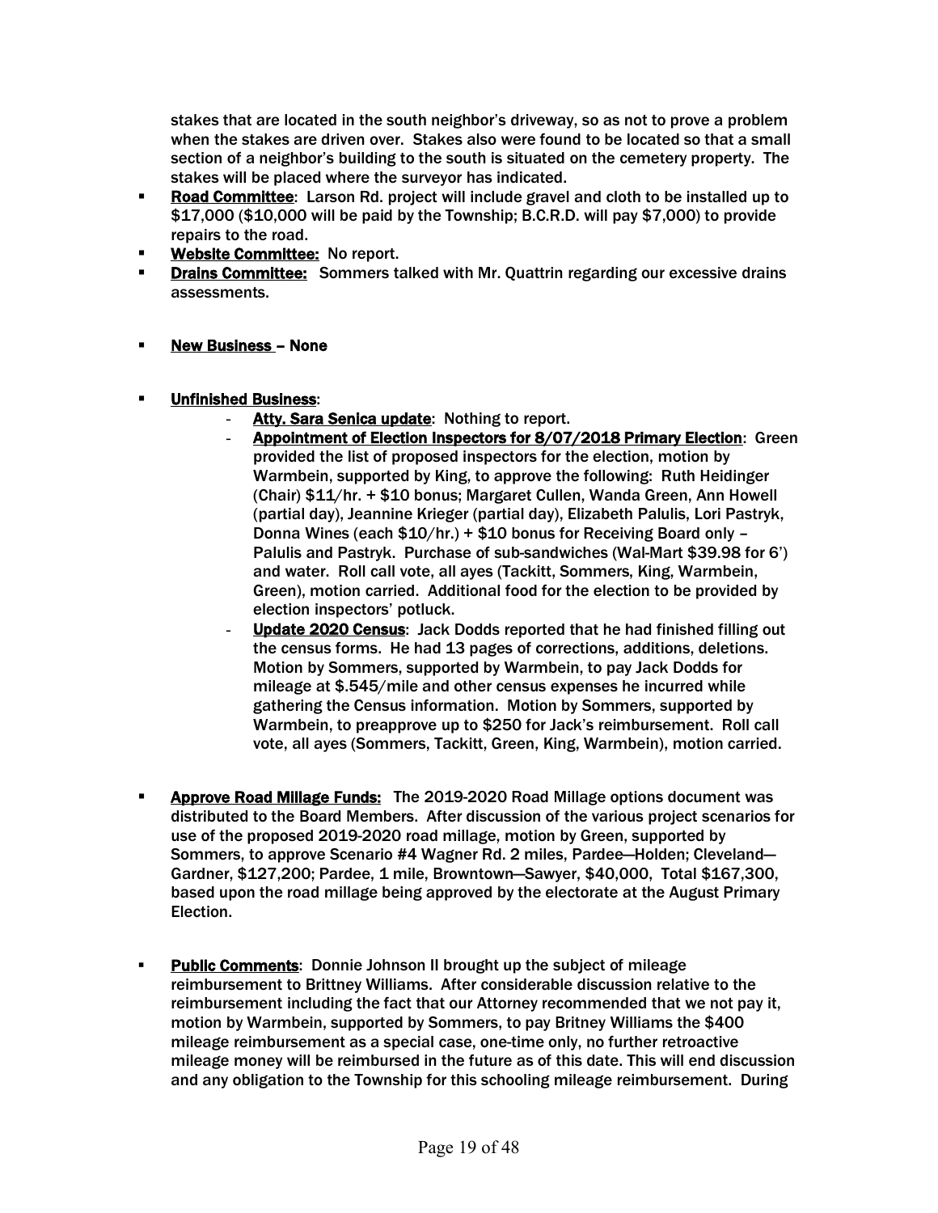stakes that are located in the south neighbor's driveway, so as not to prove a problem when the stakes are driven over. Stakes also were found to be located so that a small section of a neighbor's building to the south is situated on the cemetery property. The stakes will be placed where the surveyor has indicated.

- **Road Committee**: Larson Rd. project will include gravel and cloth to be installed up to $17,000 ($10,000 will be paid by the Township; B.C.R.D. will pay $7,000) to provide repairs to the road.
- **Website Committee:** No report.
- **Drains Committee:** Sommers talked with Mr. Quattrin regarding our excessive drains assessments.

- **New Business – None**

- **Unfinished Business**:
  - **Atty. Sara Senica update**: Nothing to report.
  - **Appointment of Election Inspectors for 8/07/2018 Primary Election**: Green provided the list of proposed inspectors for the election, motion by Warmbein, supported by King, to approve the following: Ruth Heidinger (Chair) $11/hr. + $10 bonus; Margaret Cullen, Wanda Green, Ann Howell (partial day), Jeannine Krieger (partial day), Elizabeth Palulis, Lori Pastryk, Donna Wines (each $10/hr.) + $10 bonus for Receiving Board only – Palulis and Pastryk. Purchase of sub-sandwiches (Wal-Mart $39.98 for 6') and water. Roll call vote, all ayes (Tackitt, Sommers, King, Warmbein, Green), motion carried. Additional food for the election to be provided by election inspectors' potluck.
  - **Update 2020 Census**: Jack Dodds reported that he had finished filling out the census forms. He had 13 pages of corrections, additions, deletions. Motion by Sommers, supported by Warmbein, to pay Jack Dodds for mileage at $.545/mile and other census expenses he incurred while gathering the Census information. Motion by Sommers, supported by Warmbein, to preapprove up to $250 for Jack's reimbursement. Roll call vote, all ayes (Sommers, Tackitt, Green, King, Warmbein), motion carried.

- **Approve Road Millage Funds:** The 2019-2020 Road Millage options document was distributed to the Board Members. After discussion of the various project scenarios for use of the proposed 2019-2020 road millage, motion by Green, supported by Sommers, to approve Scenario #4 Wagner Rd. 2 miles, Pardee—Holden; Cleveland—Gardner, $127,200; Pardee, 1 mile, Browntown—Sawyer, $40,000, Total $167,300, based upon the road millage being approved by the electorate at the August Primary Election.

- **Public Comments**: Donnie Johnson II brought up the subject of mileage reimbursement to Brittney Williams. After considerable discussion relative to the reimbursement including the fact that our Attorney recommended that we not pay it, motion by Warmbein, supported by Sommers, to pay Britney Williams the $400 mileage reimbursement as a special case, one-time only, no further retroactive mileage money will be reimbursed in the future as of this date. This will end discussion and any obligation to the Township for this schooling mileage reimbursement. During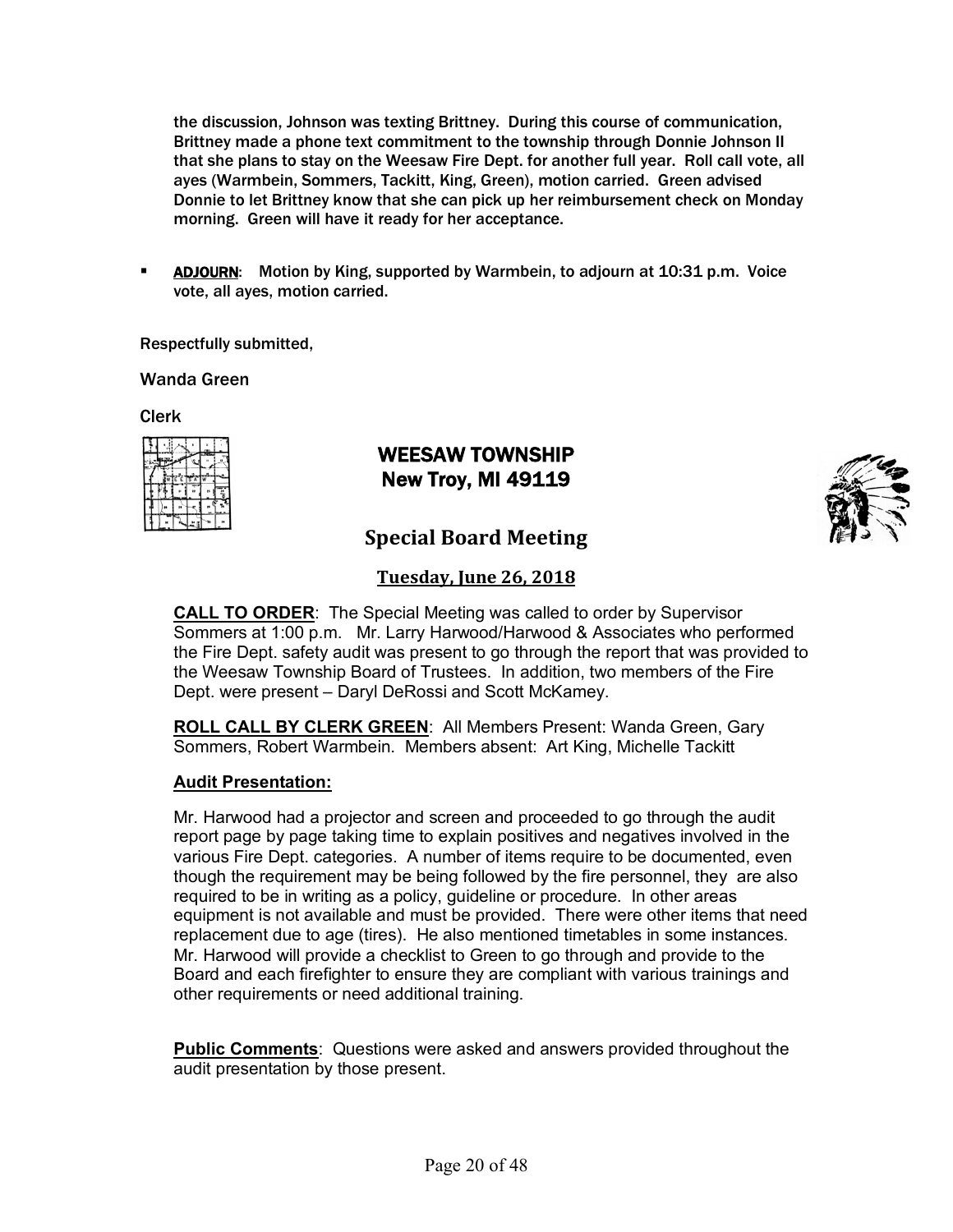the discussion, Johnson was texting Brittney. During this course of communication, Brittney made a phone text commitment to the township through Donnie Johnson II that she plans to stay on the Weesaw Fire Dept. for another full year. Roll call vote, all ayes (Warmbein, Sommers, Tackitt, King, Green), motion carried. Green advised Donnie to let Brittney know that she can pick up her reimbursement check on Monday morning. Green will have it ready for her acceptance.

- **ADJOURN**: Motion by King, supported by Warmbein, to adjourn at 10:31 p.m. Voice vote, all ayes, motion carried.

Respectfully submitted,

Wanda Green

Clerk

# WEESAW TOWNSHIP
## New Troy, MI 49119

## Special Board Meeting

### Tuesday, June 26, 2018

**CALL TO ORDER**: The Special Meeting was called to order by Supervisor Sommers at 1:00 p.m. Mr. Larry Harwood/Harwood & Associates who performed the Fire Dept. safety audit was present to go through the report that was provided to the Weesaw Township Board of Trustees. In addition, two members of the Fire Dept. were present – Daryl DeRossi and Scott McKamey.

**ROLL CALL BY CLERK GREEN**: All Members Present: Wanda Green, Gary Sommers, Robert Warmbein. Members absent: Art King, Michelle Tackitt

**Audit Presentation:**

Mr. Harwood had a projector and screen and proceeded to go through the audit report page by page taking time to explain positives and negatives involved in the various Fire Dept. categories. A number of items require to be documented, even though the requirement may be being followed by the fire personnel, they are also required to be in writing as a policy, guideline or procedure. In other areas equipment is not available and must be provided. There were other items that need replacement due to age (tires). He also mentioned timetables in some instances. Mr. Harwood will provide a checklist to Green to go through and provide to the Board and each firefighter to ensure they are compliant with various trainings and other requirements or need additional training.

**Public Comments**: Questions were asked and answers provided throughout the audit presentation by those present.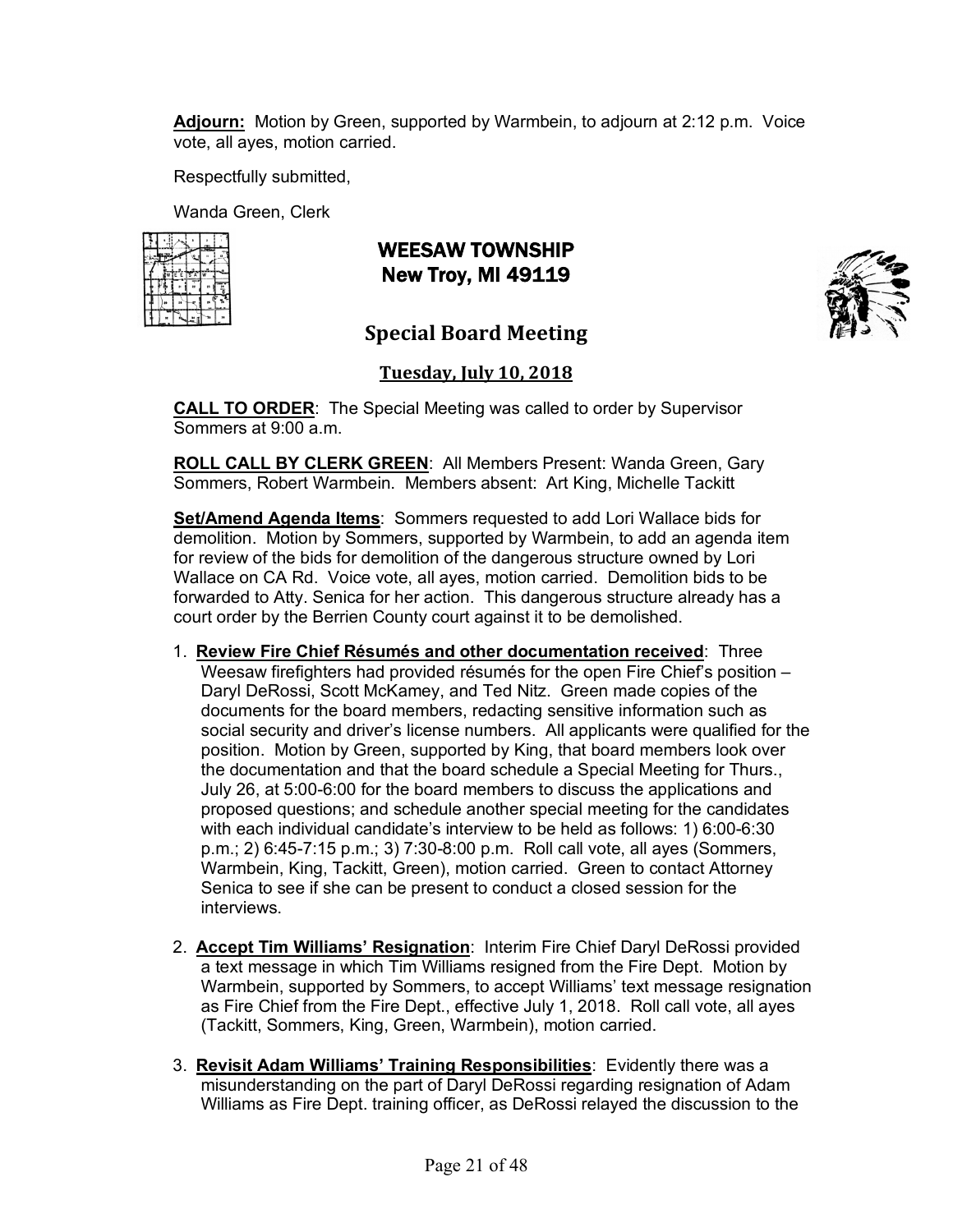**Adjourn:** Motion by Green, supported by Warmbein, to adjourn at 2:12 p.m. Voice vote, all ayes, motion carried.

Respectfully submitted,

Wanda Green, Clerk

# WEESAW TOWNSHIP
## New Troy, MI 49119

## Special Board Meeting

### Tuesday, July 10, 2018

**CALL TO ORDER**: The Special Meeting was called to order by Supervisor Sommers at 9:00 a.m.

**ROLL CALL BY CLERK GREEN**: All Members Present: Wanda Green, Gary Sommers, Robert Warmbein. Members absent: Art King, Michelle Tackitt

**Set/Amend Agenda Items**: Sommers requested to add Lori Wallace bids for demolition. Motion by Sommers, supported by Warmbein, to add an agenda item for review of the bids for demolition of the dangerous structure owned by Lori Wallace on CA Rd. Voice vote, all ayes, motion carried. Demolition bids to be forwarded to Atty. Senica for her action. This dangerous structure already has a court order by the Berrien County court against it to be demolished.

1. **Review Fire Chief Résumés and other documentation received**: Three Weesaw firefighters had provided résumés for the open Fire Chief's position – Daryl DeRossi, Scott McKamey, and Ted Nitz. Green made copies of the documents for the board members, redacting sensitive information such as social security and driver's license numbers. All applicants were qualified for the position. Motion by Green, supported by King, that board members look over the documentation and that the board schedule a Special Meeting for Thurs., July 26, at 5:00-6:00 for the board members to discuss the applications and proposed questions; and schedule another special meeting for the candidates with each individual candidate's interview to be held as follows: 1) 6:00-6:30 p.m.; 2) 6:45-7:15 p.m.; 3) 7:30-8:00 p.m. Roll call vote, all ayes (Sommers, Warmbein, King, Tackitt, Green), motion carried. Green to contact Attorney Senica to see if she can be present to conduct a closed session for the interviews.

2. **Accept Tim Williams' Resignation**: Interim Fire Chief Daryl DeRossi provided a text message in which Tim Williams resigned from the Fire Dept. Motion by Warmbein, supported by Sommers, to accept Williams' text message resignation as Fire Chief from the Fire Dept., effective July 1, 2018. Roll call vote, all ayes (Tackitt, Sommers, King, Green, Warmbein), motion carried.

3. **Revisit Adam Williams' Training Responsibilities**: Evidently there was a misunderstanding on the part of Daryl DeRossi regarding resignation of Adam Williams as Fire Dept. training officer, as DeRossi relayed the discussion to the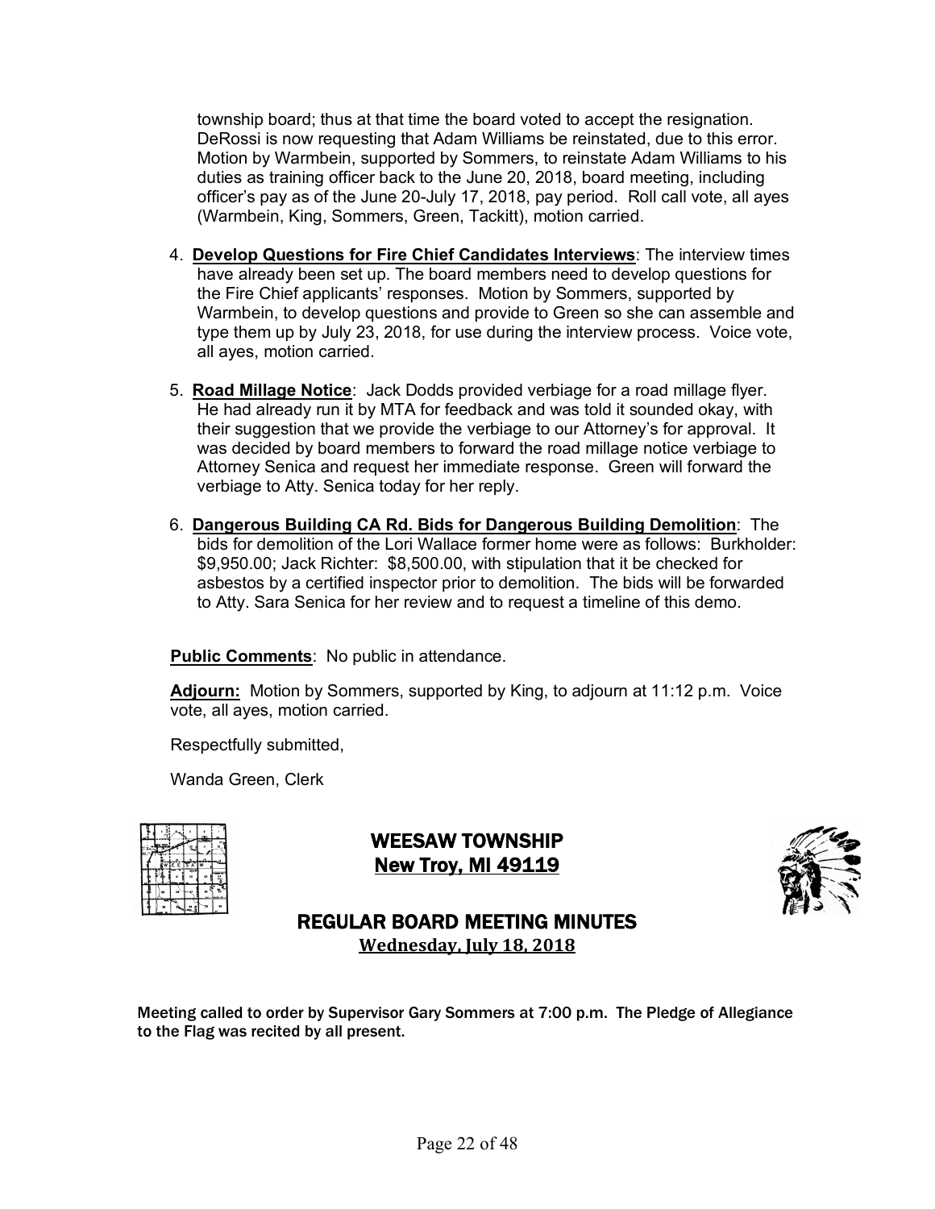township board; thus at that time the board voted to accept the resignation. DeRossi is now requesting that Adam Williams be reinstated, due to this error. Motion by Warmbein, supported by Sommers, to reinstate Adam Williams to his duties as training officer back to the June 20, 2018, board meeting, including officer's pay as of the June 20-July 17, 2018, pay period. Roll call vote, all ayes (Warmbein, King, Sommers, Green, Tackitt), motion carried.

4. **Develop Questions for Fire Chief Candidates Interviews**: The interview times have already been set up. The board members need to develop questions for the Fire Chief applicants' responses. Motion by Sommers, supported by Warmbein, to develop questions and provide to Green so she can assemble and type them up by July 23, 2018, for use during the interview process. Voice vote, all ayes, motion carried.

5. **Road Millage Notice**: Jack Dodds provided verbiage for a road millage flyer. He had already run it by MTA for feedback and was told it sounded okay, with their suggestion that we provide the verbiage to our Attorney's for approval. It was decided by board members to forward the road millage notice verbiage to Attorney Senica and request her immediate response. Green will forward the verbiage to Atty. Senica today for her reply.

6. **Dangerous Building CA Rd. Bids for Dangerous Building Demolition**: The bids for demolition of the Lori Wallace former home were as follows: Burkholder: $9,950.00; Jack Richter: $8,500.00, with stipulation that it be checked for asbestos by a certified inspector prior to demolition. The bids will be forwarded to Atty. Sara Senica for her review and to request a timeline of this demo.

**Public Comments**: No public in attendance.

**Adjourn:** Motion by Sommers, supported by King, to adjourn at 11:12 p.m. Voice vote, all ayes, motion carried.

Respectfully submitted,

Wanda Green, Clerk

## WEESAW TOWNSHIP
## New Troy, MI 49119

## REGULAR BOARD MEETING MINUTES
**Wednesday, July 18, 2018**

Meeting called to order by Supervisor Gary Sommers at 7:00 p.m. The Pledge of Allegiance to the Flag was recited by all present.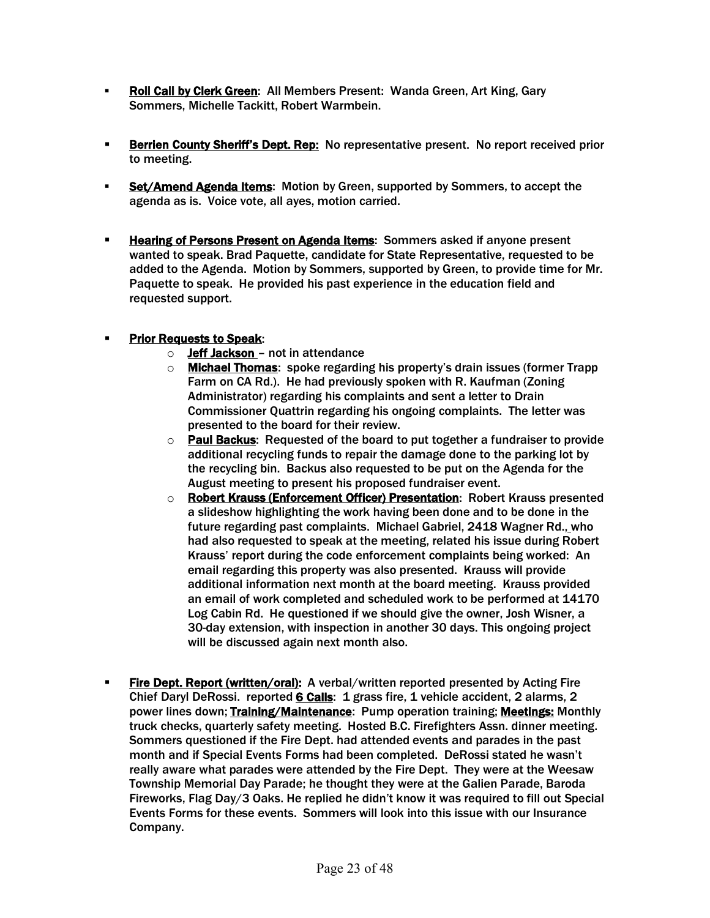- **Roll Call by Clerk Green**: All Members Present: Wanda Green, Art King, Gary Sommers, Michelle Tackitt, Robert Warmbein.

- **Berrien County Sheriff's Dept. Rep:** No representative present. No report received prior to meeting.

- **Set/Amend Agenda Items**: Motion by Green, supported by Sommers, to accept the agenda as is. Voice vote, all ayes, motion carried.

- **Hearing of Persons Present on Agenda Items**: Sommers asked if anyone present wanted to speak. Brad Paquette, candidate for State Representative, requested to be added to the Agenda. Motion by Sommers, supported by Green, to provide time for Mr. Paquette to speak. He provided his past experience in the education field and requested support.

- **Prior Requests to Speak**:
  - **Jeff Jackson** – not in attendance
  - **Michael Thomas**: spoke regarding his property's drain issues (former Trapp Farm on CA Rd.). He had previously spoken with R. Kaufman (Zoning Administrator) regarding his complaints and sent a letter to Drain Commissioner Quattrin regarding his ongoing complaints. The letter was presented to the board for their review.
  - **Paul Backus**: Requested of the board to put together a fundraiser to provide additional recycling funds to repair the damage done to the parking lot by the recycling bin. Backus also requested to be put on the Agenda for the August meeting to present his proposed fundraiser event.
  - **Robert Krauss (Enforcement Officer) Presentation**: Robert Krauss presented a slideshow highlighting the work having been done and to be done in the future regarding past complaints. Michael Gabriel, 2418 Wagner Rd., who had also requested to speak at the meeting, related his issue during Robert Krauss' report during the code enforcement complaints being worked: An email regarding this property was also presented. Krauss will provide additional information next month at the board meeting. Krauss provided an email of work completed and scheduled work to be performed at 14170 Log Cabin Rd. He questioned if we should give the owner, Josh Wisner, a 30-day extension, with inspection in another 30 days. This ongoing project will be discussed again next month also.

- **Fire Dept. Report (written/oral):** A verbal/written reported presented by Acting Fire Chief Daryl DeRossi. reported **6 Calls**: 1 grass fire, 1 vehicle accident, 2 alarms, 2 power lines down; **Training/Maintenance**: Pump operation training; **Meetings:** Monthly truck checks, quarterly safety meeting. Hosted B.C. Firefighters Assn. dinner meeting. Sommers questioned if the Fire Dept. had attended events and parades in the past month and if Special Events Forms had been completed. DeRossi stated he wasn't really aware what parades were attended by the Fire Dept. They were at the Weesaw Township Memorial Day Parade; he thought they were at the Galien Parade, Baroda Fireworks, Flag Day/3 Oaks. He replied he didn't know it was required to fill out Special Events Forms for these events. Sommers will look into this issue with our Insurance Company.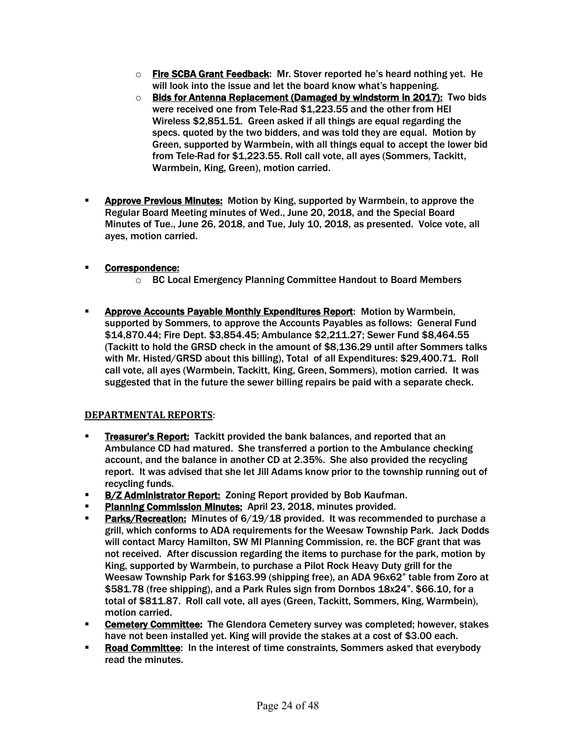- **Fire SCBA Grant Feedback**: Mr. Stover reported he's heard nothing yet. He will look into the issue and let the board know what's happening.
  - **Bids for Antenna Replacement (Damaged by windstorm in 2017):** Two bids were received one from Tele-Rad $1,223.55 and the other from HEI Wireless $2,851.51. Green asked if all things are equal regarding the specs. quoted by the two bidders, and was told they are equal. Motion by Green, supported by Warmbein, with all things equal to accept the lower bid from Tele-Rad for $1,223.55. Roll call vote, all ayes (Sommers, Tackitt, Warmbein, King, Green), motion carried.

- **Approve Previous Minutes:** Motion by King, supported by Warmbein, to approve the Regular Board Meeting minutes of Wed., June 20, 2018, and the Special Board Minutes of Tue., June 26, 2018, and Tue, July 10, 2018, as presented. Voice vote, all ayes, motion carried.

- **Correspondence:**
  - BC Local Emergency Planning Committee Handout to Board Members

- **Approve Accounts Payable Monthly Expenditures Report**: Motion by Warmbein, supported by Sommers, to approve the Accounts Payables as follows: General Fund $14,870.44; Fire Dept. $3,854.45; Ambulance $2,211.27; Sewer Fund $8,464.55 (Tackitt to hold the GRSD check in the amount of $8,136.29 until after Sommers talks with Mr. Histed/GRSD about this billing), Total of all Expenditures: $29,400.71. Roll call vote, all ayes (Warmbein, Tackitt, King, Green, Sommers), motion carried. It was suggested that in the future the sewer billing repairs be paid with a separate check.

## DEPARTMENTAL REPORTS:

- **Treasurer's Report:** Tackitt provided the bank balances, and reported that an Ambulance CD had matured. She transferred a portion to the Ambulance checking account, and the balance in another CD at 2.35%. She also provided the recycling report. It was advised that she let Jill Adams know prior to the township running out of recycling funds.
- **B/Z Administrator Report:** Zoning Report provided by Bob Kaufman.
- **Planning Commission Minutes:** April 23, 2018, minutes provided.
- **Parks/Recreation:** Minutes of 6/19/18 provided. It was recommended to purchase a grill, which conforms to ADA requirements for the Weesaw Township Park. Jack Dodds will contact Marcy Hamilton, SW MI Planning Commission, re. the BCF grant that was not received. After discussion regarding the items to purchase for the park, motion by King, supported by Warmbein, to purchase a Pilot Rock Heavy Duty grill for the Weesaw Township Park for $163.99 (shipping free), an ADA 96x62" table from Zoro at $581.78 (free shipping), and a Park Rules sign from Dornbos 18x24". $66.10, for a total of $811.87. Roll call vote, all ayes (Green, Tackitt, Sommers, King, Warmbein), motion carried.
- **Cemetery Committee:** The Glendora Cemetery survey was completed; however, stakes have not been installed yet. King will provide the stakes at a cost of $3.00 each.
- **Road Committee**: In the interest of time constraints, Sommers asked that everybody read the minutes.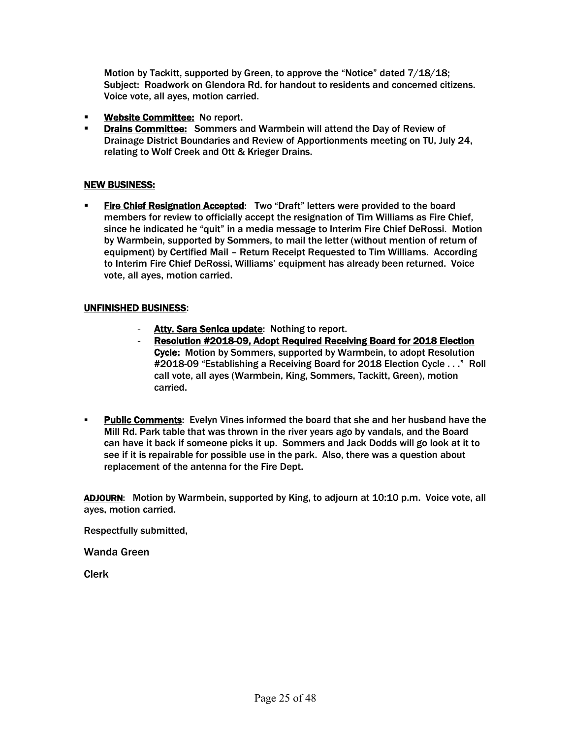Motion by Tackitt, supported by Green, to approve the "Notice" dated 7/18/18; Subject: Roadwork on Glendora Rd. for handout to residents and concerned citizens. Voice vote, all ayes, motion carried.

- **Website Committee:** No report.
- **Drains Committee:** Sommers and Warmbein will attend the Day of Review of Drainage District Boundaries and Review of Apportionments meeting on TU, July 24, relating to Wolf Creek and Ott & Krieger Drains.

**NEW BUSINESS:**

- **Fire Chief Resignation Accepted**: Two "Draft" letters were provided to the board members for review to officially accept the resignation of Tim Williams as Fire Chief, since he indicated he "quit" in a media message to Interim Fire Chief DeRossi. Motion by Warmbein, supported by Sommers, to mail the letter (without mention of return of equipment) by Certified Mail – Return Receipt Requested to Tim Williams. According to Interim Fire Chief DeRossi, Williams' equipment has already been returned. Voice vote, all ayes, motion carried.

**UNFINISHED BUSINESS**:

- **Atty. Sara Senica update**: Nothing to report.
- **Resolution #2018-09, Adopt Required Receiving Board for 2018 Election Cycle:** Motion by Sommers, supported by Warmbein, to adopt Resolution #2018-09 "Establishing a Receiving Board for 2018 Election Cycle . . ." Roll call vote, all ayes (Warmbein, King, Sommers, Tackitt, Green), motion carried.

- **Public Comments**: Evelyn Vines informed the board that she and her husband have the Mill Rd. Park table that was thrown in the river years ago by vandals, and the Board can have it back if someone picks it up. Sommers and Jack Dodds will go look at it to see if it is repairable for possible use in the park. Also, there was a question about replacement of the antenna for the Fire Dept.

**ADJOURN**: Motion by Warmbein, supported by King, to adjourn at 10:10 p.m. Voice vote, all ayes, motion carried.

Respectfully submitted,

Wanda Green

Clerk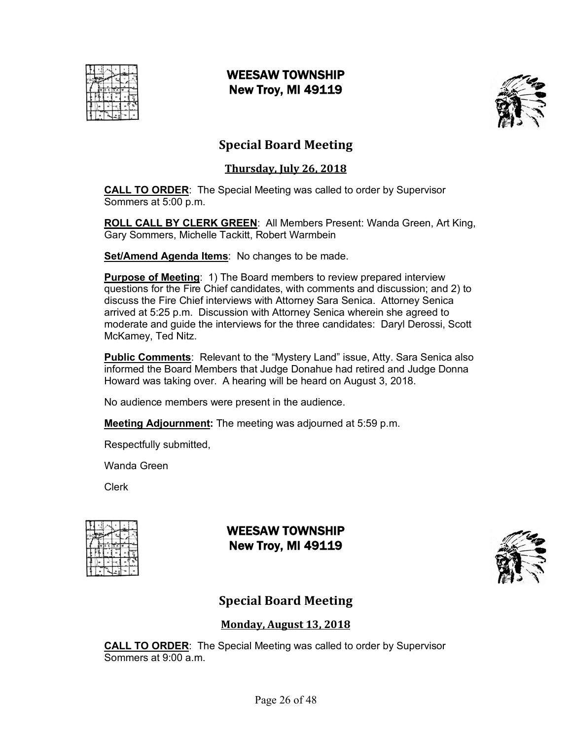# WEESAW TOWNSHIP
# New Troy, MI 49119

## Special Board Meeting

### Thursday, July 26, 2018

**CALL TO ORDER**: The Special Meeting was called to order by Supervisor Sommers at 5:00 p.m.

**ROLL CALL BY CLERK GREEN**: All Members Present: Wanda Green, Art King, Gary Sommers, Michelle Tackitt, Robert Warmbein

**Set/Amend Agenda Items**: No changes to be made.

**Purpose of Meeting**: 1) The Board members to review prepared interview questions for the Fire Chief candidates, with comments and discussion; and 2) to discuss the Fire Chief interviews with Attorney Sara Senica. Attorney Senica arrived at 5:25 p.m. Discussion with Attorney Senica wherein she agreed to moderate and guide the interviews for the three candidates: Daryl Derossi, Scott McKamey, Ted Nitz.

**Public Comments**: Relevant to the "Mystery Land" issue, Atty. Sara Senica also informed the Board Members that Judge Donahue had retired and Judge Donna Howard was taking over. A hearing will be heard on August 3, 2018.

No audience members were present in the audience.

**Meeting Adjournment:** The meeting was adjourned at 5:59 p.m.

Respectfully submitted,

Wanda Green

Clerk

# WEESAW TOWNSHIP
# New Troy, MI 49119

## Special Board Meeting

### Monday, August 13, 2018

**CALL TO ORDER**: The Special Meeting was called to order by Supervisor Sommers at 9:00 a.m.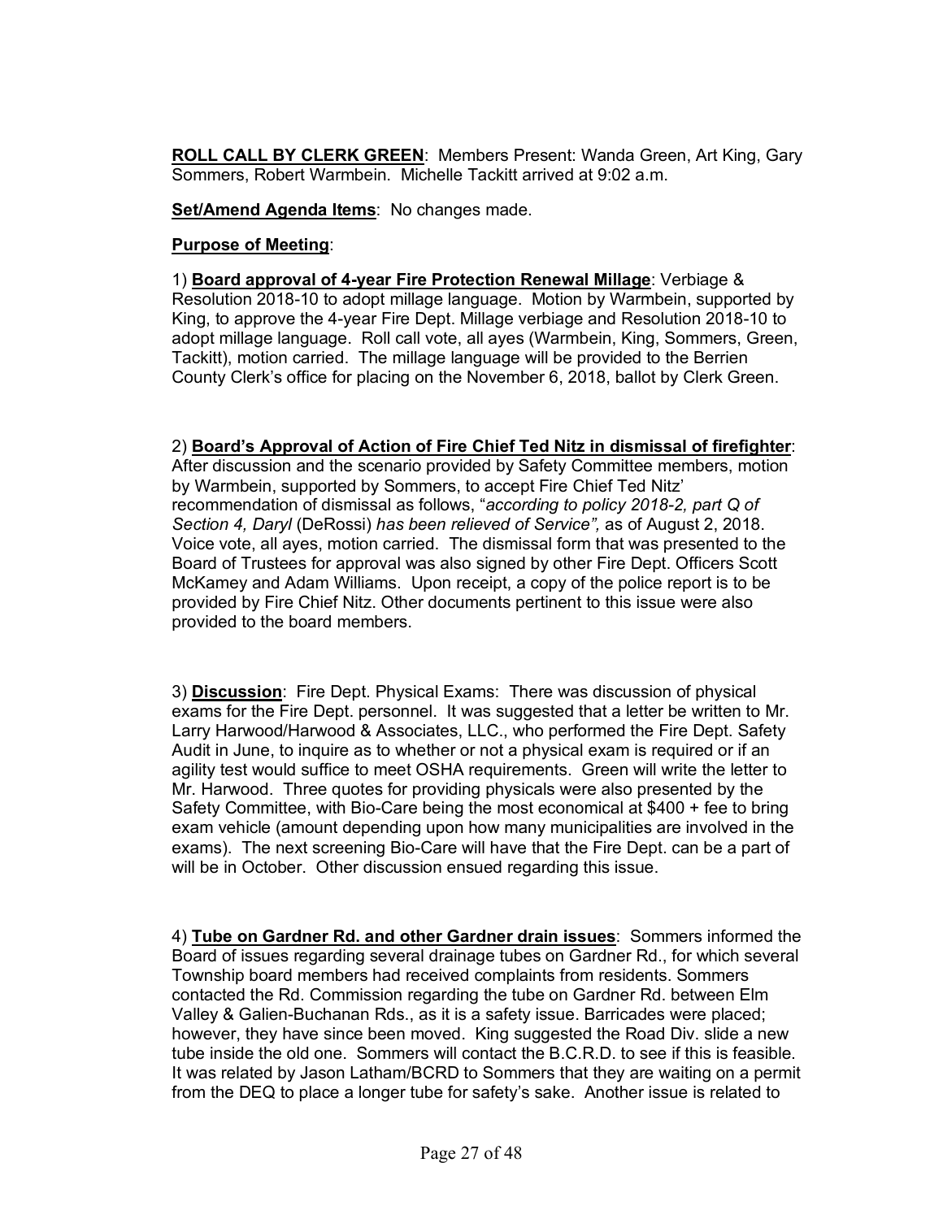**ROLL CALL BY CLERK GREEN**: Members Present: Wanda Green, Art King, Gary Sommers, Robert Warmbein. Michelle Tackitt arrived at 9:02 a.m.

**Set/Amend Agenda Items**: No changes made.

**Purpose of Meeting**:

1) **Board approval of 4-year Fire Protection Renewal Millage**: Verbiage & Resolution 2018-10 to adopt millage language. Motion by Warmbein, supported by King, to approve the 4-year Fire Dept. Millage verbiage and Resolution 2018-10 to adopt millage language. Roll call vote, all ayes (Warmbein, King, Sommers, Green, Tackitt), motion carried. The millage language will be provided to the Berrien County Clerk's office for placing on the November 6, 2018, ballot by Clerk Green.

2) **Board's Approval of Action of Fire Chief Ted Nitz in dismissal of firefighter**: After discussion and the scenario provided by Safety Committee members, motion by Warmbein, supported by Sommers, to accept Fire Chief Ted Nitz' recommendation of dismissal as follows, "*according to policy 2018-2, part Q of Section 4, Daryl* (DeRossi) *has been relieved of Service",* as of August 2, 2018. Voice vote, all ayes, motion carried. The dismissal form that was presented to the Board of Trustees for approval was also signed by other Fire Dept. Officers Scott McKamey and Adam Williams. Upon receipt, a copy of the police report is to be provided by Fire Chief Nitz. Other documents pertinent to this issue were also provided to the board members.

3) **Discussion**: Fire Dept. Physical Exams: There was discussion of physical exams for the Fire Dept. personnel. It was suggested that a letter be written to Mr. Larry Harwood/Harwood & Associates, LLC., who performed the Fire Dept. Safety Audit in June, to inquire as to whether or not a physical exam is required or if an agility test would suffice to meet OSHA requirements. Green will write the letter to Mr. Harwood. Three quotes for providing physicals were also presented by the Safety Committee, with Bio-Care being the most economical at $400 + fee to bring exam vehicle (amount depending upon how many municipalities are involved in the exams). The next screening Bio-Care will have that the Fire Dept. can be a part of will be in October. Other discussion ensued regarding this issue.

4) **Tube on Gardner Rd. and other Gardner drain issues**: Sommers informed the Board of issues regarding several drainage tubes on Gardner Rd., for which several Township board members had received complaints from residents. Sommers contacted the Rd. Commission regarding the tube on Gardner Rd. between Elm Valley & Galien-Buchanan Rds., as it is a safety issue. Barricades were placed; however, they have since been moved. King suggested the Road Div. slide a new tube inside the old one. Sommers will contact the B.C.R.D. to see if this is feasible. It was related by Jason Latham/BCRD to Sommers that they are waiting on a permit from the DEQ to place a longer tube for safety's sake. Another issue is related to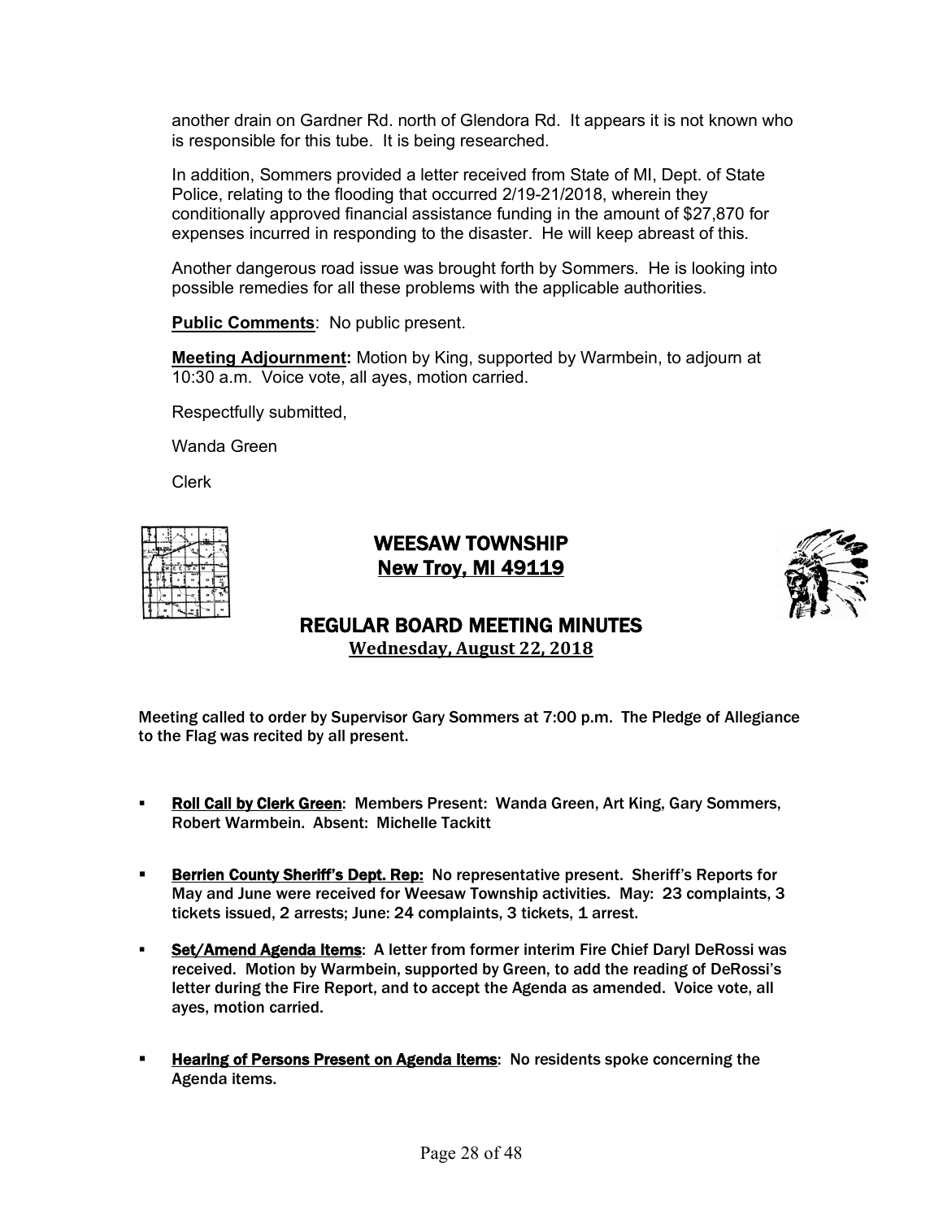another drain on Gardner Rd. north of Glendora Rd. It appears it is not known who is responsible for this tube. It is being researched.

In addition, Sommers provided a letter received from State of MI, Dept. of State Police, relating to the flooding that occurred 2/19-21/2018, wherein they conditionally approved financial assistance funding in the amount of $27,870 for expenses incurred in responding to the disaster. He will keep abreast of this.

Another dangerous road issue was brought forth by Sommers. He is looking into possible remedies for all these problems with the applicable authorities.

**Public Comments**: No public present.

**Meeting Adjournment:** Motion by King, supported by Warmbein, to adjourn at 10:30 a.m. Voice vote, all ayes, motion carried.

Respectfully submitted,

Wanda Green

Clerk

# WEESAW TOWNSHIP
## New Troy, MI 49119

## REGULAR BOARD MEETING MINUTES
### Wednesday, August 22, 2018

Meeting called to order by Supervisor Gary Sommers at 7:00 p.m. The Pledge of Allegiance to the Flag was recited by all present.

- **Roll Call by Clerk Green**: Members Present: Wanda Green, Art King, Gary Sommers, Robert Warmbein. Absent: Michelle Tackitt
- **Berrien County Sheriff's Dept. Rep:** No representative present. Sheriff's Reports for May and June were received for Weesaw Township activities. May: 23 complaints, 3 tickets issued, 2 arrests; June: 24 complaints, 3 tickets, 1 arrest.
- **Set/Amend Agenda Items**: A letter from former interim Fire Chief Daryl DeRossi was received. Motion by Warmbein, supported by Green, to add the reading of DeRossi's letter during the Fire Report, and to accept the Agenda as amended. Voice vote, all ayes, motion carried.
- **Hearing of Persons Present on Agenda Items**: No residents spoke concerning the Agenda items.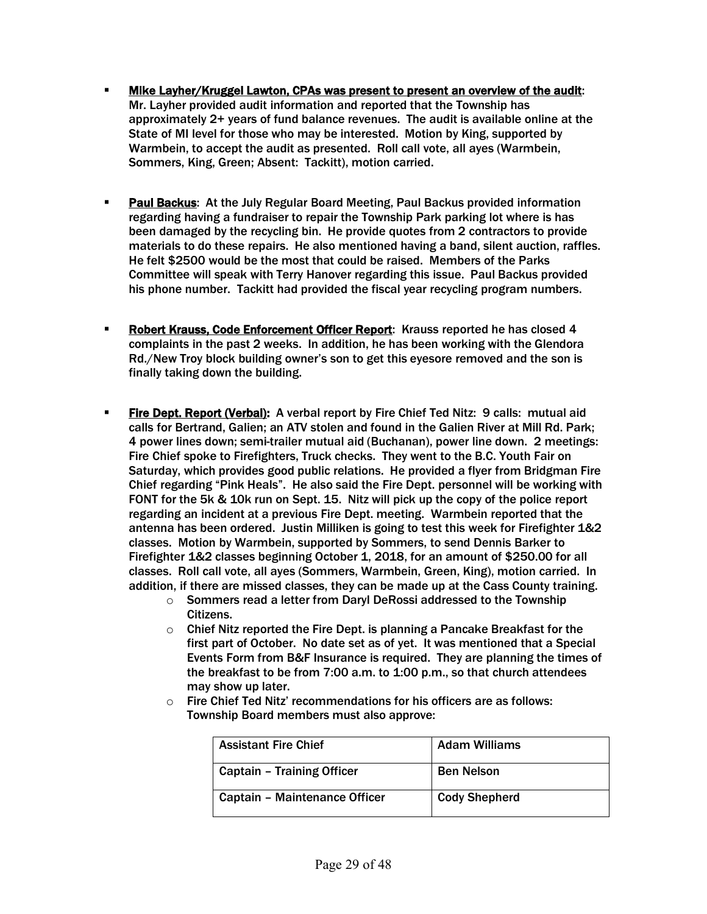- **Mike Layher/Kruggel Lawton, CPAs was present to present an overview of the audit**: Mr. Layher provided audit information and reported that the Township has approximately 2+ years of fund balance revenues. The audit is available online at the State of MI level for those who may be interested. Motion by King, supported by Warmbein, to accept the audit as presented. Roll call vote, all ayes (Warmbein, Sommers, King, Green; Absent: Tackitt), motion carried.

- **Paul Backus**: At the July Regular Board Meeting, Paul Backus provided information regarding having a fundraiser to repair the Township Park parking lot where is has been damaged by the recycling bin. He provide quotes from 2 contractors to provide materials to do these repairs. He also mentioned having a band, silent auction, raffles. He felt $2500 would be the most that could be raised. Members of the Parks Committee will speak with Terry Hanover regarding this issue. Paul Backus provided his phone number. Tackitt had provided the fiscal year recycling program numbers.

- **Robert Krauss, Code Enforcement Officer Report**: Krauss reported he has closed 4 complaints in the past 2 weeks. In addition, he has been working with the Glendora Rd./New Troy block building owner's son to get this eyesore removed and the son is finally taking down the building.

- **Fire Dept. Report (Verbal):** A verbal report by Fire Chief Ted Nitz: 9 calls: mutual aid calls for Bertrand, Galien; an ATV stolen and found in the Galien River at Mill Rd. Park; 4 power lines down; semi-trailer mutual aid (Buchanan), power line down. 2 meetings: Fire Chief spoke to Firefighters, Truck checks. They went to the B.C. Youth Fair on Saturday, which provides good public relations. He provided a flyer from Bridgman Fire Chief regarding "Pink Heals". He also said the Fire Dept. personnel will be working with FONT for the 5k & 10k run on Sept. 15. Nitz will pick up the copy of the police report regarding an incident at a previous Fire Dept. meeting. Warmbein reported that the antenna has been ordered. Justin Milliken is going to test this week for Firefighter 1&2 classes. Motion by Warmbein, supported by Sommers, to send Dennis Barker to Firefighter 1&2 classes beginning October 1, 2018, for an amount of $250.00 for all classes. Roll call vote, all ayes (Sommers, Warmbein, Green, King), motion carried. In addition, if there are missed classes, they can be made up at the Cass County training.
    - Sommers read a letter from Daryl DeRossi addressed to the Township Citizens.
    - Chief Nitz reported the Fire Dept. is planning a Pancake Breakfast for the first part of October. No date set as of yet. It was mentioned that a Special Events Form from B&F Insurance is required. They are planning the times of the breakfast to be from 7:00 a.m. to 1:00 p.m., so that church attendees may show up later.
    - Fire Chief Ted Nitz' recommendations for his officers are as follows: Township Board members must also approve:

| Assistant Fire Chief | Adam Williams |
|---|---|
| Captain – Training Officer | Ben Nelson |
| Captain – Maintenance Officer | Cody Shepherd |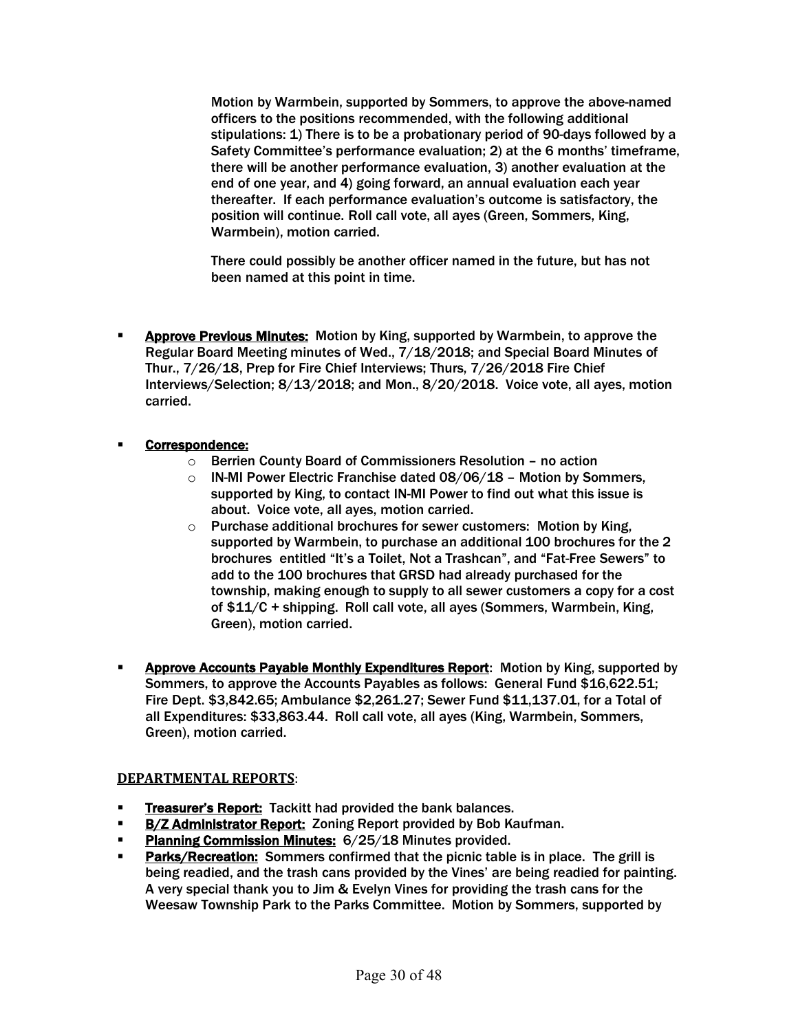Motion by Warmbein, supported by Sommers, to approve the above-named officers to the positions recommended, with the following additional stipulations: 1) There is to be a probationary period of 90-days followed by a Safety Committee's performance evaluation; 2) at the 6 months' timeframe, there will be another performance evaluation, 3) another evaluation at the end of one year, and 4) going forward, an annual evaluation each year thereafter. If each performance evaluation's outcome is satisfactory, the position will continue. Roll call vote, all ayes (Green, Sommers, King, Warmbein), motion carried.

There could possibly be another officer named in the future, but has not been named at this point in time.

- **Approve Previous Minutes:** Motion by King, supported by Warmbein, to approve the Regular Board Meeting minutes of Wed., 7/18/2018; and Special Board Minutes of Thur., 7/26/18, Prep for Fire Chief Interviews; Thurs, 7/26/2018 Fire Chief Interviews/Selection; 8/13/2018; and Mon., 8/20/2018. Voice vote, all ayes, motion carried.

- **Correspondence:**
  - Berrien County Board of Commissioners Resolution – no action
  - IN-MI Power Electric Franchise dated 08/06/18 – Motion by Sommers, supported by King, to contact IN-MI Power to find out what this issue is about. Voice vote, all ayes, motion carried.
  - Purchase additional brochures for sewer customers: Motion by King, supported by Warmbein, to purchase an additional 100 brochures for the 2 brochures entitled "It's a Toilet, Not a Trashcan", and "Fat-Free Sewers" to add to the 100 brochures that GRSD had already purchased for the township, making enough to supply to all sewer customers a copy for a cost of $11/C + shipping. Roll call vote, all ayes (Sommers, Warmbein, King, Green), motion carried.

- **Approve Accounts Payable Monthly Expenditures Report**: Motion by King, supported by Sommers, to approve the Accounts Payables as follows: General Fund $16,622.51; Fire Dept. $3,842.65; Ambulance $2,261.27; Sewer Fund $11,137.01, for a Total of all Expenditures: $33,863.44. Roll call vote, all ayes (King, Warmbein, Sommers, Green), motion carried.

## DEPARTMENTAL REPORTS:

- **Treasurer's Report:** Tackitt had provided the bank balances.
- **B/Z Administrator Report:** Zoning Report provided by Bob Kaufman.
- **Planning Commission Minutes:** 6/25/18 Minutes provided.
- **Parks/Recreation:** Sommers confirmed that the picnic table is in place. The grill is being readied, and the trash cans provided by the Vines' are being readied for painting. A very special thank you to Jim & Evelyn Vines for providing the trash cans for the Weesaw Township Park to the Parks Committee. Motion by Sommers, supported by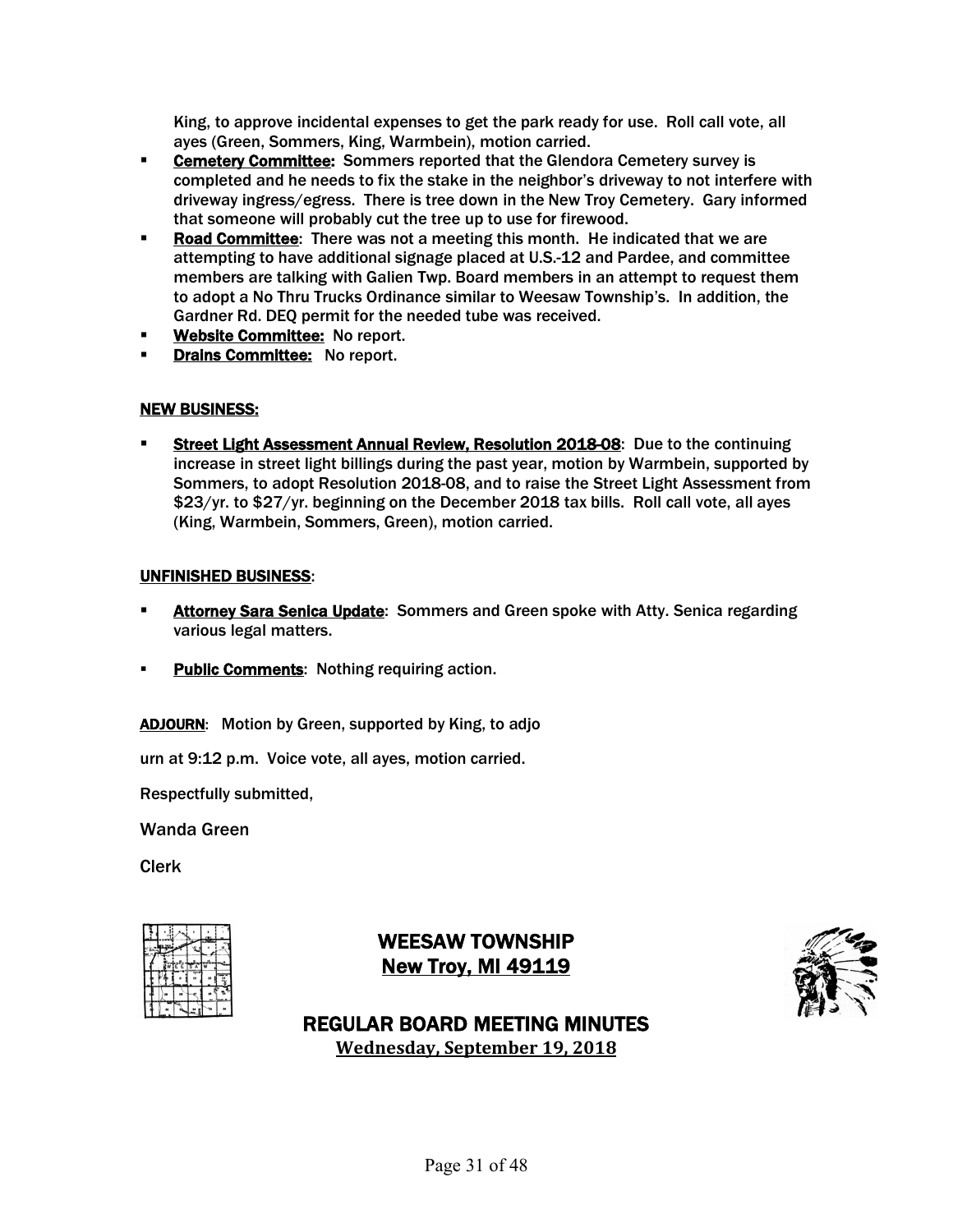King, to approve incidental expenses to get the park ready for use. Roll call vote, all ayes (Green, Sommers, King, Warmbein), motion carried.

- **Cemetery Committee:** Sommers reported that the Glendora Cemetery survey is completed and he needs to fix the stake in the neighbor's driveway to not interfere with driveway ingress/egress. There is tree down in the New Troy Cemetery. Gary informed that someone will probably cut the tree up to use for firewood.
- **Road Committee**: There was not a meeting this month. He indicated that we are attempting to have additional signage placed at U.S.-12 and Pardee, and committee members are talking with Galien Twp. Board members in an attempt to request them to adopt a No Thru Trucks Ordinance similar to Weesaw Township's. In addition, the Gardner Rd. DEQ permit for the needed tube was received.
- **Website Committee:** No report.
- **Drains Committee:** No report.

**NEW BUSINESS:**

- **Street Light Assessment Annual Review, Resolution 2018-08**: Due to the continuing increase in street light billings during the past year, motion by Warmbein, supported by Sommers, to adopt Resolution 2018-08, and to raise the Street Light Assessment from $23/yr. to $27/yr. beginning on the December 2018 tax bills. Roll call vote, all ayes (King, Warmbein, Sommers, Green), motion carried.

**UNFINISHED BUSINESS**:

- **Attorney Sara Senica Update**: Sommers and Green spoke with Atty. Senica regarding various legal matters.

- **Public Comments**: Nothing requiring action.

**ADJOURN**: Motion by Green, supported by King, to adjo

urn at 9:12 p.m. Voice vote, all ayes, motion carried.

Respectfully submitted,

Wanda Green

Clerk

## WEESAW TOWNSHIP
## New Troy, MI 49119

## REGULAR BOARD MEETING MINUTES
**Wednesday, September 19, 2018**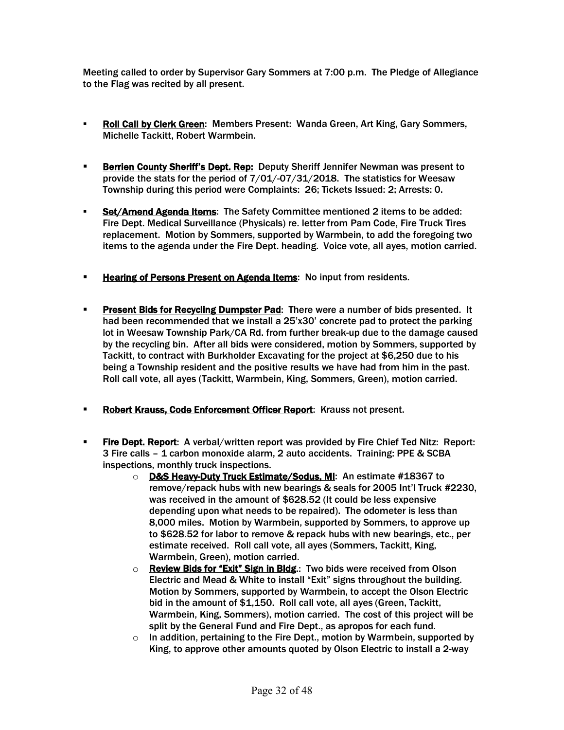Meeting called to order by Supervisor Gary Sommers at 7:00 p.m. The Pledge of Allegiance to the Flag was recited by all present.

- **Roll Call by Clerk Green**: Members Present: Wanda Green, Art King, Gary Sommers, Michelle Tackitt, Robert Warmbein.
- **Berrien County Sheriff's Dept. Rep:** Deputy Sheriff Jennifer Newman was present to provide the stats for the period of 7/01/-07/31/2018. The statistics for Weesaw Township during this period were Complaints: 26; Tickets Issued: 2; Arrests: 0.
- **Set/Amend Agenda Items**: The Safety Committee mentioned 2 items to be added: Fire Dept. Medical Surveillance (Physicals) re. letter from Pam Code, Fire Truck Tires replacement. Motion by Sommers, supported by Warmbein, to add the foregoing two items to the agenda under the Fire Dept. heading. Voice vote, all ayes, motion carried.
- **Hearing of Persons Present on Agenda Items**: No input from residents.
- **Present Bids for Recycling Dumpster Pad**: There were a number of bids presented. It had been recommended that we install a 25'x30' concrete pad to protect the parking lot in Weesaw Township Park/CA Rd. from further break-up due to the damage caused by the recycling bin. After all bids were considered, motion by Sommers, supported by Tackitt, to contract with Burkholder Excavating for the project at $6,250 due to his being a Township resident and the positive results we have had from him in the past. Roll call vote, all ayes (Tackitt, Warmbein, King, Sommers, Green), motion carried.
- **Robert Krauss, Code Enforcement Officer Report**: Krauss not present.
- **Fire Dept. Report**: A verbal/written report was provided by Fire Chief Ted Nitz: Report: 3 Fire calls – 1 carbon monoxide alarm, 2 auto accidents. Training: PPE & SCBA inspections, monthly truck inspections.
  - **D&S Heavy-Duty Truck Estimate/Sodus, MI**: An estimate #18367 to remove/repack hubs with new bearings & seals for 2005 Int'l Truck #2230, was received in the amount of $628.52 (It could be less expensive depending upon what needs to be repaired). The odometer is less than 8,000 miles. Motion by Warmbein, supported by Sommers, to approve up to $628.52 for labor to remove & repack hubs with new bearings, etc., per estimate received. Roll call vote, all ayes (Sommers, Tackitt, King, Warmbein, Green), motion carried.
  - **Review Bids for "Exit" Sign in Bldg.**: Two bids were received from Olson Electric and Mead & White to install "Exit" signs throughout the building. Motion by Sommers, supported by Warmbein, to accept the Olson Electric bid in the amount of $1,150. Roll call vote, all ayes (Green, Tackitt, Warmbein, King, Sommers), motion carried. The cost of this project will be split by the General Fund and Fire Dept., as apropos for each fund.
  - In addition, pertaining to the Fire Dept., motion by Warmbein, supported by King, to approve other amounts quoted by Olson Electric to install a 2-way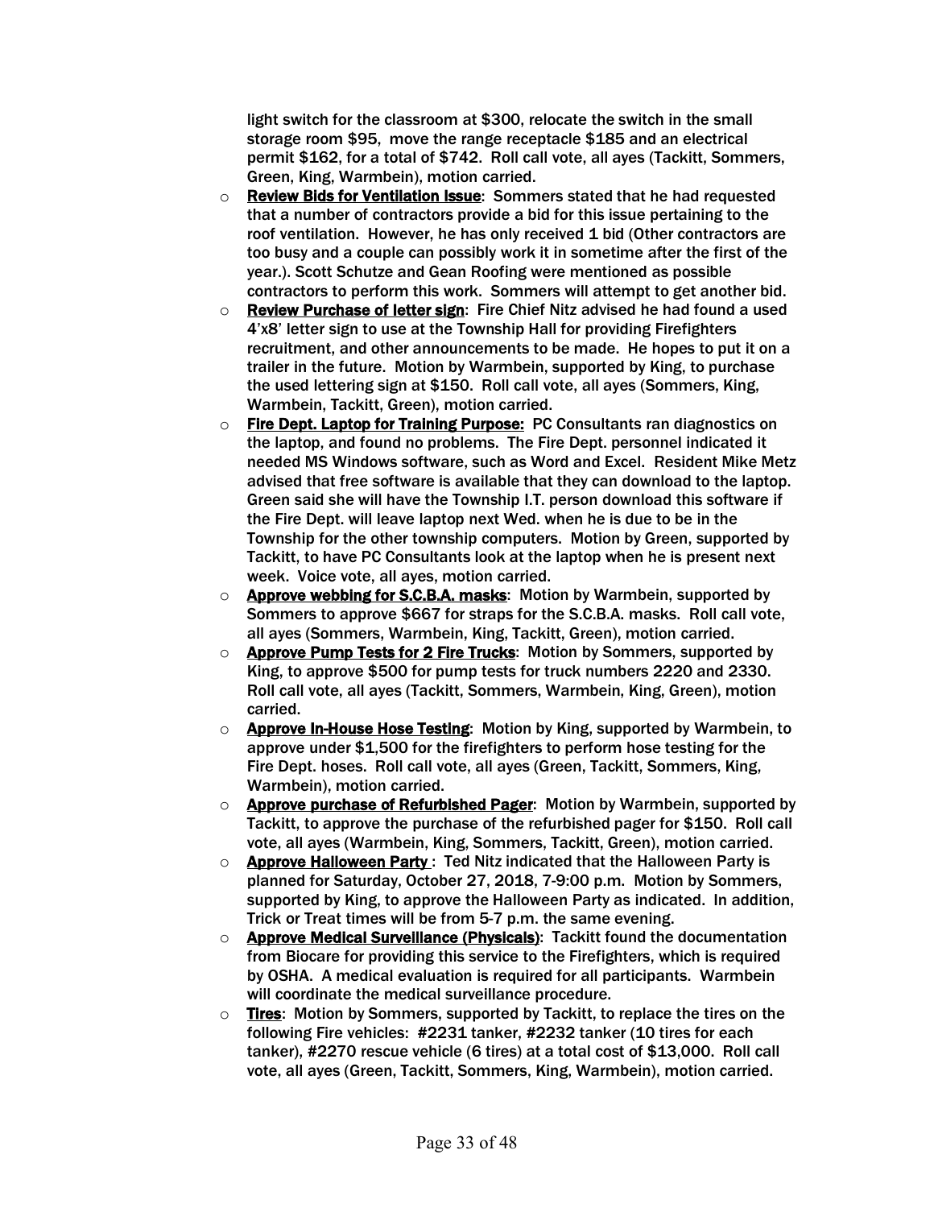light switch for the classroom at $300, relocate the switch in the small storage room $95, move the range receptacle $185 and an electrical permit $162, for a total of $742. Roll call vote, all ayes (Tackitt, Sommers, Green, King, Warmbein), motion carried.

- **Review Bids for Ventilation Issue**: Sommers stated that he had requested that a number of contractors provide a bid for this issue pertaining to the roof ventilation. However, he has only received 1 bid (Other contractors are too busy and a couple can possibly work it in sometime after the first of the year.). Scott Schutze and Gean Roofing were mentioned as possible contractors to perform this work. Sommers will attempt to get another bid.
- **Review Purchase of letter sign**: Fire Chief Nitz advised he had found a used 4'x8' letter sign to use at the Township Hall for providing Firefighters recruitment, and other announcements to be made. He hopes to put it on a trailer in the future. Motion by Warmbein, supported by King, to purchase the used lettering sign at $150. Roll call vote, all ayes (Sommers, King, Warmbein, Tackitt, Green), motion carried.
- **Fire Dept. Laptop for Training Purpose:** PC Consultants ran diagnostics on the laptop, and found no problems. The Fire Dept. personnel indicated it needed MS Windows software, such as Word and Excel. Resident Mike Metz advised that free software is available that they can download to the laptop. Green said she will have the Township I.T. person download this software if the Fire Dept. will leave laptop next Wed. when he is due to be in the Township for the other township computers. Motion by Green, supported by Tackitt, to have PC Consultants look at the laptop when he is present next week. Voice vote, all ayes, motion carried.
- **Approve webbing for S.C.B.A. masks**: Motion by Warmbein, supported by Sommers to approve $667 for straps for the S.C.B.A. masks. Roll call vote, all ayes (Sommers, Warmbein, King, Tackitt, Green), motion carried.
- **Approve Pump Tests for 2 Fire Trucks**: Motion by Sommers, supported by King, to approve $500 for pump tests for truck numbers 2220 and 2330. Roll call vote, all ayes (Tackitt, Sommers, Warmbein, King, Green), motion carried.
- **Approve In-House Hose Testing**: Motion by King, supported by Warmbein, to approve under $1,500 for the firefighters to perform hose testing for the Fire Dept. hoses. Roll call vote, all ayes (Green, Tackitt, Sommers, King, Warmbein), motion carried.
- **Approve purchase of Refurbished Pager**: Motion by Warmbein, supported by Tackitt, to approve the purchase of the refurbished pager for $150. Roll call vote, all ayes (Warmbein, King, Sommers, Tackitt, Green), motion carried.
- **Approve Halloween Party** : Ted Nitz indicated that the Halloween Party is planned for Saturday, October 27, 2018, 7-9:00 p.m. Motion by Sommers, supported by King, to approve the Halloween Party as indicated. In addition, Trick or Treat times will be from 5-7 p.m. the same evening.
- **Approve Medical Surveillance (Physicals)**: Tackitt found the documentation from Biocare for providing this service to the Firefighters, which is required by OSHA. A medical evaluation is required for all participants. Warmbein will coordinate the medical surveillance procedure.
- **Tires**: Motion by Sommers, supported by Tackitt, to replace the tires on the following Fire vehicles: #2231 tanker, #2232 tanker (10 tires for each tanker), #2270 rescue vehicle (6 tires) at a total cost of $13,000. Roll call vote, all ayes (Green, Tackitt, Sommers, King, Warmbein), motion carried.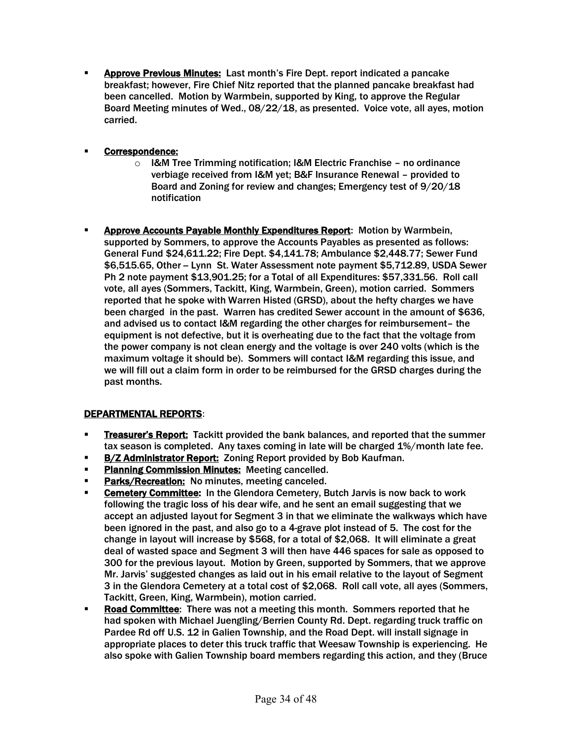- **Approve Previous Minutes:** Last month's Fire Dept. report indicated a pancake breakfast; however, Fire Chief Nitz reported that the planned pancake breakfast had been cancelled. Motion by Warmbein, supported by King, to approve the Regular Board Meeting minutes of Wed., 08/22/18, as presented. Voice vote, all ayes, motion carried.

- **Correspondence:**
  - I&M Tree Trimming notification; I&M Electric Franchise – no ordinance verbiage received from I&M yet; B&F Insurance Renewal – provided to Board and Zoning for review and changes; Emergency test of 9/20/18 notification

- **Approve Accounts Payable Monthly Expenditures Report**: Motion by Warmbein, supported by Sommers, to approve the Accounts Payables as presented as follows: General Fund $24,611.22; Fire Dept. $4,141.78; Ambulance $2,448.77; Sewer Fund $6,515.65, Other – Lynn St. Water Assessment note payment $5,712.89, USDA Sewer Ph 2 note payment $13,901.25; for a Total of all Expenditures: $57,331.56. Roll call vote, all ayes (Sommers, Tackitt, King, Warmbein, Green), motion carried. Sommers reported that he spoke with Warren Histed (GRSD), about the hefty charges we have been charged in the past. Warren has credited Sewer account in the amount of $636, and advised us to contact I&M regarding the other charges for reimbursement– the equipment is not defective, but it is overheating due to the fact that the voltage from the power company is not clean energy and the voltage is over 240 volts (which is the maximum voltage it should be). Sommers will contact I&M regarding this issue, and we will fill out a claim form in order to be reimbursed for the GRSD charges during the past months.

## DEPARTMENTAL REPORTS:

- **Treasurer's Report:** Tackitt provided the bank balances, and reported that the summer tax season is completed. Any taxes coming in late will be charged 1%/month late fee.
- **B/Z Administrator Report:** Zoning Report provided by Bob Kaufman.
- **Planning Commission Minutes:** Meeting cancelled.
- **Parks/Recreation:** No minutes, meeting canceled.
- **Cemetery Committee:** In the Glendora Cemetery, Butch Jarvis is now back to work following the tragic loss of his dear wife, and he sent an email suggesting that we accept an adjusted layout for Segment 3 in that we eliminate the walkways which have been ignored in the past, and also go to a 4-grave plot instead of 5. The cost for the change in layout will increase by $568, for a total of $2,068. It will eliminate a great deal of wasted space and Segment 3 will then have 446 spaces for sale as opposed to 300 for the previous layout. Motion by Green, supported by Sommers, that we approve Mr. Jarvis' suggested changes as laid out in his email relative to the layout of Segment 3 in the Glendora Cemetery at a total cost of $2,068. Roll call vote, all ayes (Sommers, Tackitt, Green, King, Warmbein), motion carried.
- **Road Committee**: There was not a meeting this month. Sommers reported that he had spoken with Michael Juengling/Berrien County Rd. Dept. regarding truck traffic on Pardee Rd off U.S. 12 in Galien Township, and the Road Dept. will install signage in appropriate places to deter this truck traffic that Weesaw Township is experiencing. He also spoke with Galien Township board members regarding this action, and they (Bruce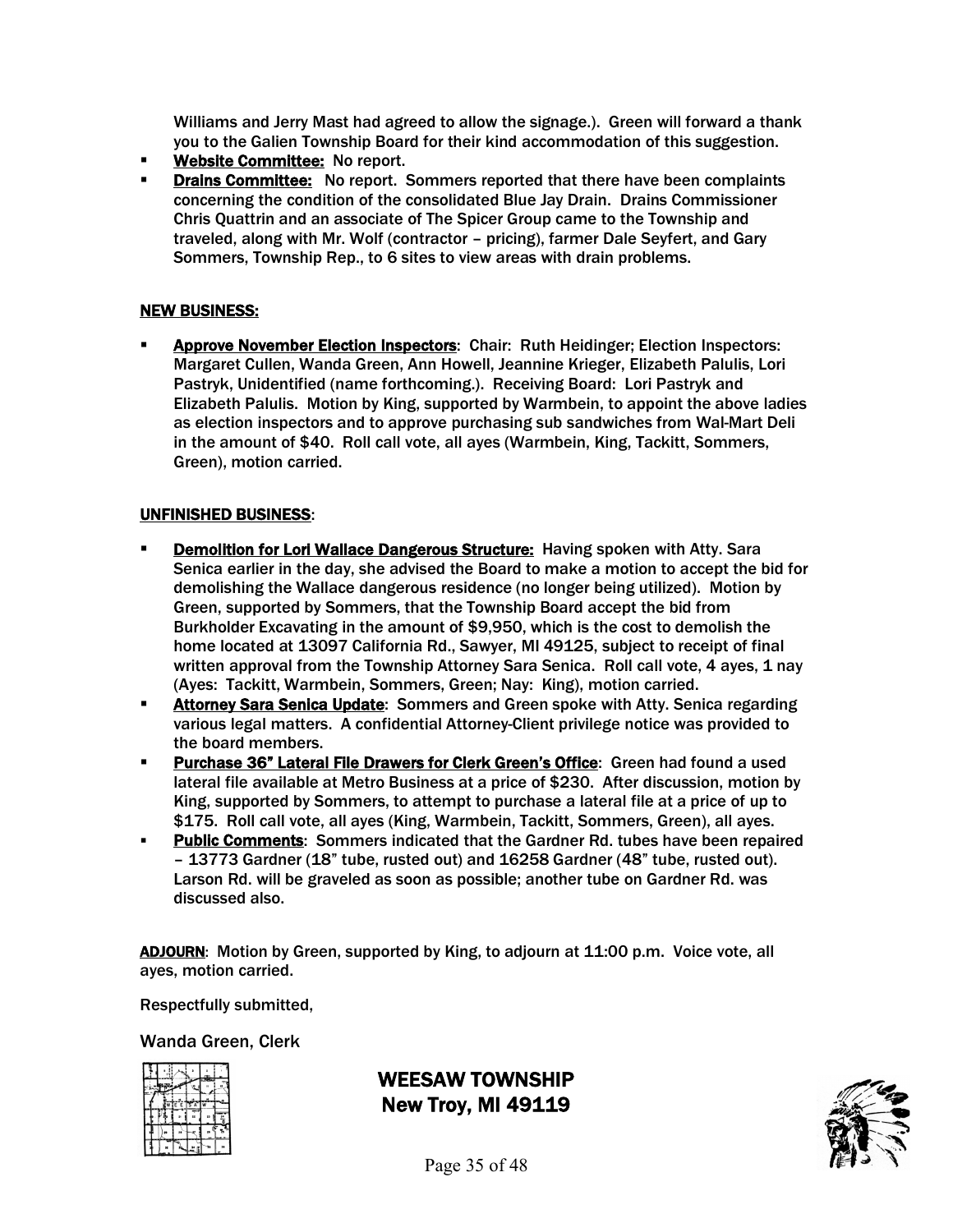Williams and Jerry Mast had agreed to allow the signage.). Green will forward a thank you to the Galien Township Board for their kind accommodation of this suggestion.

- **Website Committee:** No report.
- **Drains Committee:** No report. Sommers reported that there have been complaints concerning the condition of the consolidated Blue Jay Drain. Drains Commissioner Chris Quattrin and an associate of The Spicer Group came to the Township and traveled, along with Mr. Wolf (contractor – pricing), farmer Dale Seyfert, and Gary Sommers, Township Rep., to 6 sites to view areas with drain problems.

**NEW BUSINESS:**

- **Approve November Election Inspectors**: Chair: Ruth Heidinger; Election Inspectors: Margaret Cullen, Wanda Green, Ann Howell, Jeannine Krieger, Elizabeth Palulis, Lori Pastryk, Unidentified (name forthcoming.). Receiving Board: Lori Pastryk and Elizabeth Palulis. Motion by King, supported by Warmbein, to appoint the above ladies as election inspectors and to approve purchasing sub sandwiches from Wal-Mart Deli in the amount of $40. Roll call vote, all ayes (Warmbein, King, Tackitt, Sommers, Green), motion carried.

**UNFINISHED BUSINESS**:

- **Demolition for Lori Wallace Dangerous Structure:** Having spoken with Atty. Sara Senica earlier in the day, she advised the Board to make a motion to accept the bid for demolishing the Wallace dangerous residence (no longer being utilized). Motion by Green, supported by Sommers, that the Township Board accept the bid from Burkholder Excavating in the amount of $9,950, which is the cost to demolish the home located at 13097 California Rd., Sawyer, MI 49125, subject to receipt of final written approval from the Township Attorney Sara Senica. Roll call vote, 4 ayes, 1 nay (Ayes: Tackitt, Warmbein, Sommers, Green; Nay: King), motion carried.
- **Attorney Sara Senica Update**: Sommers and Green spoke with Atty. Senica regarding various legal matters. A confidential Attorney-Client privilege notice was provided to the board members.
- **Purchase 36" Lateral File Drawers for Clerk Green's Office**: Green had found a used lateral file available at Metro Business at a price of $230. After discussion, motion by King, supported by Sommers, to attempt to purchase a lateral file at a price of up to $175. Roll call vote, all ayes (King, Warmbein, Tackitt, Sommers, Green), all ayes.
- **Public Comments**: Sommers indicated that the Gardner Rd. tubes have been repaired – 13773 Gardner (18" tube, rusted out) and 16258 Gardner (48" tube, rusted out). Larson Rd. will be graveled as soon as possible; another tube on Gardner Rd. was discussed also.

**ADJOURN**: Motion by Green, supported by King, to adjourn at 11:00 p.m. Voice vote, all ayes, motion carried.

Respectfully submitted,

Wanda Green, Clerk

**WEESAW TOWNSHIP**
**New Troy, MI 49119**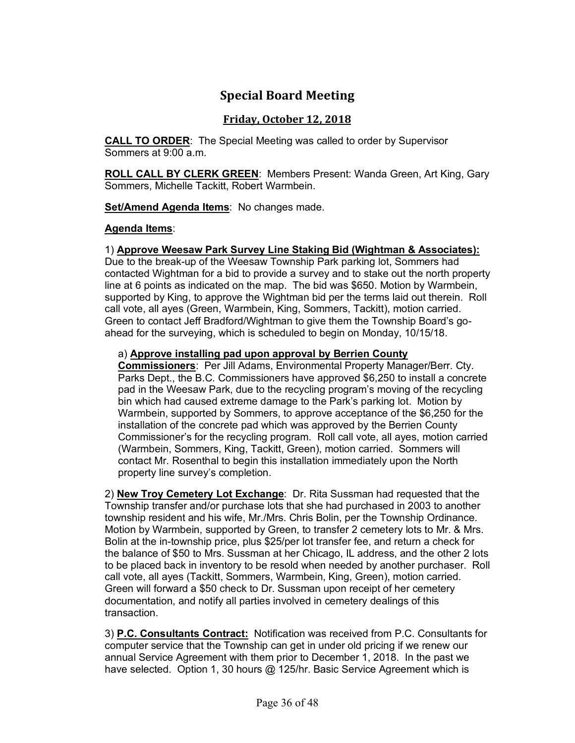# Special Board Meeting

## Friday, October 12, 2018

**CALL TO ORDER**: The Special Meeting was called to order by Supervisor Sommers at 9:00 a.m.

**ROLL CALL BY CLERK GREEN**: Members Present: Wanda Green, Art King, Gary Sommers, Michelle Tackitt, Robert Warmbein.

**Set/Amend Agenda Items**: No changes made.

**Agenda Items**:

1) **Approve Weesaw Park Survey Line Staking Bid (Wightman & Associates):** Due to the break-up of the Weesaw Township Park parking lot, Sommers had contacted Wightman for a bid to provide a survey and to stake out the north property line at 6 points as indicated on the map. The bid was $650. Motion by Warmbein, supported by King, to approve the Wightman bid per the terms laid out therein. Roll call vote, all ayes (Green, Warmbein, King, Sommers, Tackitt), motion carried. Green to contact Jeff Bradford/Wightman to give them the Township Board's go-ahead for the surveying, which is scheduled to begin on Monday, 10/15/18.

a) **Approve installing pad upon approval by Berrien County Commissioners**: Per Jill Adams, Environmental Property Manager/Berr. Cty. Parks Dept., the B.C. Commissioners have approved $6,250 to install a concrete pad in the Weesaw Park, due to the recycling program's moving of the recycling bin which had caused extreme damage to the Park's parking lot. Motion by Warmbein, supported by Sommers, to approve acceptance of the $6,250 for the installation of the concrete pad which was approved by the Berrien County Commissioner's for the recycling program. Roll call vote, all ayes, motion carried (Warmbein, Sommers, King, Tackitt, Green), motion carried. Sommers will contact Mr. Rosenthal to begin this installation immediately upon the North property line survey's completion.

2) **New Troy Cemetery Lot Exchange**: Dr. Rita Sussman had requested that the Township transfer and/or purchase lots that she had purchased in 2003 to another township resident and his wife, Mr./Mrs. Chris Bolin, per the Township Ordinance. Motion by Warmbein, supported by Green, to transfer 2 cemetery lots to Mr. & Mrs. Bolin at the in-township price, plus $25/per lot transfer fee, and return a check for the balance of $50 to Mrs. Sussman at her Chicago, IL address, and the other 2 lots to be placed back in inventory to be resold when needed by another purchaser. Roll call vote, all ayes (Tackitt, Sommers, Warmbein, King, Green), motion carried. Green will forward a $50 check to Dr. Sussman upon receipt of her cemetery documentation, and notify all parties involved in cemetery dealings of this transaction.

3) **P.C. Consultants Contract:** Notification was received from P.C. Consultants for computer service that the Township can get in under old pricing if we renew our annual Service Agreement with them prior to December 1, 2018. In the past we have selected. Option 1, 30 hours @ 125/hr. Basic Service Agreement which is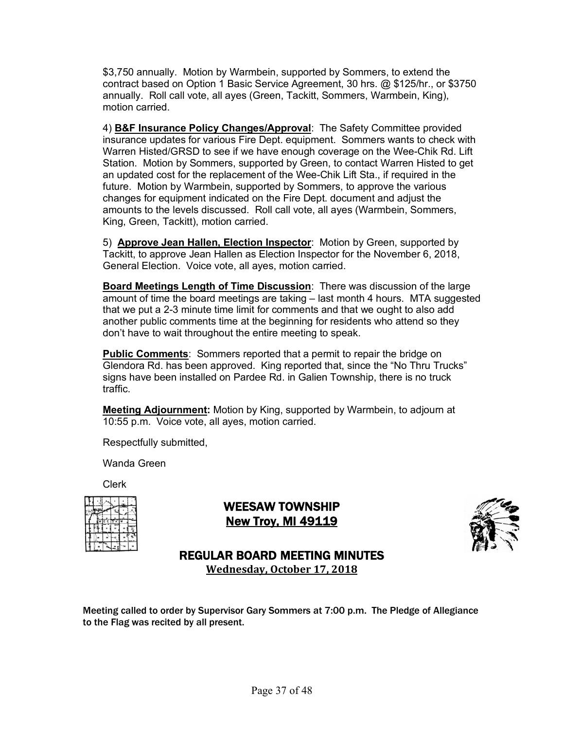$3,750 annually. Motion by Warmbein, supported by Sommers, to extend the contract based on Option 1 Basic Service Agreement, 30 hrs. @ $125/hr., or $3750 annually. Roll call vote, all ayes (Green, Tackitt, Sommers, Warmbein, King), motion carried.

4) **B&F Insurance Policy Changes/Approval**: The Safety Committee provided insurance updates for various Fire Dept. equipment. Sommers wants to check with Warren Histed/GRSD to see if we have enough coverage on the Wee-Chik Rd. Lift Station. Motion by Sommers, supported by Green, to contact Warren Histed to get an updated cost for the replacement of the Wee-Chik Lift Sta., if required in the future. Motion by Warmbein, supported by Sommers, to approve the various changes for equipment indicated on the Fire Dept. document and adjust the amounts to the levels discussed. Roll call vote, all ayes (Warmbein, Sommers, King, Green, Tackitt), motion carried.

5) **Approve Jean Hallen, Election Inspector**: Motion by Green, supported by Tackitt, to approve Jean Hallen as Election Inspector for the November 6, 2018, General Election. Voice vote, all ayes, motion carried.

**Board Meetings Length of Time Discussion**: There was discussion of the large amount of time the board meetings are taking – last month 4 hours. MTA suggested that we put a 2-3 minute time limit for comments and that we ought to also add another public comments time at the beginning for residents who attend so they don't have to wait throughout the entire meeting to speak.

**Public Comments**: Sommers reported that a permit to repair the bridge on Glendora Rd. has been approved. King reported that, since the "No Thru Trucks" signs have been installed on Pardee Rd. in Galien Township, there is no truck traffic.

**Meeting Adjournment:** Motion by King, supported by Warmbein, to adjourn at 10:55 p.m. Voice vote, all ayes, motion carried.

Respectfully submitted,

Wanda Green

Clerk

# WEESAW TOWNSHIP
## New Troy, MI 49119

## REGULAR BOARD MEETING MINUTES
### Wednesday, October 17, 2018

Meeting called to order by Supervisor Gary Sommers at 7:00 p.m. The Pledge of Allegiance to the Flag was recited by all present.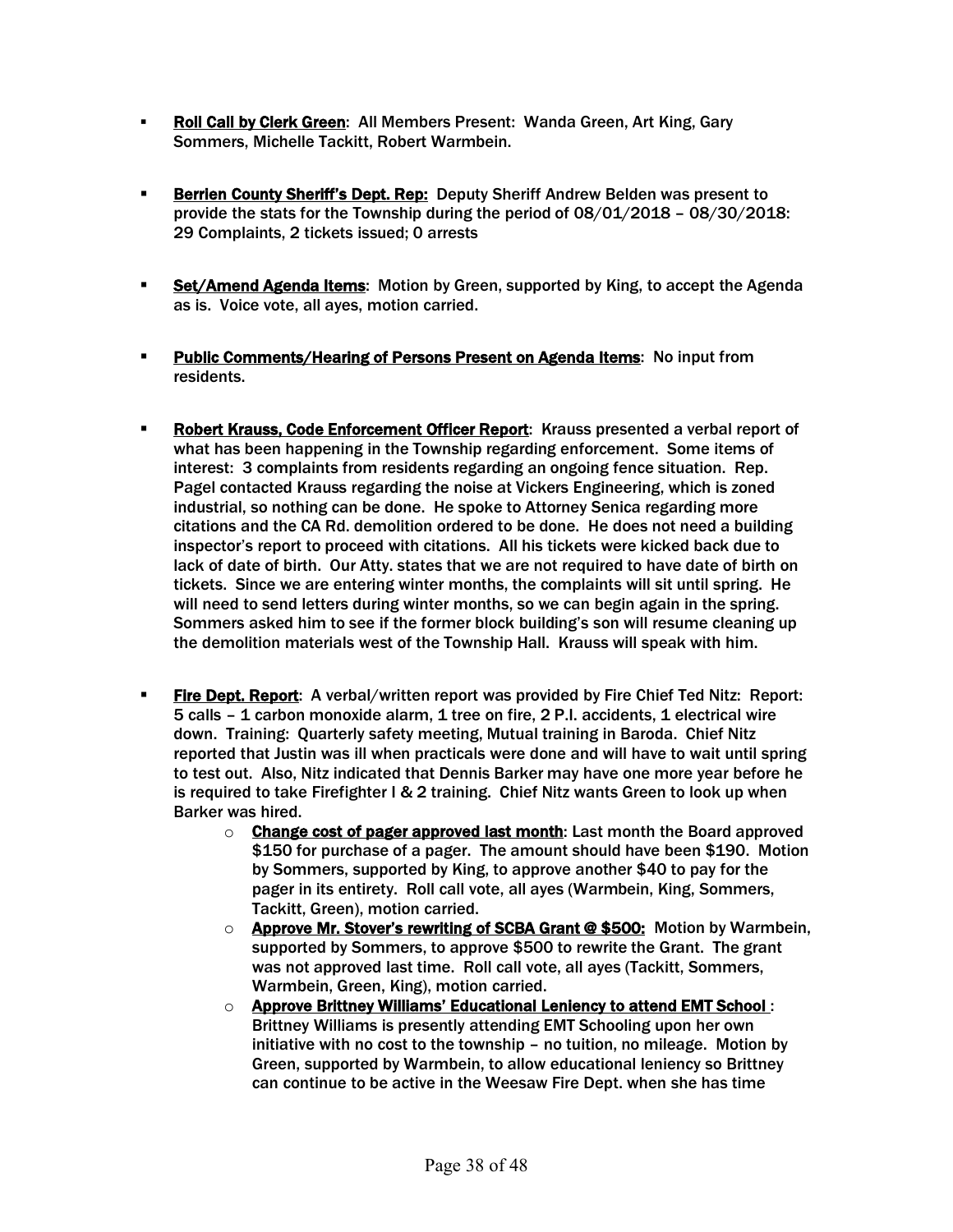- **Roll Call by Clerk Green**: All Members Present: Wanda Green, Art King, Gary Sommers, Michelle Tackitt, Robert Warmbein.

- **Berrien County Sheriff's Dept. Rep:** Deputy Sheriff Andrew Belden was present to provide the stats for the Township during the period of 08/01/2018 – 08/30/2018: 29 Complaints, 2 tickets issued; 0 arrests

- **Set/Amend Agenda Items**: Motion by Green, supported by King, to accept the Agenda as is. Voice vote, all ayes, motion carried.

- **Public Comments/Hearing of Persons Present on Agenda Items**: No input from residents.

- **Robert Krauss, Code Enforcement Officer Report**: Krauss presented a verbal report of what has been happening in the Township regarding enforcement. Some items of interest: 3 complaints from residents regarding an ongoing fence situation. Rep. Pagel contacted Krauss regarding the noise at Vickers Engineering, which is zoned industrial, so nothing can be done. He spoke to Attorney Senica regarding more citations and the CA Rd. demolition ordered to be done. He does not need a building inspector's report to proceed with citations. All his tickets were kicked back due to lack of date of birth. Our Atty. states that we are not required to have date of birth on tickets. Since we are entering winter months, the complaints will sit until spring. He will need to send letters during winter months, so we can begin again in the spring. Sommers asked him to see if the former block building's son will resume cleaning up the demolition materials west of the Township Hall. Krauss will speak with him.

- **Fire Dept. Report**: A verbal/written report was provided by Fire Chief Ted Nitz: Report: 5 calls – 1 carbon monoxide alarm, 1 tree on fire, 2 P.I. accidents, 1 electrical wire down. Training: Quarterly safety meeting, Mutual training in Baroda. Chief Nitz reported that Justin was ill when practicals were done and will have to wait until spring to test out. Also, Nitz indicated that Dennis Barker may have one more year before he is required to take Firefighter I & 2 training. Chief Nitz wants Green to look up when Barker was hired.
    - **Change cost of pager approved last month**: Last month the Board approved $150 for purchase of a pager. The amount should have been $190. Motion by Sommers, supported by King, to approve another $40 to pay for the pager in its entirety. Roll call vote, all ayes (Warmbein, King, Sommers, Tackitt, Green), motion carried.
    - **Approve Mr. Stover's rewriting of SCBA Grant @ $500:** Motion by Warmbein, supported by Sommers, to approve $500 to rewrite the Grant. The grant was not approved last time. Roll call vote, all ayes (Tackitt, Sommers, Warmbein, Green, King), motion carried.
    - **Approve Brittney Williams' Educational Leniency to attend EMT School** : Brittney Williams is presently attending EMT Schooling upon her own initiative with no cost to the township – no tuition, no mileage. Motion by Green, supported by Warmbein, to allow educational leniency so Brittney can continue to be active in the Weesaw Fire Dept. when she has time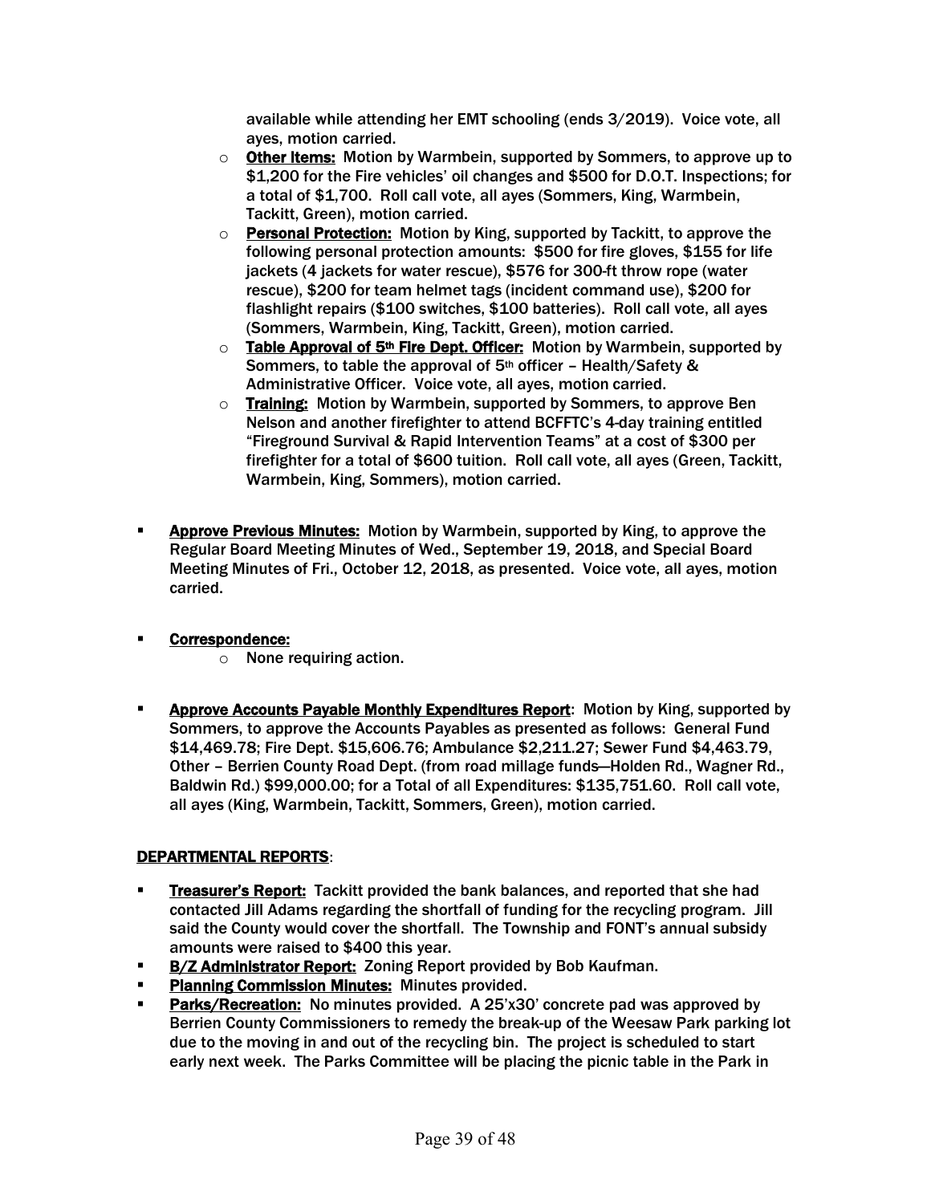available while attending her EMT schooling (ends 3/2019). Voice vote, all ayes, motion carried.

  - **Other Items:** Motion by Warmbein, supported by Sommers, to approve up to $1,200 for the Fire vehicles' oil changes and $500 for D.O.T. Inspections; for a total of $1,700. Roll call vote, all ayes (Sommers, King, Warmbein, Tackitt, Green), motion carried.
  - **Personal Protection:** Motion by King, supported by Tackitt, to approve the following personal protection amounts: $500 for fire gloves, $155 for life jackets (4 jackets for water rescue), $576 for 300-ft throw rope (water rescue), $200 for team helmet tags (incident command use), $200 for flashlight repairs ($100 switches, $100 batteries). Roll call vote, all ayes (Sommers, Warmbein, King, Tackitt, Green), motion carried.
  - **Table Approval of 5th Fire Dept. Officer:** Motion by Warmbein, supported by Sommers, to table the approval of 5th officer – Health/Safety & Administrative Officer. Voice vote, all ayes, motion carried.
  - **Training:** Motion by Warmbein, supported by Sommers, to approve Ben Nelson and another firefighter to attend BCFFTC's 4-day training entitled "Fireground Survival & Rapid Intervention Teams" at a cost of $300 per firefighter for a total of $600 tuition. Roll call vote, all ayes (Green, Tackitt, Warmbein, King, Sommers), motion carried.

- **Approve Previous Minutes:** Motion by Warmbein, supported by King, to approve the Regular Board Meeting Minutes of Wed., September 19, 2018, and Special Board Meeting Minutes of Fri., October 12, 2018, as presented. Voice vote, all ayes, motion carried.

- **Correspondence:**
  - None requiring action.

- **Approve Accounts Payable Monthly Expenditures Report**: Motion by King, supported by Sommers, to approve the Accounts Payables as presented as follows: General Fund $14,469.78; Fire Dept. $15,606.76; Ambulance $2,211.27; Sewer Fund $4,463.79, Other – Berrien County Road Dept. (from road millage funds—Holden Rd., Wagner Rd., Baldwin Rd.) $99,000.00; for a Total of all Expenditures: $135,751.60. Roll call vote, all ayes (King, Warmbein, Tackitt, Sommers, Green), motion carried.

## DEPARTMENTAL REPORTS:

- **Treasurer's Report:** Tackitt provided the bank balances, and reported that she had contacted Jill Adams regarding the shortfall of funding for the recycling program. Jill said the County would cover the shortfall. The Township and FONT's annual subsidy amounts were raised to $400 this year.
- **B/Z Administrator Report:** Zoning Report provided by Bob Kaufman.
- **Planning Commission Minutes:** Minutes provided.
- **Parks/Recreation:** No minutes provided. A 25'x30' concrete pad was approved by Berrien County Commissioners to remedy the break-up of the Weesaw Park parking lot due to the moving in and out of the recycling bin. The project is scheduled to start early next week. The Parks Committee will be placing the picnic table in the Park in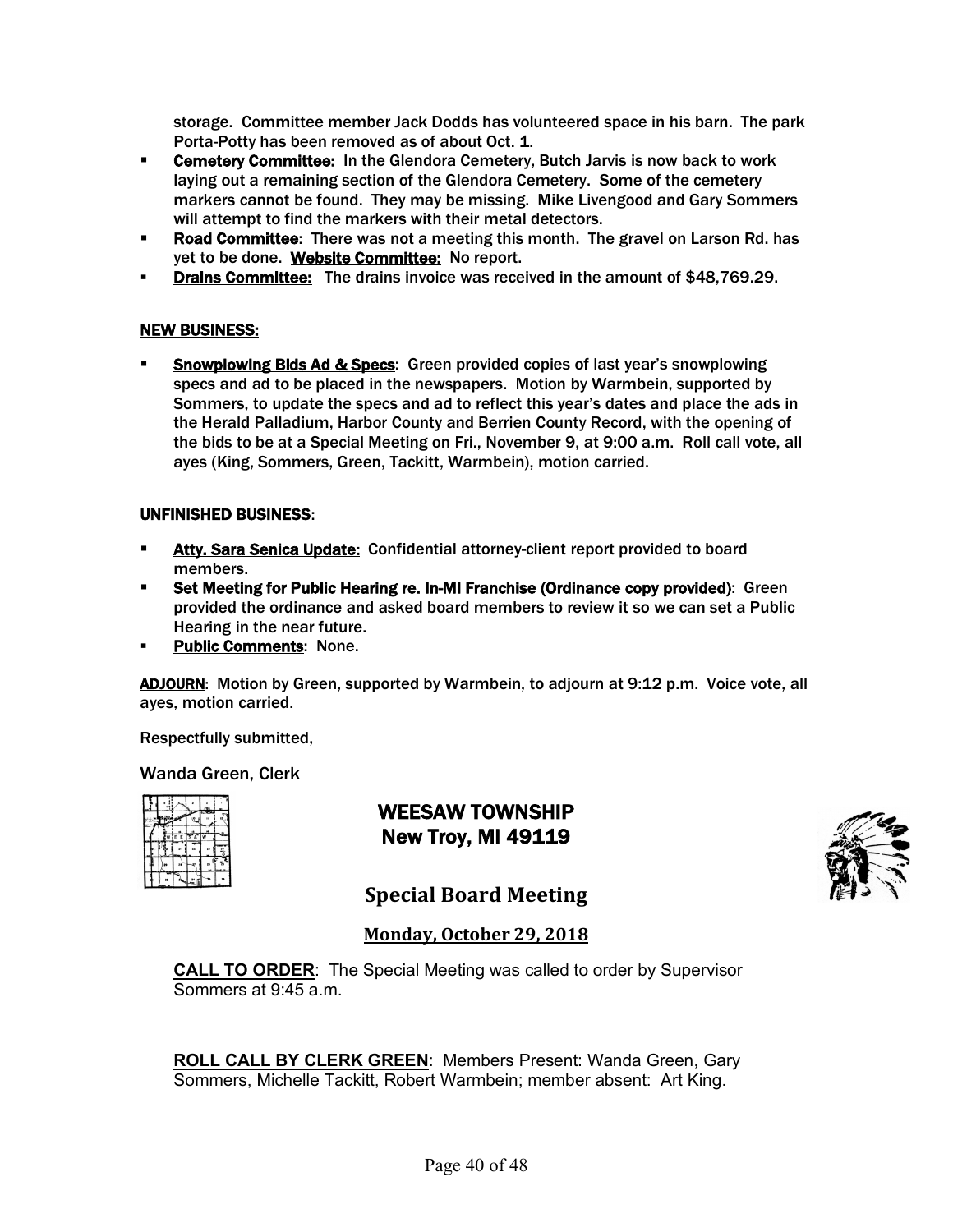storage. Committee member Jack Dodds has volunteered space in his barn. The park Porta-Potty has been removed as of about Oct. 1.

- **Cemetery Committee:** In the Glendora Cemetery, Butch Jarvis is now back to work laying out a remaining section of the Glendora Cemetery. Some of the cemetery markers cannot be found. They may be missing. Mike Livengood and Gary Sommers will attempt to find the markers with their metal detectors.
- **Road Committee**: There was not a meeting this month. The gravel on Larson Rd. has yet to be done. **Website Committee:** No report.
- **Drains Committee:** The drains invoice was received in the amount of $48,769.29.

**NEW BUSINESS:**

- **Snowplowing Bids Ad & Specs**: Green provided copies of last year's snowplowing specs and ad to be placed in the newspapers. Motion by Warmbein, supported by Sommers, to update the specs and ad to reflect this year's dates and place the ads in the Herald Palladium, Harbor County and Berrien County Record, with the opening of the bids to be at a Special Meeting on Fri., November 9, at 9:00 a.m. Roll call vote, all ayes (King, Sommers, Green, Tackitt, Warmbein), motion carried.

**UNFINISHED BUSINESS**:

- **Atty. Sara Senica Update:** Confidential attorney-client report provided to board members.
- **Set Meeting for Public Hearing re. In-MI Franchise (Ordinance copy provided)**: Green provided the ordinance and asked board members to review it so we can set a Public Hearing in the near future.
- **Public Comments**: None.

**ADJOURN**: Motion by Green, supported by Warmbein, to adjourn at 9:12 p.m. Voice vote, all ayes, motion carried.

Respectfully submitted,

Wanda Green, Clerk

# WEESAW TOWNSHIP
## New Troy, MI 49119

## Special Board Meeting

### Monday, October 29, 2018

**CALL TO ORDER**: The Special Meeting was called to order by Supervisor Sommers at 9:45 a.m.

**ROLL CALL BY CLERK GREEN**: Members Present: Wanda Green, Gary Sommers, Michelle Tackitt, Robert Warmbein; member absent: Art King.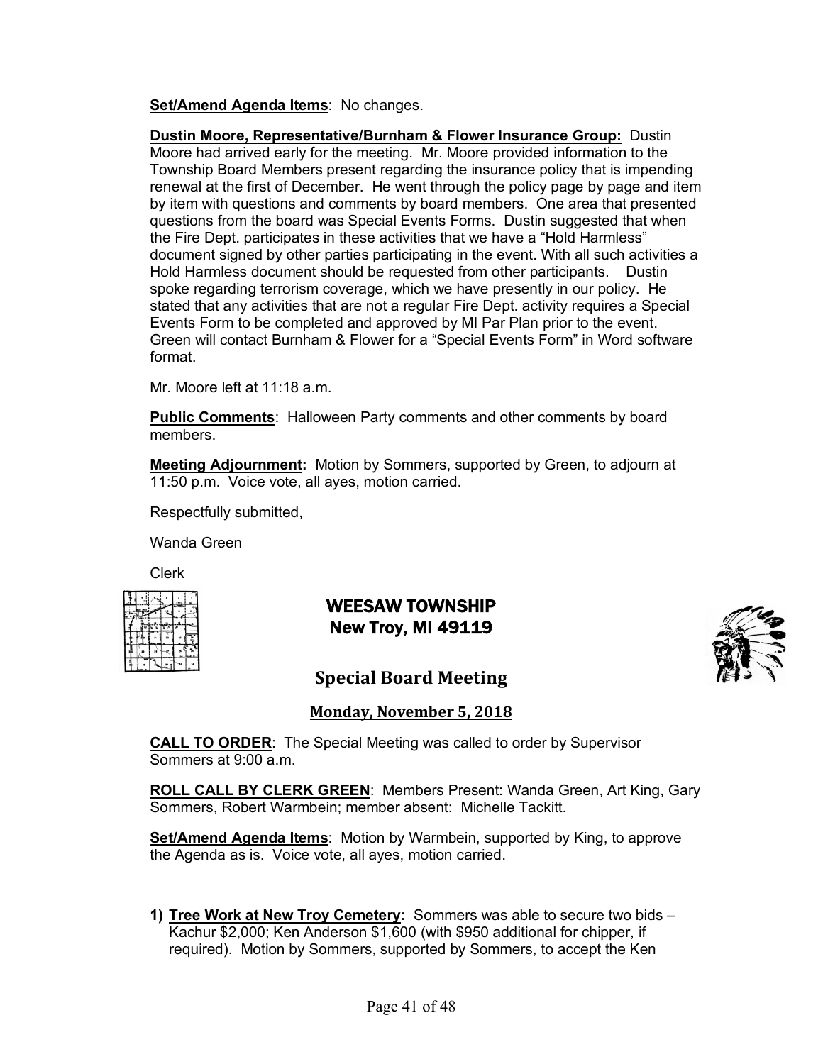**Set/Amend Agenda Items**: No changes.

**Dustin Moore, Representative/Burnham & Flower Insurance Group:** Dustin Moore had arrived early for the meeting. Mr. Moore provided information to the Township Board Members present regarding the insurance policy that is impending renewal at the first of December. He went through the policy page by page and item by item with questions and comments by board members. One area that presented questions from the board was Special Events Forms. Dustin suggested that when the Fire Dept. participates in these activities that we have a "Hold Harmless" document signed by other parties participating in the event. With all such activities a Hold Harmless document should be requested from other participants. Dustin spoke regarding terrorism coverage, which we have presently in our policy. He stated that any activities that are not a regular Fire Dept. activity requires a Special Events Form to be completed and approved by MI Par Plan prior to the event. Green will contact Burnham & Flower for a "Special Events Form" in Word software format.

Mr. Moore left at 11:18 a.m.

**Public Comments**: Halloween Party comments and other comments by board members.

**Meeting Adjournment:** Motion by Sommers, supported by Green, to adjourn at 11:50 p.m. Voice vote, all ayes, motion carried.

Respectfully submitted,

Wanda Green

Clerk

# WEESAW TOWNSHIP
## New Troy, MI 49119

## Special Board Meeting

### Monday, November 5, 2018

**CALL TO ORDER**: The Special Meeting was called to order by Supervisor Sommers at 9:00 a.m.

**ROLL CALL BY CLERK GREEN**: Members Present: Wanda Green, Art King, Gary Sommers, Robert Warmbein; member absent: Michelle Tackitt.

**Set/Amend Agenda Items**: Motion by Warmbein, supported by King, to approve the Agenda as is. Voice vote, all ayes, motion carried.

1) **Tree Work at New Troy Cemetery:** Sommers was able to secure two bids – Kachur $2,000; Ken Anderson $1,600 (with $950 additional for chipper, if required). Motion by Sommers, supported by Sommers, to accept the Ken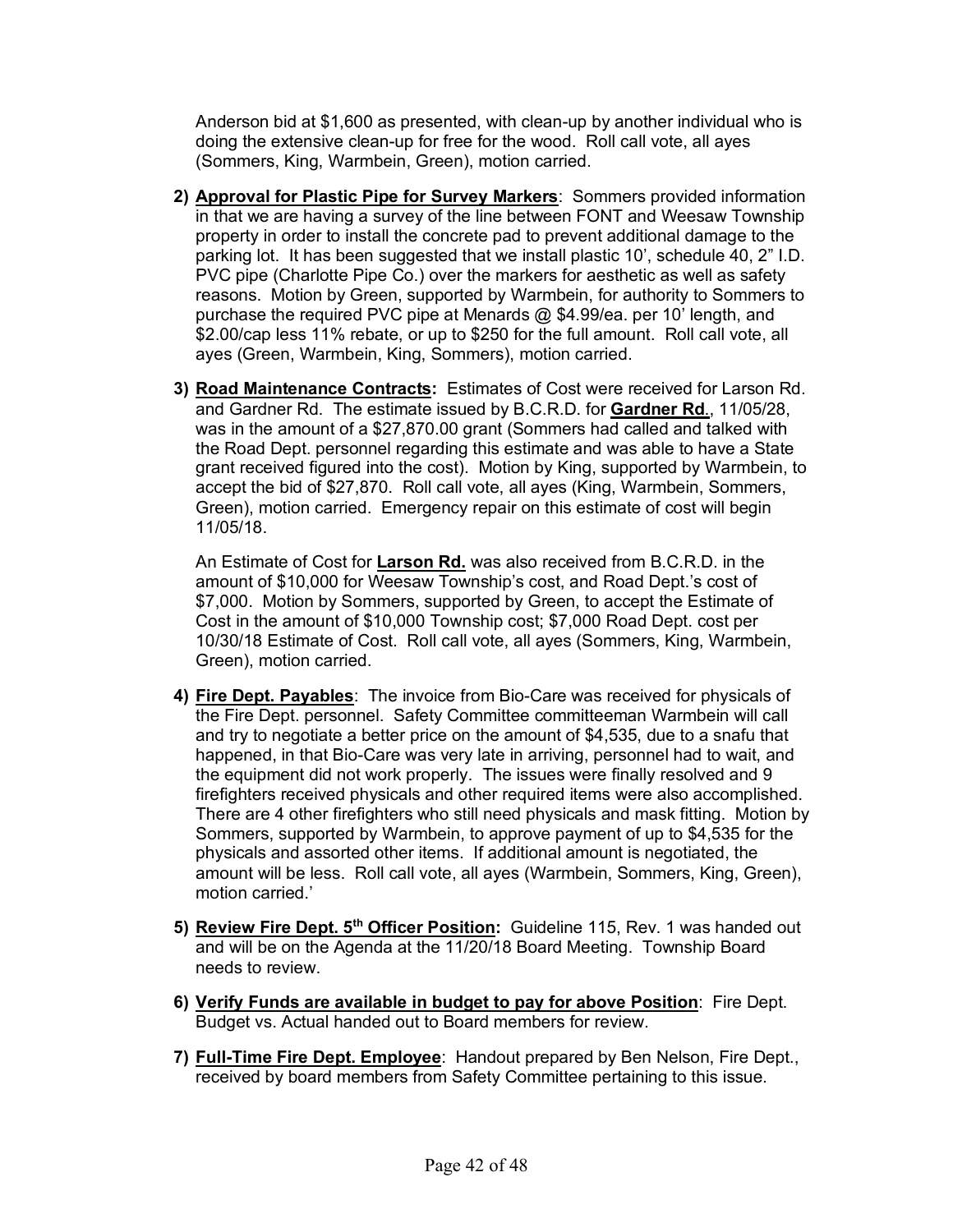Anderson bid at $1,600 as presented, with clean-up by another individual who is doing the extensive clean-up for free for the wood. Roll call vote, all ayes (Sommers, King, Warmbein, Green), motion carried.

2) **<u>Approval for Plastic Pipe for Survey Markers</u>**: Sommers provided information in that we are having a survey of the line between FONT and Weesaw Township property in order to install the concrete pad to prevent additional damage to the parking lot. It has been suggested that we install plastic 10', schedule 40, 2" I.D. PVC pipe (Charlotte Pipe Co.) over the markers for aesthetic as well as safety reasons. Motion by Green, supported by Warmbein, for authority to Sommers to purchase the required PVC pipe at Menards @ $4.99/ea. per 10' length, and $2.00/cap less 11% rebate, or up to $250 for the full amount. Roll call vote, all ayes (Green, Warmbein, King, Sommers), motion carried.

3) **<u>Road Maintenance Contracts</u>:** Estimates of Cost were received for Larson Rd. and Gardner Rd. The estimate issued by B.C.R.D. for **<u>Gardner Rd.</u>**, 11/05/28, was in the amount of a $27,870.00 grant (Sommers had called and talked with the Road Dept. personnel regarding this estimate and was able to have a State grant received figured into the cost). Motion by King, supported by Warmbein, to accept the bid of $27,870. Roll call vote, all ayes (King, Warmbein, Sommers, Green), motion carried. Emergency repair on this estimate of cost will begin 11/05/18.

   An Estimate of Cost for **<u>Larson Rd.</u>** was also received from B.C.R.D. in the amount of $10,000 for Weesaw Township's cost, and Road Dept.'s cost of $7,000. Motion by Sommers, supported by Green, to accept the Estimate of Cost in the amount of $10,000 Township cost; $7,000 Road Dept. cost per 10/30/18 Estimate of Cost. Roll call vote, all ayes (Sommers, King, Warmbein, Green), motion carried.

4) **<u>Fire Dept. Payables</u>**: The invoice from Bio-Care was received for physicals of the Fire Dept. personnel. Safety Committee committeeman Warmbein will call and try to negotiate a better price on the amount of $4,535, due to a snafu that happened, in that Bio-Care was very late in arriving, personnel had to wait, and the equipment did not work properly. The issues were finally resolved and 9 firefighters received physicals and other required items were also accomplished. There are 4 other firefighters who still need physicals and mask fitting. Motion by Sommers, supported by Warmbein, to approve payment of up to $4,535 for the physicals and assorted other items. If additional amount is negotiated, the amount will be less. Roll call vote, all ayes (Warmbein, Sommers, King, Green), motion carried.'

5) **<u>Review Fire Dept. 5th Officer Position</u>:** Guideline 115, Rev. 1 was handed out and will be on the Agenda at the 11/20/18 Board Meeting. Township Board needs to review.

6) **<u>Verify Funds are available in budget to pay for above Position</u>**: Fire Dept. Budget vs. Actual handed out to Board members for review.

7) **<u>Full-Time Fire Dept. Employee</u>**: Handout prepared by Ben Nelson, Fire Dept., received by board members from Safety Committee pertaining to this issue.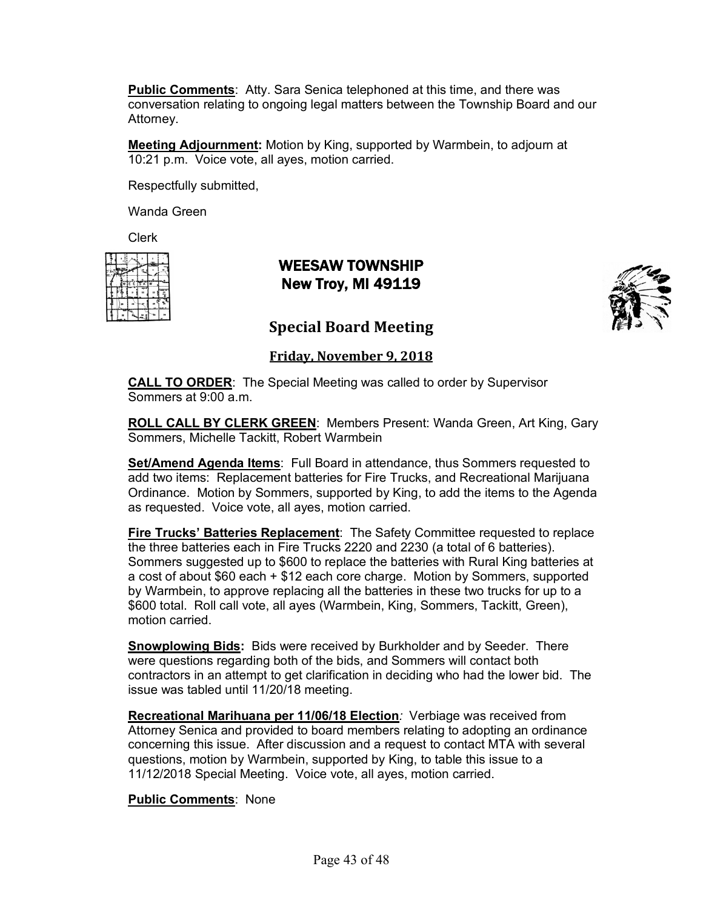**Public Comments**: Atty. Sara Senica telephoned at this time, and there was conversation relating to ongoing legal matters between the Township Board and our Attorney.

**Meeting Adjournment:** Motion by King, supported by Warmbein, to adjourn at 10:21 p.m. Voice vote, all ayes, motion carried.

Respectfully submitted,

Wanda Green

Clerk

# WEESAW TOWNSHIP
## New Troy, MI 49119

## Special Board Meeting

### Friday, November 9, 2018

**CALL TO ORDER**: The Special Meeting was called to order by Supervisor Sommers at 9:00 a.m.

**ROLL CALL BY CLERK GREEN**: Members Present: Wanda Green, Art King, Gary Sommers, Michelle Tackitt, Robert Warmbein

**Set/Amend Agenda Items**: Full Board in attendance, thus Sommers requested to add two items: Replacement batteries for Fire Trucks, and Recreational Marijuana Ordinance. Motion by Sommers, supported by King, to add the items to the Agenda as requested. Voice vote, all ayes, motion carried.

**Fire Trucks' Batteries Replacement**: The Safety Committee requested to replace the three batteries each in Fire Trucks 2220 and 2230 (a total of 6 batteries). Sommers suggested up to $600 to replace the batteries with Rural King batteries at a cost of about $60 each + $12 each core charge. Motion by Sommers, supported by Warmbein, to approve replacing all the batteries in these two trucks for up to a $600 total. Roll call vote, all ayes (Warmbein, King, Sommers, Tackitt, Green), motion carried.

**Snowplowing Bids:** Bids were received by Burkholder and by Seeder. There were questions regarding both of the bids, and Sommers will contact both contractors in an attempt to get clarification in deciding who had the lower bid. The issue was tabled until 11/20/18 meeting.

**Recreational Marihuana per 11/06/18 Election***:* Verbiage was received from Attorney Senica and provided to board members relating to adopting an ordinance concerning this issue. After discussion and a request to contact MTA with several questions, motion by Warmbein, supported by King, to table this issue to a 11/12/2018 Special Meeting. Voice vote, all ayes, motion carried.

**Public Comments**: None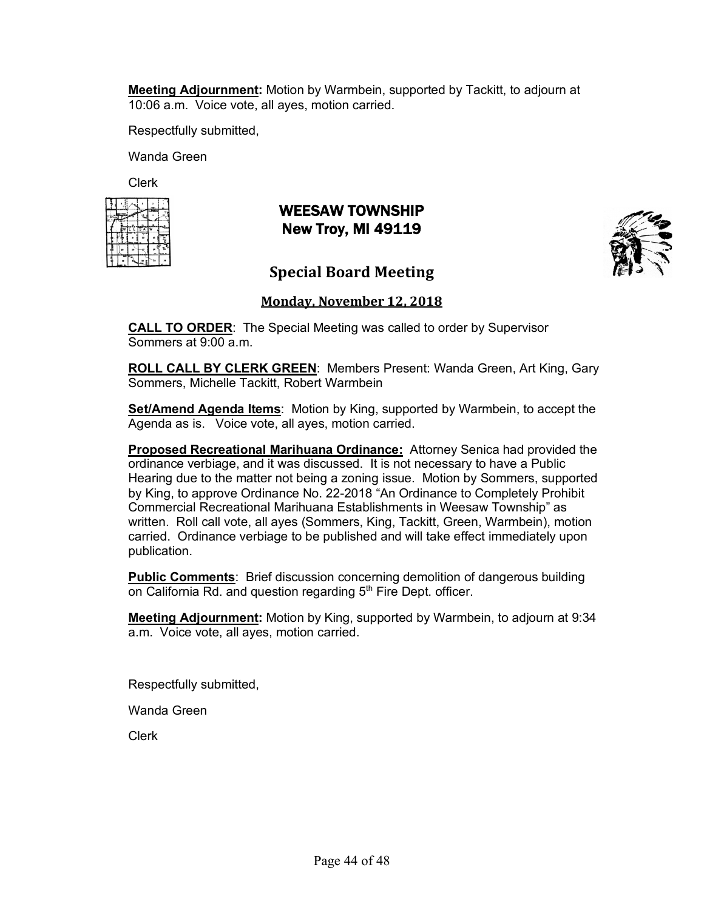**Meeting Adjournment:** Motion by Warmbein, supported by Tackitt, to adjourn at 10:06 a.m. Voice vote, all ayes, motion carried.

Respectfully submitted,

Wanda Green

Clerk

# WEESAW TOWNSHIP
## New Troy, MI 49119

## Special Board Meeting

### Monday, November 12, 2018

**CALL TO ORDER**: The Special Meeting was called to order by Supervisor Sommers at 9:00 a.m.

**ROLL CALL BY CLERK GREEN**: Members Present: Wanda Green, Art King, Gary Sommers, Michelle Tackitt, Robert Warmbein

**Set/Amend Agenda Items**: Motion by King, supported by Warmbein, to accept the Agenda as is. Voice vote, all ayes, motion carried.

**Proposed Recreational Marihuana Ordinance:** Attorney Senica had provided the ordinance verbiage, and it was discussed. It is not necessary to have a Public Hearing due to the matter not being a zoning issue. Motion by Sommers, supported by King, to approve Ordinance No. 22-2018 "An Ordinance to Completely Prohibit Commercial Recreational Marihuana Establishments in Weesaw Township" as written. Roll call vote, all ayes (Sommers, King, Tackitt, Green, Warmbein), motion carried. Ordinance verbiage to be published and will take effect immediately upon publication.

**Public Comments**: Brief discussion concerning demolition of dangerous building on California Rd. and question regarding 5th Fire Dept. officer.

**Meeting Adjournment:** Motion by King, supported by Warmbein, to adjourn at 9:34 a.m. Voice vote, all ayes, motion carried.

Respectfully submitted,

Wanda Green

Clerk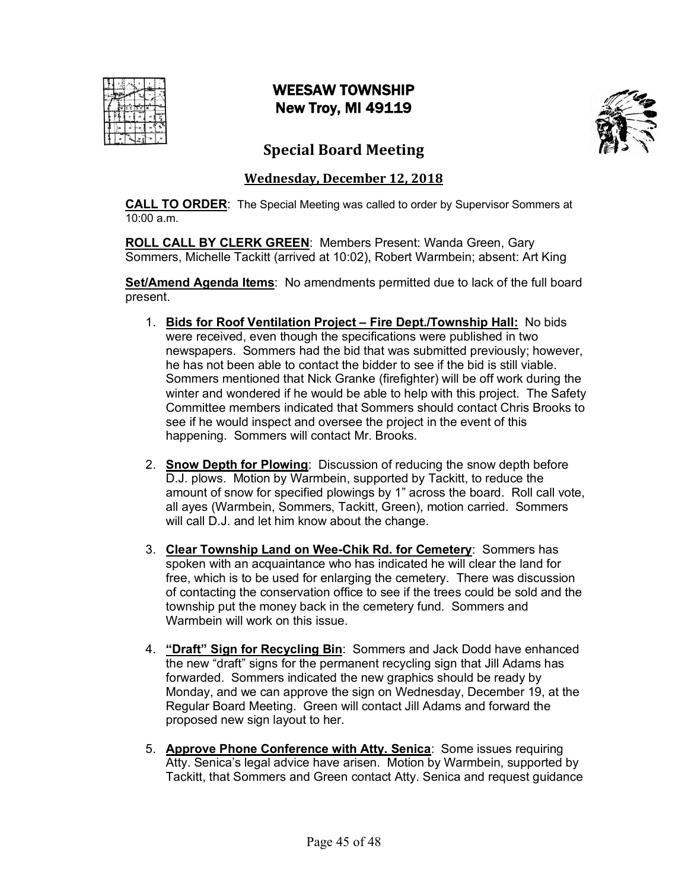# WEESAW TOWNSHIP
## New Troy, MI 49119

## Special Board Meeting

### Wednesday, December 12, 2018

**CALL TO ORDER**: The Special Meeting was called to order by Supervisor Sommers at 10:00 a.m.

**ROLL CALL BY CLERK GREEN**: Members Present: Wanda Green, Gary Sommers, Michelle Tackitt (arrived at 10:02), Robert Warmbein; absent: Art King

**Set/Amend Agenda Items**: No amendments permitted due to lack of the full board present.

1. **Bids for Roof Ventilation Project – Fire Dept./Township Hall:** No bids were received, even though the specifications were published in two newspapers. Sommers had the bid that was submitted previously; however, he has not been able to contact the bidder to see if the bid is still viable. Sommers mentioned that Nick Granke (firefighter) will be off work during the winter and wondered if he would be able to help with this project. The Safety Committee members indicated that Sommers should contact Chris Brooks to see if he would inspect and oversee the project in the event of this happening. Sommers will contact Mr. Brooks.

2. **Snow Depth for Plowing**: Discussion of reducing the snow depth before D.J. plows. Motion by Warmbein, supported by Tackitt, to reduce the amount of snow for specified plowings by 1" across the board. Roll call vote, all ayes (Warmbein, Sommers, Tackitt, Green), motion carried. Sommers will call D.J. and let him know about the change.

3. **Clear Township Land on Wee-Chik Rd. for Cemetery**: Sommers has spoken with an acquaintance who has indicated he will clear the land for free, which is to be used for enlarging the cemetery. There was discussion of contacting the conservation office to see if the trees could be sold and the township put the money back in the cemetery fund. Sommers and Warmbein will work on this issue.

4. **"Draft" Sign for Recycling Bin**: Sommers and Jack Dodd have enhanced the new "draft" signs for the permanent recycling sign that Jill Adams has forwarded. Sommers indicated the new graphics should be ready by Monday, and we can approve the sign on Wednesday, December 19, at the Regular Board Meeting. Green will contact Jill Adams and forward the proposed new sign layout to her.

5. **Approve Phone Conference with Atty. Senica**: Some issues requiring Atty. Senica's legal advice have arisen. Motion by Warmbein, supported by Tackitt, that Sommers and Green contact Atty. Senica and request guidance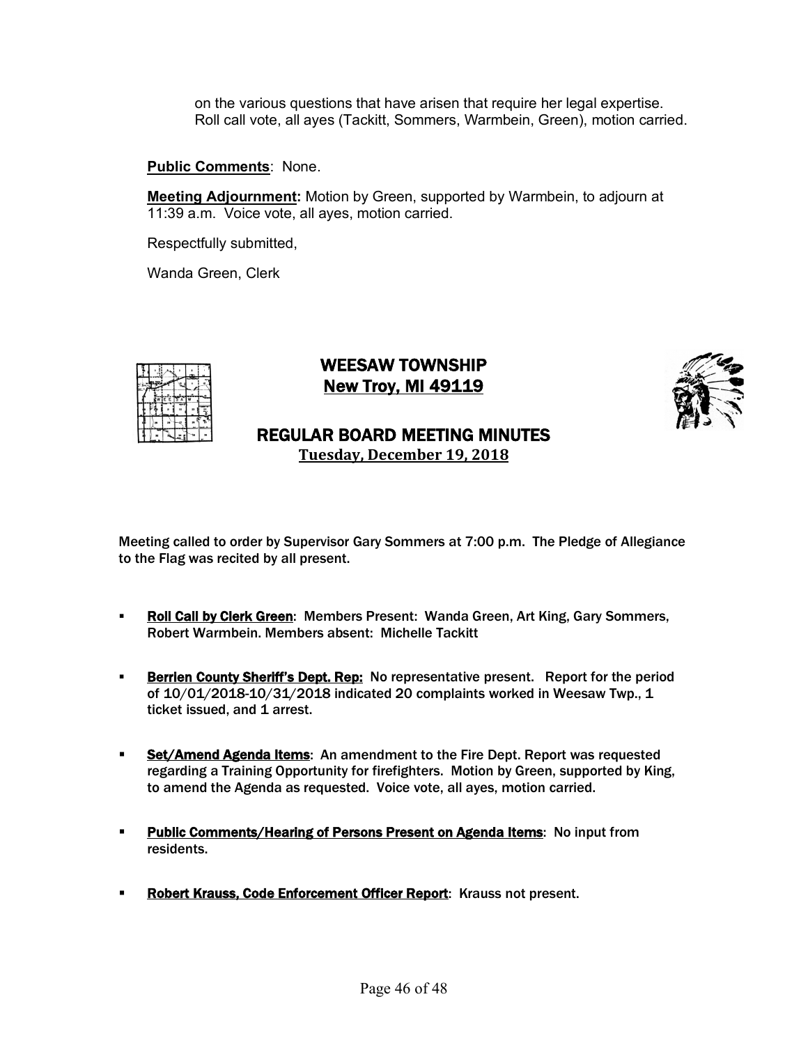on the various questions that have arisen that require her legal expertise. Roll call vote, all ayes (Tackitt, Sommers, Warmbein, Green), motion carried.

**Public Comments**: None.

**Meeting Adjournment:** Motion by Green, supported by Warmbein, to adjourn at 11:39 a.m. Voice vote, all ayes, motion carried.

Respectfully submitted,

Wanda Green, Clerk

# WEESAW TOWNSHIP
## New Troy, MI 49119

## REGULAR BOARD MEETING MINUTES
### Tuesday, December 19, 2018

Meeting called to order by Supervisor Gary Sommers at 7:00 p.m. The Pledge of Allegiance to the Flag was recited by all present.

- **Roll Call by Clerk Green**: Members Present: Wanda Green, Art King, Gary Sommers, Robert Warmbein. Members absent: Michelle Tackitt

- **Berrien County Sheriff's Dept. Rep:** No representative present. Report for the period of 10/01/2018-10/31/2018 indicated 20 complaints worked in Weesaw Twp., 1 ticket issued, and 1 arrest.

- **Set/Amend Agenda Items**: An amendment to the Fire Dept. Report was requested regarding a Training Opportunity for firefighters. Motion by Green, supported by King, to amend the Agenda as requested. Voice vote, all ayes, motion carried.

- **Public Comments/Hearing of Persons Present on Agenda Items**: No input from residents.

- **Robert Krauss, Code Enforcement Officer Report**: Krauss not present.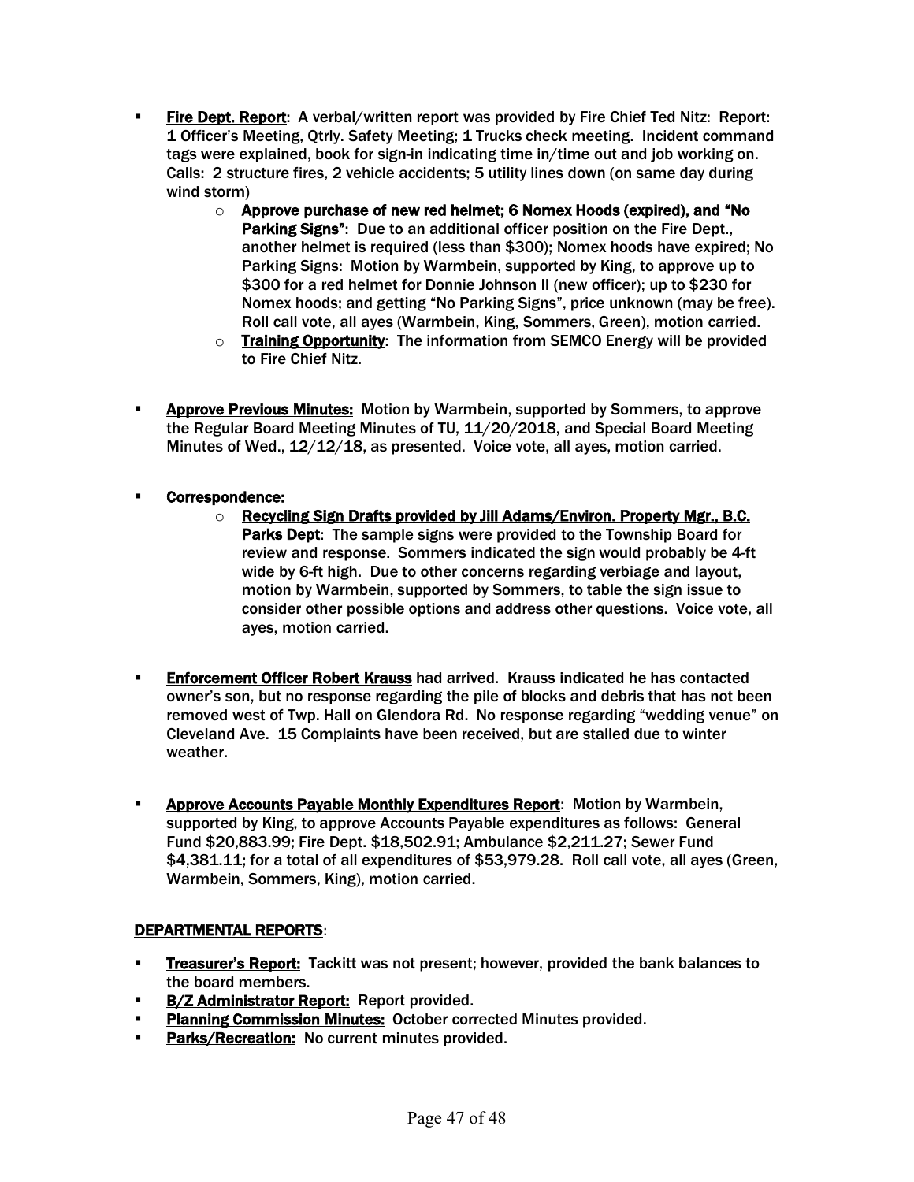- **Fire Dept. Report**: A verbal/written report was provided by Fire Chief Ted Nitz: Report: 1 Officer's Meeting, Qtrly. Safety Meeting; 1 Trucks check meeting. Incident command tags were explained, book for sign-in indicating time in/time out and job working on. Calls: 2 structure fires, 2 vehicle accidents; 5 utility lines down (on same day during wind storm)
  - **Approve purchase of new red helmet; 6 Nomex Hoods (expired), and "No Parking Signs"**: Due to an additional officer position on the Fire Dept., another helmet is required (less than $300); Nomex hoods have expired; No Parking Signs: Motion by Warmbein, supported by King, to approve up to $300 for a red helmet for Donnie Johnson II (new officer); up to $230 for Nomex hoods; and getting "No Parking Signs", price unknown (may be free). Roll call vote, all ayes (Warmbein, King, Sommers, Green), motion carried.
  - **Training Opportunity**: The information from SEMCO Energy will be provided to Fire Chief Nitz.

- **Approve Previous Minutes:** Motion by Warmbein, supported by Sommers, to approve the Regular Board Meeting Minutes of TU, 11/20/2018, and Special Board Meeting Minutes of Wed., 12/12/18, as presented. Voice vote, all ayes, motion carried.

- **Correspondence:**
  - **Recycling Sign Drafts provided by Jill Adams/Environ. Property Mgr., B.C. Parks Dept**: The sample signs were provided to the Township Board for review and response. Sommers indicated the sign would probably be 4-ft wide by 6-ft high. Due to other concerns regarding verbiage and layout, motion by Warmbein, supported by Sommers, to table the sign issue to consider other possible options and address other questions. Voice vote, all ayes, motion carried.

- **Enforcement Officer Robert Krauss** had arrived. Krauss indicated he has contacted owner's son, but no response regarding the pile of blocks and debris that has not been removed west of Twp. Hall on Glendora Rd. No response regarding "wedding venue" on Cleveland Ave. 15 Complaints have been received, but are stalled due to winter weather.

- **Approve Accounts Payable Monthly Expenditures Report**: Motion by Warmbein, supported by King, to approve Accounts Payable expenditures as follows: General Fund $20,883.99; Fire Dept. $18,502.91; Ambulance $2,211.27; Sewer Fund $4,381.11; for a total of all expenditures of $53,979.28. Roll call vote, all ayes (Green, Warmbein, Sommers, King), motion carried.

**DEPARTMENTAL REPORTS**:

- **Treasurer's Report:** Tackitt was not present; however, provided the bank balances to the board members.
- **B/Z Administrator Report:** Report provided.
- **Planning Commission Minutes:** October corrected Minutes provided.
- **Parks/Recreation:** No current minutes provided.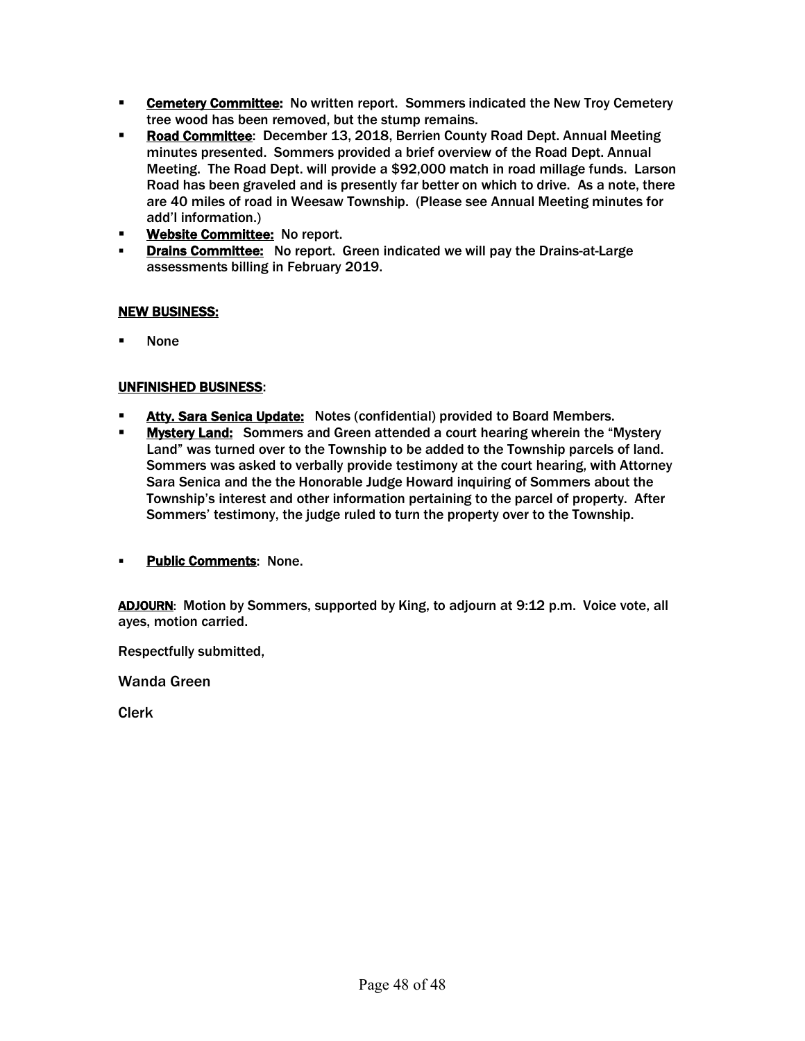- **Cemetery Committee:** No written report. Sommers indicated the New Troy Cemetery tree wood has been removed, but the stump remains.
- **Road Committee**: December 13, 2018, Berrien County Road Dept. Annual Meeting minutes presented. Sommers provided a brief overview of the Road Dept. Annual Meeting. The Road Dept. will provide a $92,000 match in road millage funds. Larson Road has been graveled and is presently far better on which to drive. As a note, there are 40 miles of road in Weesaw Township. (Please see Annual Meeting minutes for add'l information.)
- **Website Committee:** No report.
- **Drains Committee:** No report. Green indicated we will pay the Drains-at-Large assessments billing in February 2019.

**NEW BUSINESS:**

- None

**UNFINISHED BUSINESS**:

- **Atty. Sara Senica Update:** Notes (confidential) provided to Board Members.
- **Mystery Land:** Sommers and Green attended a court hearing wherein the "Mystery Land" was turned over to the Township to be added to the Township parcels of land. Sommers was asked to verbally provide testimony at the court hearing, with Attorney Sara Senica and the the Honorable Judge Howard inquiring of Sommers about the Township's interest and other information pertaining to the parcel of property. After Sommers' testimony, the judge ruled to turn the property over to the Township.

- **Public Comments**: None.

**ADJOURN**: Motion by Sommers, supported by King, to adjourn at 9:12 p.m. Voice vote, all ayes, motion carried.

Respectfully submitted,

Wanda Green

Clerk